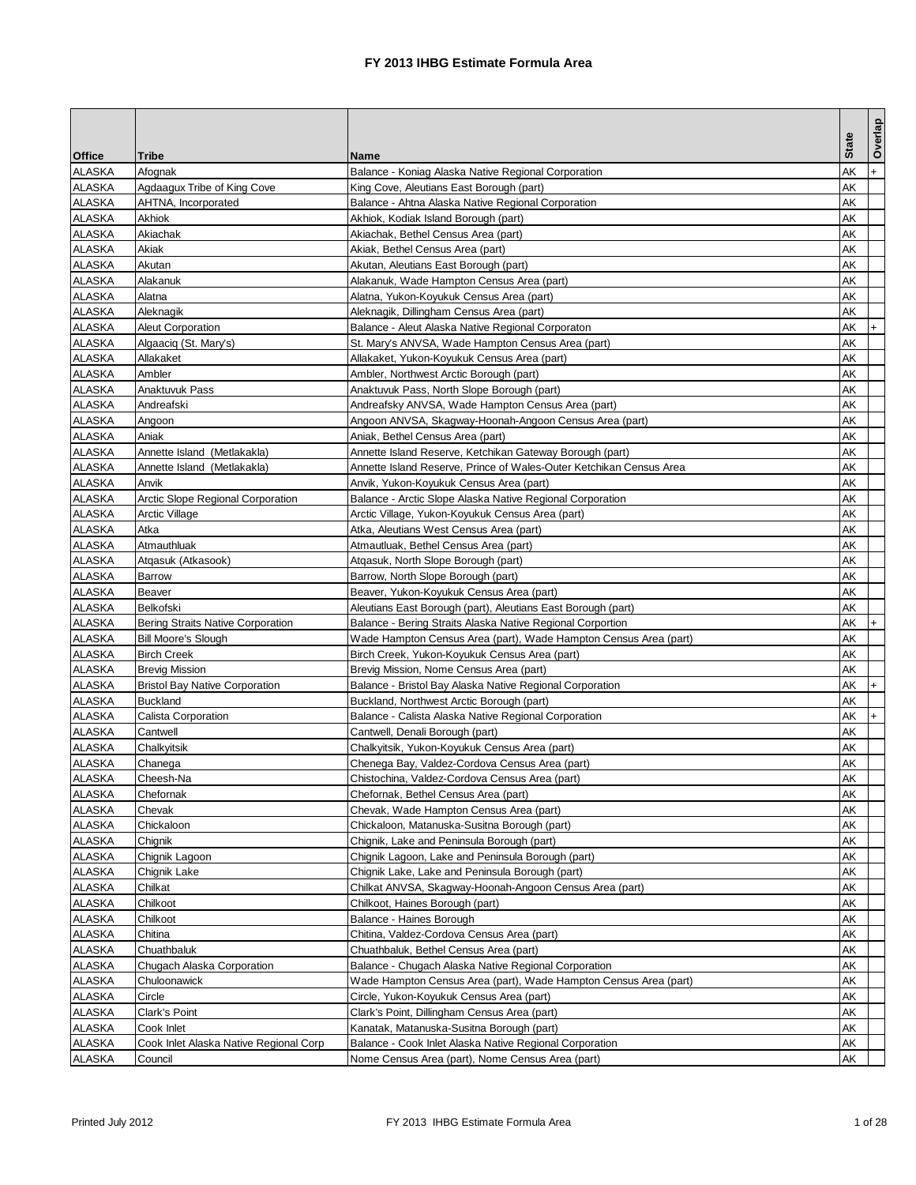# FY 2013 IHBG Estimate Formula Area

| Office | Tribe | Name | State | Overlap |
|---|---|---|---|---|
| ALASKA | Afognak | Balance - Koniag Alaska Native Regional Corporation | AK | + |
| ALASKA | Agdaagux Tribe of King Cove | King Cove, Aleutians East Borough (part) | AK | |
| ALASKA | AHTNA, Incorporated | Balance - Ahtna Alaska Native Regional Corporation | AK | |
| ALASKA | Akhiok | Akhiok, Kodiak Island Borough (part) | AK | |
| ALASKA | Akiachak | Akiachak, Bethel Census Area (part) | AK | |
| ALASKA | Akiak | Akiak, Bethel Census Area (part) | AK | |
| ALASKA | Akutan | Akutan, Aleutians East Borough (part) | AK | |
| ALASKA | Alakanuk | Alakanuk, Wade Hampton Census Area (part) | AK | |
| ALASKA | Alatna | Alatna, Yukon-Koyukuk Census Area (part) | AK | |
| ALASKA | Aleknagik | Aleknagik, Dillingham Census Area (part) | AK | |
| ALASKA | Aleut Corporation | Balance - Aleut Alaska Native Regional Corporaton | AK | + |
| ALASKA | Algaaciq (St. Mary's) | St. Mary's ANVSA, Wade Hampton Census Area (part) | AK | |
| ALASKA | Allakaket | Allakaket, Yukon-Koyukuk Census Area (part) | AK | |
| ALASKA | Ambler | Ambler, Northwest Arctic Borough (part) | AK | |
| ALASKA | Anaktuvuk Pass | Anaktuvuk Pass, North Slope Borough (part) | AK | |
| ALASKA | Andreafski | Andreafsky ANVSA, Wade Hampton Census Area (part) | AK | |
| ALASKA | Angoon | Angoon ANVSA, Skagway-Hoonah-Angoon Census Area (part) | AK | |
| ALASKA | Aniak | Aniak, Bethel Census Area (part) | AK | |
| ALASKA | Annette Island (Metlakakla) | Annette Island Reserve, Ketchikan Gateway Borough (part) | AK | |
| ALASKA | Annette Island (Metlakakla) | Annette Island Reserve, Prince of Wales-Outer Ketchikan Census Area | AK | |
| ALASKA | Anvik | Anvik, Yukon-Koyukuk Census Area (part) | AK | |
| ALASKA | Arctic Slope Regional Corporation | Balance - Arctic Slope Alaska Native Regional Corporation | AK | |
| ALASKA | Arctic Village | Arctic Village, Yukon-Koyukuk Census Area (part) | AK | |
| ALASKA | Atka | Atka, Aleutians West Census Area (part) | AK | |
| ALASKA | Atmauthluak | Atmautluak, Bethel Census Area (part) | AK | |
| ALASKA | Atqasuk (Atkasook) | Atqasuk, North Slope Borough (part) | AK | |
| ALASKA | Barrow | Barrow, North Slope Borough (part) | AK | |
| ALASKA | Beaver | Beaver, Yukon-Koyukuk Census Area (part) | AK | |
| ALASKA | Belkofski | Aleutians East Borough (part), Aleutians East Borough (part) | AK | |
| ALASKA | Bering Straits Native Corporation | Balance - Bering Straits Alaska Native Regional Corportion | AK | + |
| ALASKA | Bill Moore's Slough | Wade Hampton Census Area (part), Wade Hampton Census Area (part) | AK | |
| ALASKA | Birch Creek | Birch Creek, Yukon-Koyukuk Census Area (part) | AK | |
| ALASKA | Brevig Mission | Brevig Mission, Nome Census Area (part) | AK | |
| ALASKA | Bristol Bay Native Corporation | Balance - Bristol Bay Alaska Native Regional Corporation | AK | + |
| ALASKA | Buckland | Buckland, Northwest Arctic Borough (part) | AK | |
| ALASKA | Calista Corporation | Balance - Calista Alaska Native Regional Corporation | AK | + |
| ALASKA | Cantwell | Cantwell, Denali Borough (part) | AK | |
| ALASKA | Chalkyitsik | Chalkyitsik, Yukon-Koyukuk Census Area (part) | AK | |
| ALASKA | Chanega | Chenega Bay, Valdez-Cordova Census Area (part) | AK | |
| ALASKA | Cheesh-Na | Chistochina, Valdez-Cordova Census Area (part) | AK | |
| ALASKA | Chefornak | Chefornak, Bethel Census Area (part) | AK | |
| ALASKA | Chevak | Chevak, Wade Hampton Census Area (part) | AK | |
| ALASKA | Chickaloon | Chickaloon, Matanuska-Susitna Borough (part) | AK | |
| ALASKA | Chignik | Chignik, Lake and Peninsula Borough (part) | AK | |
| ALASKA | Chignik Lagoon | Chignik Lagoon, Lake and Peninsula Borough (part) | AK | |
| ALASKA | Chignik Lake | Chignik Lake, Lake and Peninsula Borough (part) | AK | |
| ALASKA | Chilkat | Chilkat ANVSA, Skagway-Hoonah-Angoon Census Area (part) | AK | |
| ALASKA | Chilkoot | Chilkoot, Haines Borough (part) | AK | |
| ALASKA | Chilkoot | Balance - Haines Borough | AK | |
| ALASKA | Chitina | Chitina, Valdez-Cordova Census Area (part) | AK | |
| ALASKA | Chuathbaluk | Chuathbaluk, Bethel Census Area (part) | AK | |
| ALASKA | Chugach Alaska Corporation | Balance - Chugach Alaska Native Regional Corporation | AK | |
| ALASKA | Chuloonawick | Wade Hampton Census Area (part), Wade Hampton Census Area (part) | AK | |
| ALASKA | Circle | Circle, Yukon-Koyukuk Census Area (part) | AK | |
| ALASKA | Clark's Point | Clark's Point, Dillingham Census Area (part) | AK | |
| ALASKA | Cook Inlet | Kanatak, Matanuska-Susitna Borough (part) | AK | |
| ALASKA | Cook Inlet Alaska Native Regional Corp | Balance - Cook Inlet Alaska Native Regional Corporation | AK | |
| ALASKA | Council | Nome Census Area (part), Nome Census Area (part) | AK | |

Printed July 2012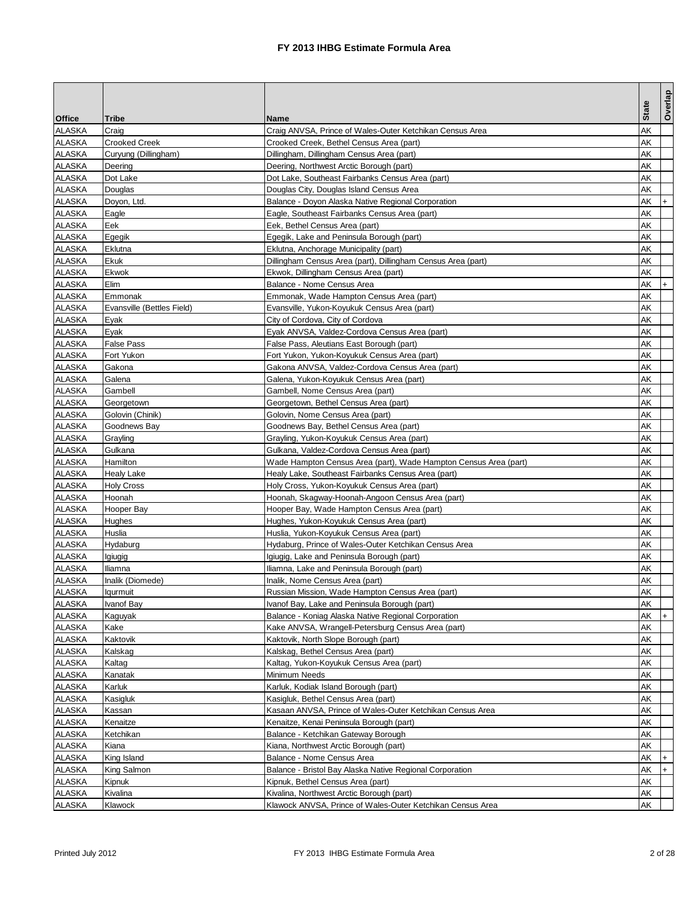# FY 2013 IHBG Estimate Formula Area

| Office | Tribe | Name | State | Overlap |
|---|---|---|---|---|
| ALASKA | Craig | Craig ANVSA, Prince of Wales-Outer Ketchikan Census Area | AK | |
| ALASKA | Crooked Creek | Crooked Creek, Bethel Census Area (part) | AK | |
| ALASKA | Curyung (Dillingham) | Dillingham, Dillingham Census Area (part) | AK | |
| ALASKA | Deering | Deering, Northwest Arctic Borough (part) | AK | |
| ALASKA | Dot Lake | Dot Lake, Southeast Fairbanks Census Area (part) | AK | |
| ALASKA | Douglas | Douglas City, Douglas Island Census Area | AK | |
| ALASKA | Doyon, Ltd. | Balance - Doyon Alaska Native Regional Corporation | AK | + |
| ALASKA | Eagle | Eagle, Southeast Fairbanks Census Area (part) | AK | |
| ALASKA | Eek | Eek, Bethel Census Area (part) | AK | |
| ALASKA | Egegik | Egegik, Lake and Peninsula Borough (part) | AK | |
| ALASKA | Eklutna | Eklutna, Anchorage Municipality (part) | AK | |
| ALASKA | Ekuk | Dillingham Census Area (part), Dillingham Census Area (part) | AK | |
| ALASKA | Ekwok | Ekwok, Dillingham Census Area (part) | AK | |
| ALASKA | Elim | Balance - Nome Census Area | AK | + |
| ALASKA | Emmonak | Emmonak, Wade Hampton Census Area (part) | AK | |
| ALASKA | Evansville (Bettles Field) | Evansville, Yukon-Koyukuk Census Area (part) | AK | |
| ALASKA | Eyak | City of Cordova, City of Cordova | AK | |
| ALASKA | Eyak | Eyak ANVSA, Valdez-Cordova Census Area (part) | AK | |
| ALASKA | False Pass | False Pass, Aleutians East Borough (part) | AK | |
| ALASKA | Fort Yukon | Fort Yukon, Yukon-Koyukuk Census Area (part) | AK | |
| ALASKA | Gakona | Gakona ANVSA, Valdez-Cordova Census Area (part) | AK | |
| ALASKA | Galena | Galena, Yukon-Koyukuk Census Area (part) | AK | |
| ALASKA | Gambell | Gambell, Nome Census Area (part) | AK | |
| ALASKA | Georgetown | Georgetown, Bethel Census Area (part) | AK | |
| ALASKA | Golovin (Chinik) | Golovin, Nome Census Area (part) | AK | |
| ALASKA | Goodnews Bay | Goodnews Bay, Bethel Census Area (part) | AK | |
| ALASKA | Grayling | Grayling, Yukon-Koyukuk Census Area (part) | AK | |
| ALASKA | Gulkana | Gulkana, Valdez-Cordova Census Area (part) | AK | |
| ALASKA | Hamilton | Wade Hampton Census Area (part), Wade Hampton Census Area (part) | AK | |
| ALASKA | Healy Lake | Healy Lake, Southeast Fairbanks Census Area (part) | AK | |
| ALASKA | Holy Cross | Holy Cross, Yukon-Koyukuk Census Area (part) | AK | |
| ALASKA | Hoonah | Hoonah, Skagway-Hoonah-Angoon Census Area (part) | AK | |
| ALASKA | Hooper Bay | Hooper Bay, Wade Hampton Census Area (part) | AK | |
| ALASKA | Hughes | Hughes, Yukon-Koyukuk Census Area (part) | AK | |
| ALASKA | Huslia | Huslia, Yukon-Koyukuk Census Area (part) | AK | |
| ALASKA | Hydaburg | Hydaburg, Prince of Wales-Outer Ketchikan Census Area | AK | |
| ALASKA | Igiugig | Igiugig, Lake and Peninsula Borough (part) | AK | |
| ALASKA | Iliamna | Iliamna, Lake and Peninsula Borough (part) | AK | |
| ALASKA | Inalik (Diomede) | Inalik, Nome Census Area (part) | AK | |
| ALASKA | Iqurmuit | Russian Mission, Wade Hampton Census Area (part) | AK | |
| ALASKA | Ivanof Bay | Ivanof Bay, Lake and Peninsula Borough (part) | AK | |
| ALASKA | Kaguyak | Balance - Koniag Alaska Native Regional Corporation | AK | + |
| ALASKA | Kake | Kake ANVSA, Wrangell-Petersburg Census Area (part) | AK | |
| ALASKA | Kaktovik | Kaktovik, North Slope Borough (part) | AK | |
| ALASKA | Kalskag | Kalskag, Bethel Census Area (part) | AK | |
| ALASKA | Kaltag | Kaltag, Yukon-Koyukuk Census Area (part) | AK | |
| ALASKA | Kanatak | Minimum Needs | AK | |
| ALASKA | Karluk | Karluk, Kodiak Island Borough (part) | AK | |
| ALASKA | Kasigluk | Kasigluk, Bethel Census Area (part) | AK | |
| ALASKA | Kassan | Kasaan ANVSA, Prince of Wales-Outer Ketchikan Census Area | AK | |
| ALASKA | Kenaitze | Kenaitze, Kenai Peninsula Borough (part) | AK | |
| ALASKA | Ketchikan | Balance - Ketchikan Gateway Borough | AK | |
| ALASKA | Kiana | Kiana, Northwest Arctic Borough (part) | AK | |
| ALASKA | King Island | Balance - Nome Census Area | AK | + |
| ALASKA | King Salmon | Balance - Bristol Bay Alaska Native Regional Corporation | AK | + |
| ALASKA | Kipnuk | Kipnuk, Bethel Census Area (part) | AK | |
| ALASKA | Kivalina | Kivalina, Northwest Arctic Borough (part) | AK | |
| ALASKA | Klawock | Klawock ANVSA, Prince of Wales-Outer Ketchikan Census Area | AK | |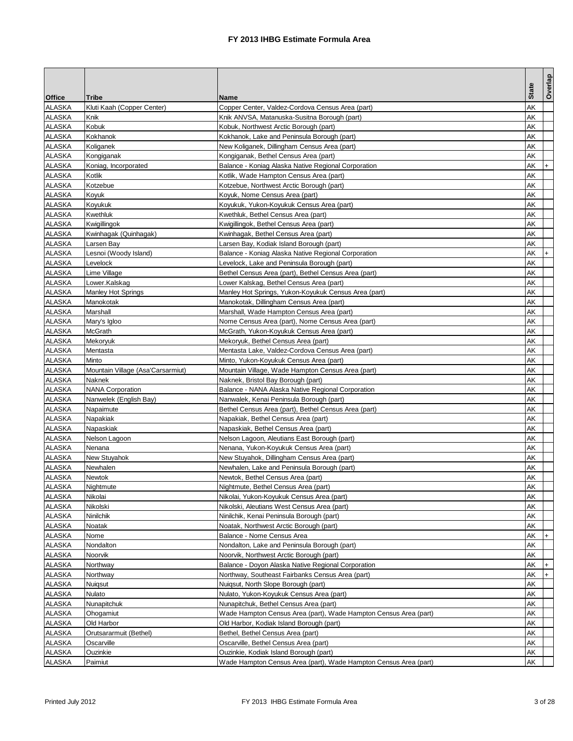# FY 2013 IHBG Estimate Formula Area

| Office | Tribe | Name | State | Overlap |
|---|---|---|---|---|
| ALASKA | Kluti Kaah (Copper Center) | Copper Center, Valdez-Cordova Census Area (part) | AK | |
| ALASKA | Knik | Knik ANVSA, Matanuska-Susitna Borough (part) | AK | |
| ALASKA | Kobuk | Kobuk, Northwest Arctic Borough (part) | AK | |
| ALASKA | Kokhanok | Kokhanok, Lake and Peninsula Borough (part) | AK | |
| ALASKA | Koliganek | New Koliganek, Dillingham Census Area (part) | AK | |
| ALASKA | Kongiganak | Kongiganak, Bethel Census Area (part) | AK | |
| ALASKA | Koniag, Incorporated | Balance - Koniag Alaska Native Regional Corporation | AK | + |
| ALASKA | Kotlik | Kotlik, Wade Hampton Census Area (part) | AK | |
| ALASKA | Kotzebue | Kotzebue, Northwest Arctic Borough (part) | AK | |
| ALASKA | Koyuk | Koyuk, Nome Census Area (part) | AK | |
| ALASKA | Koyukuk | Koyukuk, Yukon-Koyukuk Census Area (part) | AK | |
| ALASKA | Kwethluk | Kwethluk, Bethel Census Area (part) | AK | |
| ALASKA | Kwigillingok | Kwigillingok, Bethel Census Area (part) | AK | |
| ALASKA | Kwinhagak (Quinhagak) | Kwinhagak, Bethel Census Area (part) | AK | |
| ALASKA | Larsen Bay | Larsen Bay, Kodiak Island Borough (part) | AK | |
| ALASKA | Lesnoi (Woody Island) | Balance - Koniag Alaska Native Regional Corporation | AK | + |
| ALASKA | Levelock | Levelock, Lake and Peninsula Borough (part) | AK | |
| ALASKA | Lime Village | Bethel Census Area (part), Bethel Census Area (part) | AK | |
| ALASKA | Lower.Kalskag | Lower Kalskag, Bethel Census Area (part) | AK | |
| ALASKA | Manley Hot Springs | Manley Hot Springs, Yukon-Koyukuk Census Area (part) | AK | |
| ALASKA | Manokotak | Manokotak, Dillingham Census Area (part) | AK | |
| ALASKA | Marshall | Marshall, Wade Hampton Census Area (part) | AK | |
| ALASKA | Mary's Igloo | Nome Census Area (part), Nome Census Area (part) | AK | |
| ALASKA | McGrath | McGrath, Yukon-Koyukuk Census Area (part) | AK | |
| ALASKA | Mekoryuk | Mekoryuk, Bethel Census Area (part) | AK | |
| ALASKA | Mentasta | Mentasta Lake, Valdez-Cordova Census Area (part) | AK | |
| ALASKA | Minto | Minto, Yukon-Koyukuk Census Area (part) | AK | |
| ALASKA | Mountain Village (Asa'Carsarmiut) | Mountain Village, Wade Hampton Census Area (part) | AK | |
| ALASKA | Naknek | Naknek, Bristol Bay Borough (part) | AK | |
| ALASKA | NANA Corporation | Balance - NANA Alaska Native Regional Corporation | AK | |
| ALASKA | Nanwelek (English Bay) | Nanwalek, Kenai Peninsula Borough (part) | AK | |
| ALASKA | Napaimute | Bethel Census Area (part), Bethel Census Area (part) | AK | |
| ALASKA | Napakiak | Napakiak, Bethel Census Area (part) | AK | |
| ALASKA | Napaskiak | Napaskiak, Bethel Census Area (part) | AK | |
| ALASKA | Nelson Lagoon | Nelson Lagoon, Aleutians East Borough (part) | AK | |
| ALASKA | Nenana | Nenana, Yukon-Koyukuk Census Area (part) | AK | |
| ALASKA | New Stuyahok | New Stuyahok, Dillingham Census Area (part) | AK | |
| ALASKA | Newhalen | Newhalen, Lake and Peninsula Borough (part) | AK | |
| ALASKA | Newtok | Newtok, Bethel Census Area (part) | AK | |
| ALASKA | Nightmute | Nightmute, Bethel Census Area (part) | AK | |
| ALASKA | Nikolai | Nikolai, Yukon-Koyukuk Census Area (part) | AK | |
| ALASKA | Nikolski | Nikolski, Aleutians West Census Area (part) | AK | |
| ALASKA | Ninilchik | Ninilchik, Kenai Peninsula Borough (part) | AK | |
| ALASKA | Noatak | Noatak, Northwest Arctic Borough (part) | AK | |
| ALASKA | Nome | Balance - Nome Census Area | AK | + |
| ALASKA | Nondalton | Nondalton, Lake and Peninsula Borough (part) | AK | |
| ALASKA | Noorvik | Noorvik, Northwest Arctic Borough (part) | AK | |
| ALASKA | Northway | Balance - Doyon Alaska Native Regional Corporation | AK | + |
| ALASKA | Northway | Northway, Southeast Fairbanks Census Area (part) | AK | + |
| ALASKA | Nuiqsut | Nuiqsut, North Slope Borough (part) | AK | |
| ALASKA | Nulato | Nulato, Yukon-Koyukuk Census Area (part) | AK | |
| ALASKA | Nunapitchuk | Nunapitchuk, Bethel Census Area (part) | AK | |
| ALASKA | Ohogamiut | Wade Hampton Census Area (part), Wade Hampton Census Area (part) | AK | |
| ALASKA | Old Harbor | Old Harbor, Kodiak Island Borough (part) | AK | |
| ALASKA | Orutsararmuit (Bethel) | Bethel, Bethel Census Area (part) | AK | |
| ALASKA | Oscarville | Oscarville, Bethel Census Area (part) | AK | |
| ALASKA | Ouzinkie | Ouzinkie, Kodiak Island Borough (part) | AK | |
| ALASKA | Paimiut | Wade Hampton Census Area (part), Wade Hampton Census Area (part) | AK | |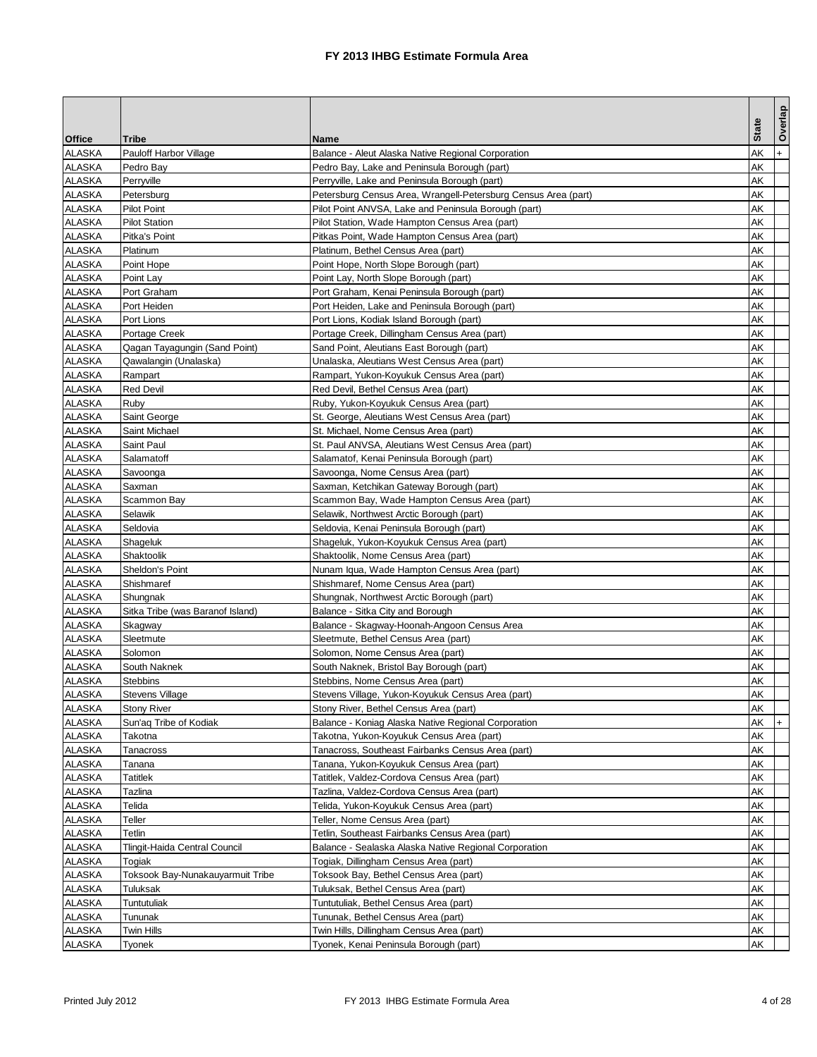# FY 2013 IHBG Estimate Formula Area

| Office | Tribe | Name | State | Overlap |
|---|---|---|---|---|
| ALASKA | Pauloff Harbor Village | Balance - Aleut Alaska Native Regional Corporation | AK | + |
| ALASKA | Pedro Bay | Pedro Bay, Lake and Peninsula Borough (part) | AK | |
| ALASKA | Perryville | Perryville, Lake and Peninsula Borough (part) | AK | |
| ALASKA | Petersburg | Petersburg Census Area, Wrangell-Petersburg Census Area (part) | AK | |
| ALASKA | Pilot Point | Pilot Point ANVSA, Lake and Peninsula Borough (part) | AK | |
| ALASKA | Pilot Station | Pilot Station, Wade Hampton Census Area (part) | AK | |
| ALASKA | Pitka's Point | Pitkas Point, Wade Hampton Census Area (part) | AK | |
| ALASKA | Platinum | Platinum, Bethel Census Area (part) | AK | |
| ALASKA | Point Hope | Point Hope, North Slope Borough (part) | AK | |
| ALASKA | Point Lay | Point Lay, North Slope Borough (part) | AK | |
| ALASKA | Port Graham | Port Graham, Kenai Peninsula Borough (part) | AK | |
| ALASKA | Port Heiden | Port Heiden, Lake and Peninsula Borough (part) | AK | |
| ALASKA | Port Lions | Port Lions, Kodiak Island Borough (part) | AK | |
| ALASKA | Portage Creek | Portage Creek, Dillingham Census Area (part) | AK | |
| ALASKA | Qagan Tayagungin (Sand Point) | Sand Point, Aleutians East Borough (part) | AK | |
| ALASKA | Qawalangin (Unalaska) | Unalaska, Aleutians West Census Area (part) | AK | |
| ALASKA | Rampart | Rampart, Yukon-Koyukuk Census Area (part) | AK | |
| ALASKA | Red Devil | Red Devil, Bethel Census Area (part) | AK | |
| ALASKA | Ruby | Ruby, Yukon-Koyukuk Census Area (part) | AK | |
| ALASKA | Saint George | St. George, Aleutians West Census Area (part) | AK | |
| ALASKA | Saint Michael | St. Michael, Nome Census Area (part) | AK | |
| ALASKA | Saint Paul | St. Paul ANVSA, Aleutians West Census Area (part) | AK | |
| ALASKA | Salamatoff | Salamatof, Kenai Peninsula Borough (part) | AK | |
| ALASKA | Savoonga | Savoonga, Nome Census Area (part) | AK | |
| ALASKA | Saxman | Saxman, Ketchikan Gateway Borough (part) | AK | |
| ALASKA | Scammon Bay | Scammon Bay, Wade Hampton Census Area (part) | AK | |
| ALASKA | Selawik | Selawik, Northwest Arctic Borough (part) | AK | |
| ALASKA | Seldovia | Seldovia, Kenai Peninsula Borough (part) | AK | |
| ALASKA | Shageluk | Shageluk, Yukon-Koyukuk Census Area (part) | AK | |
| ALASKA | Shaktoolik | Shaktoolik, Nome Census Area (part) | AK | |
| ALASKA | Sheldon's Point | Nunam Iqua, Wade Hampton Census Area (part) | AK | |
| ALASKA | Shishmaref | Shishmaref, Nome Census Area (part) | AK | |
| ALASKA | Shungnak | Shungnak, Northwest Arctic Borough (part) | AK | |
| ALASKA | Sitka Tribe (was Baranof Island) | Balance - Sitka City and Borough | AK | |
| ALASKA | Skagway | Balance - Skagway-Hoonah-Angoon Census Area | AK | |
| ALASKA | Sleetmute | Sleetmute, Bethel Census Area (part) | AK | |
| ALASKA | Solomon | Solomon, Nome Census Area (part) | AK | |
| ALASKA | South Naknek | South Naknek, Bristol Bay Borough (part) | AK | |
| ALASKA | Stebbins | Stebbins, Nome Census Area (part) | AK | |
| ALASKA | Stevens Village | Stevens Village, Yukon-Koyukuk Census Area (part) | AK | |
| ALASKA | Stony River | Stony River, Bethel Census Area (part) | AK | |
| ALASKA | Sun'aq Tribe of Kodiak | Balance - Koniag Alaska Native Regional Corporation | AK | + |
| ALASKA | Takotna | Takotna, Yukon-Koyukuk Census Area (part) | AK | |
| ALASKA | Tanacross | Tanacross, Southeast Fairbanks Census Area (part) | AK | |
| ALASKA | Tanana | Tanana, Yukon-Koyukuk Census Area (part) | AK | |
| ALASKA | Tatitlek | Tatitlek, Valdez-Cordova Census Area (part) | AK | |
| ALASKA | Tazlina | Tazlina, Valdez-Cordova Census Area (part) | AK | |
| ALASKA | Telida | Telida, Yukon-Koyukuk Census Area (part) | AK | |
| ALASKA | Teller | Teller, Nome Census Area (part) | AK | |
| ALASKA | Tetlin | Tetlin, Southeast Fairbanks Census Area (part) | AK | |
| ALASKA | Tlingit-Haida Central Council | Balance - Sealaska Alaska Native Regional Corporation | AK | |
| ALASKA | Togiak | Togiak, Dillingham Census Area (part) | AK | |
| ALASKA | Toksook Bay-Nunakauyarmuit Tribe | Toksook Bay, Bethel Census Area (part) | AK | |
| ALASKA | Tuluksak | Tuluksak, Bethel Census Area (part) | AK | |
| ALASKA | Tuntutuliak | Tuntutuliak, Bethel Census Area (part) | AK | |
| ALASKA | Tununak | Tununak, Bethel Census Area (part) | AK | |
| ALASKA | Twin Hills | Twin Hills, Dillingham Census Area (part) | AK | |
| ALASKA | Tyonek | Tyonek, Kenai Peninsula Borough (part) | AK | |

Printed July 2012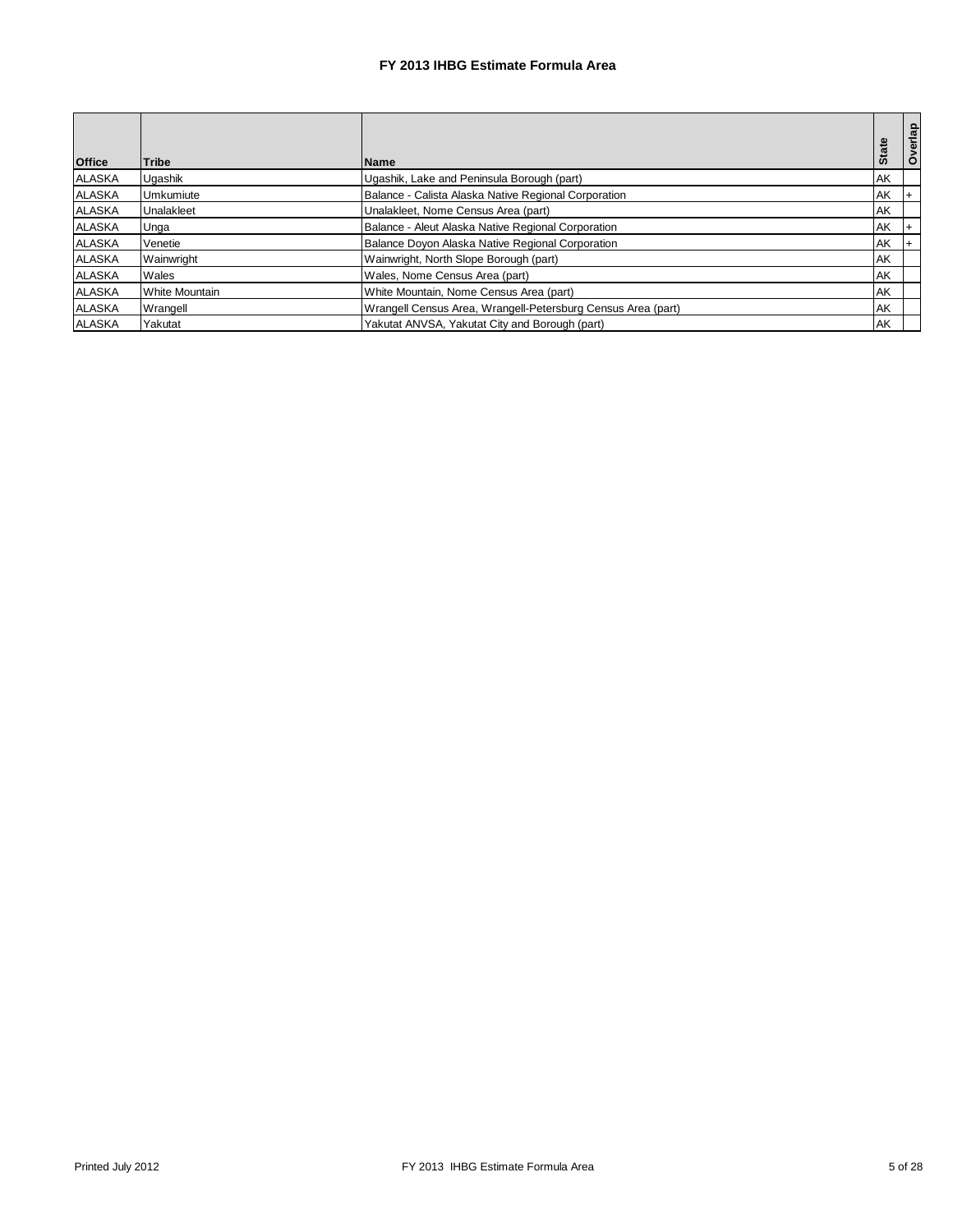# FY 2013 IHBG Estimate Formula Area

| Office | Tribe | Name | State | Overlap |
|---|---|---|---|---|
| ALASKA | Ugashik | Ugashik, Lake and Peninsula Borough (part) | AK | |
| ALASKA | Umkumiute | Balance - Calista Alaska Native Regional Corporation | AK | + |
| ALASKA | Unalakleet | Unalakleet, Nome Census Area (part) | AK | |
| ALASKA | Unga | Balance - Aleut Alaska Native Regional Corporation | AK | + |
| ALASKA | Venetie | Balance Doyon Alaska Native Regional Corporation | AK | + |
| ALASKA | Wainwright | Wainwright, North Slope Borough (part) | AK | |
| ALASKA | Wales | Wales, Nome Census Area (part) | AK | |
| ALASKA | White Mountain | White Mountain, Nome Census Area (part) | AK | |
| ALASKA | Wrangell | Wrangell Census Area, Wrangell-Petersburg Census Area (part) | AK | |
| ALASKA | Yakutat | Yakutat ANVSA, Yakutat City and Borough (part) | AK | |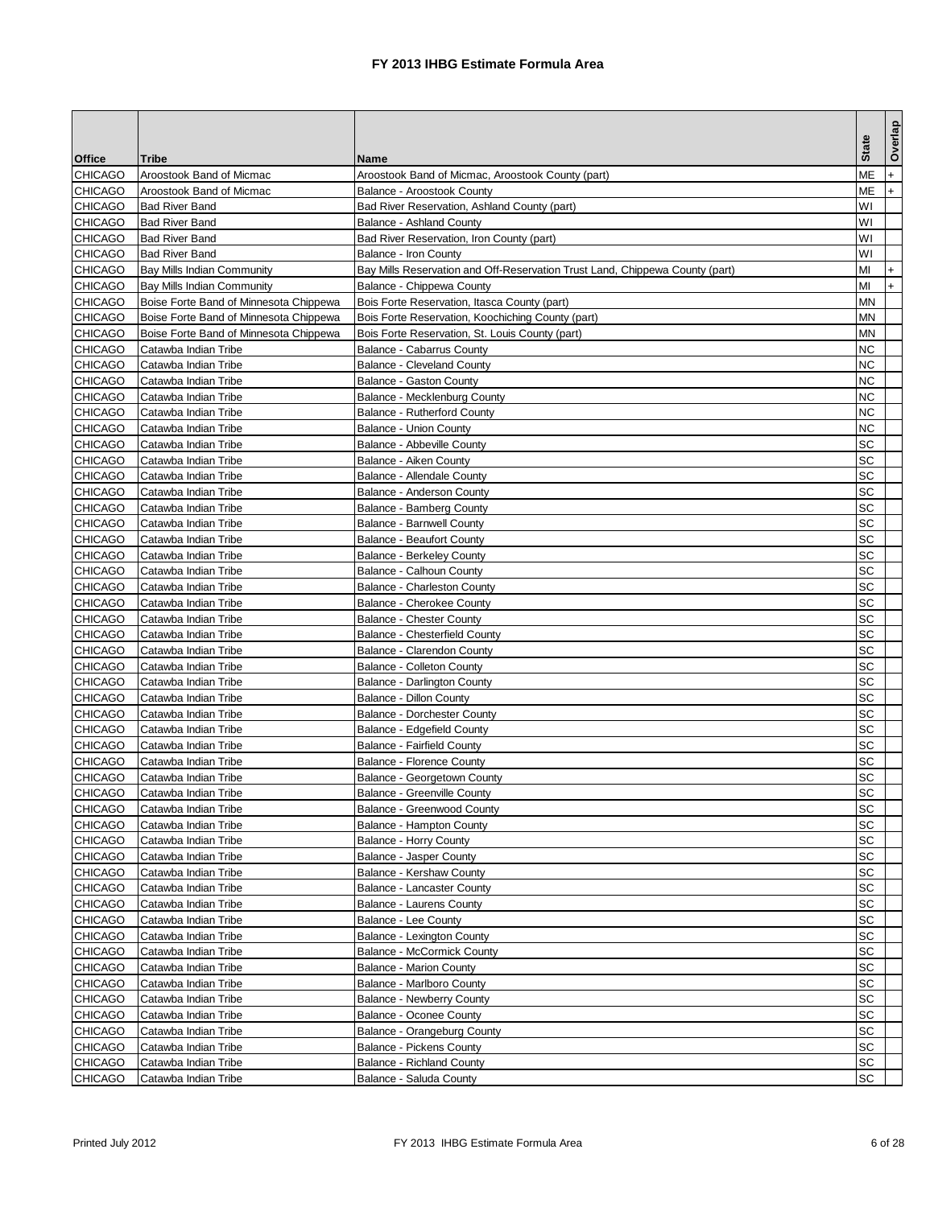# FY 2013 IHBG Estimate Formula Area

| Office | Tribe | Name | State | Overlap |
|---|---|---|---|---|
| CHICAGO | Aroostook Band of Micmac | Aroostook Band of Micmac, Aroostook County (part) | ME | + |
| CHICAGO | Aroostook Band of Micmac | Balance - Aroostook County | ME | + |
| CHICAGO | Bad River Band | Bad River Reservation, Ashland County (part) | WI | |
| CHICAGO | Bad River Band | Balance - Ashland County | WI | |
| CHICAGO | Bad River Band | Bad River Reservation, Iron County (part) | WI | |
| CHICAGO | Bad River Band | Balance - Iron County | WI | |
| CHICAGO | Bay Mills Indian Community | Bay Mills Reservation and Off-Reservation Trust Land, Chippewa County (part) | MI | + |
| CHICAGO | Bay Mills Indian Community | Balance - Chippewa County | MI | + |
| CHICAGO | Boise Forte Band of Minnesota Chippewa | Bois Forte Reservation, Itasca County (part) | MN | |
| CHICAGO | Boise Forte Band of Minnesota Chippewa | Bois Forte Reservation, Koochiching County (part) | MN | |
| CHICAGO | Boise Forte Band of Minnesota Chippewa | Bois Forte Reservation, St. Louis County (part) | MN | |
| CHICAGO | Catawba Indian Tribe | Balance - Cabarrus County | NC | |
| CHICAGO | Catawba Indian Tribe | Balance - Cleveland County | NC | |
| CHICAGO | Catawba Indian Tribe | Balance - Gaston County | NC | |
| CHICAGO | Catawba Indian Tribe | Balance - Mecklenburg County | NC | |
| CHICAGO | Catawba Indian Tribe | Balance - Rutherford County | NC | |
| CHICAGO | Catawba Indian Tribe | Balance - Union County | NC | |
| CHICAGO | Catawba Indian Tribe | Balance - Abbeville County | SC | |
| CHICAGO | Catawba Indian Tribe | Balance - Aiken County | SC | |
| CHICAGO | Catawba Indian Tribe | Balance - Allendale County | SC | |
| CHICAGO | Catawba Indian Tribe | Balance - Anderson County | SC | |
| CHICAGO | Catawba Indian Tribe | Balance - Bamberg County | SC | |
| CHICAGO | Catawba Indian Tribe | Balance - Barnwell County | SC | |
| CHICAGO | Catawba Indian Tribe | Balance - Beaufort County | SC | |
| CHICAGO | Catawba Indian Tribe | Balance - Berkeley County | SC | |
| CHICAGO | Catawba Indian Tribe | Balance - Calhoun County | SC | |
| CHICAGO | Catawba Indian Tribe | Balance - Charleston County | SC | |
| CHICAGO | Catawba Indian Tribe | Balance - Cherokee County | SC | |
| CHICAGO | Catawba Indian Tribe | Balance - Chester County | SC | |
| CHICAGO | Catawba Indian Tribe | Balance - Chesterfield County | SC | |
| CHICAGO | Catawba Indian Tribe | Balance - Clarendon County | SC | |
| CHICAGO | Catawba Indian Tribe | Balance - Colleton County | SC | |
| CHICAGO | Catawba Indian Tribe | Balance - Darlington County | SC | |
| CHICAGO | Catawba Indian Tribe | Balance - Dillon County | SC | |
| CHICAGO | Catawba Indian Tribe | Balance - Dorchester County | SC | |
| CHICAGO | Catawba Indian Tribe | Balance - Edgefield County | SC | |
| CHICAGO | Catawba Indian Tribe | Balance - Fairfield County | SC | |
| CHICAGO | Catawba Indian Tribe | Balance - Florence County | SC | |
| CHICAGO | Catawba Indian Tribe | Balance - Georgetown County | SC | |
| CHICAGO | Catawba Indian Tribe | Balance - Greenville County | SC | |
| CHICAGO | Catawba Indian Tribe | Balance - Greenwood County | SC | |
| CHICAGO | Catawba Indian Tribe | Balance - Hampton County | SC | |
| CHICAGO | Catawba Indian Tribe | Balance - Horry County | SC | |
| CHICAGO | Catawba Indian Tribe | Balance - Jasper County | SC | |
| CHICAGO | Catawba Indian Tribe | Balance - Kershaw County | SC | |
| CHICAGO | Catawba Indian Tribe | Balance - Lancaster County | SC | |
| CHICAGO | Catawba Indian Tribe | Balance - Laurens County | SC | |
| CHICAGO | Catawba Indian Tribe | Balance - Lee County | SC | |
| CHICAGO | Catawba Indian Tribe | Balance - Lexington County | SC | |
| CHICAGO | Catawba Indian Tribe | Balance - McCormick County | SC | |
| CHICAGO | Catawba Indian Tribe | Balance - Marion County | SC | |
| CHICAGO | Catawba Indian Tribe | Balance - Marlboro County | SC | |
| CHICAGO | Catawba Indian Tribe | Balance - Newberry County | SC | |
| CHICAGO | Catawba Indian Tribe | Balance - Oconee County | SC | |
| CHICAGO | Catawba Indian Tribe | Balance - Orangeburg County | SC | |
| CHICAGO | Catawba Indian Tribe | Balance - Pickens County | SC | |
| CHICAGO | Catawba Indian Tribe | Balance - Richland County | SC | |
| CHICAGO | Catawba Indian Tribe | Balance - Saluda County | SC | |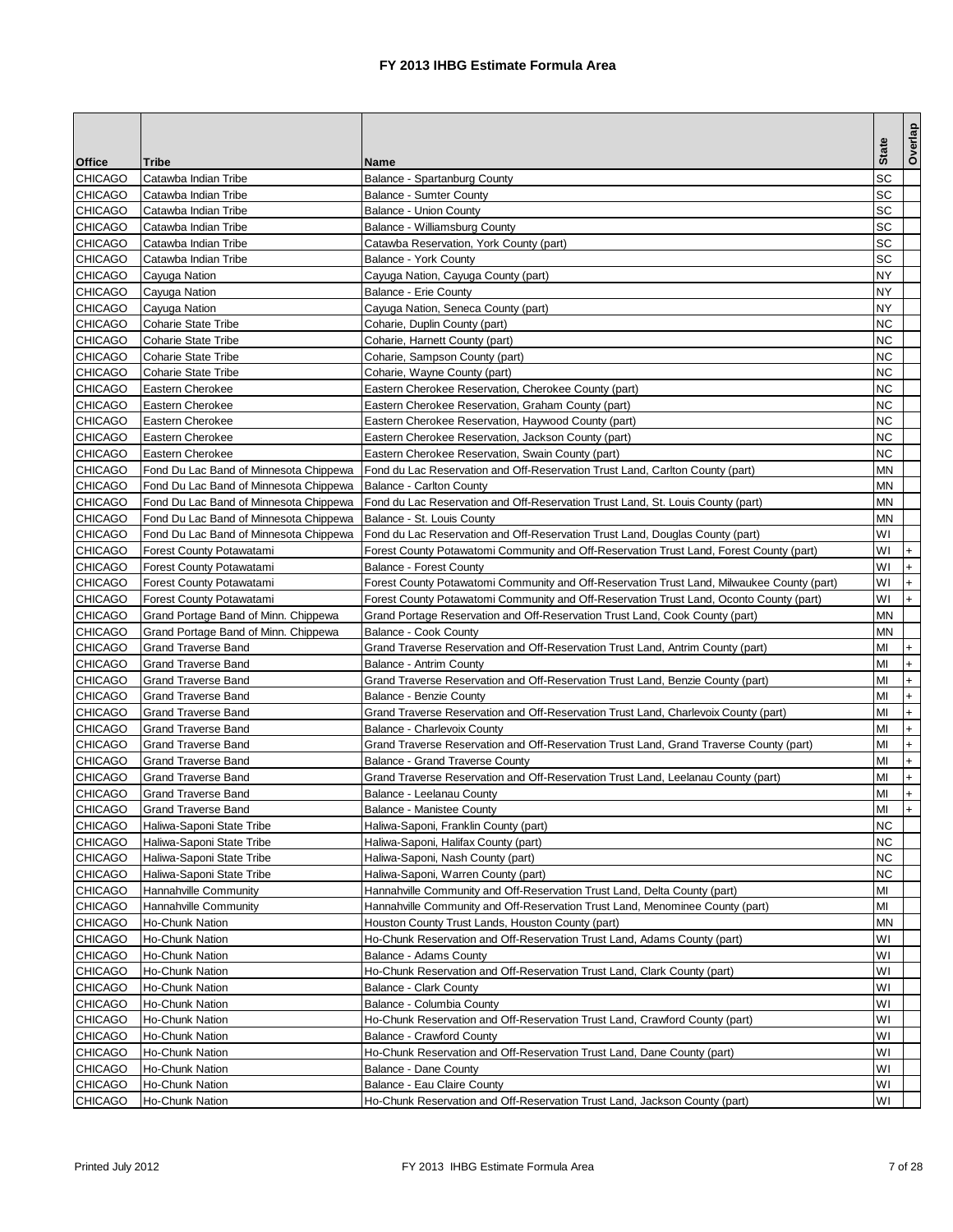# FY 2013 IHBG Estimate Formula Area

| Office | Tribe | Name | State | Overlap |
|---|---|---|---|---|
| CHICAGO | Catawba Indian Tribe | Balance - Spartanburg County | SC | |
| CHICAGO | Catawba Indian Tribe | Balance - Sumter County | SC | |
| CHICAGO | Catawba Indian Tribe | Balance - Union County | SC | |
| CHICAGO | Catawba Indian Tribe | Balance - Williamsburg County | SC | |
| CHICAGO | Catawba Indian Tribe | Catawba Reservation, York County (part) | SC | |
| CHICAGO | Catawba Indian Tribe | Balance - York County | SC | |
| CHICAGO | Cayuga Nation | Cayuga Nation, Cayuga County (part) | NY | |
| CHICAGO | Cayuga Nation | Balance - Erie County | NY | |
| CHICAGO | Cayuga Nation | Cayuga Nation, Seneca County (part) | NY | |
| CHICAGO | Coharie State Tribe | Coharie, Duplin County (part) | NC | |
| CHICAGO | Coharie State Tribe | Coharie, Harnett County (part) | NC | |
| CHICAGO | Coharie State Tribe | Coharie, Sampson County (part) | NC | |
| CHICAGO | Coharie State Tribe | Coharie, Wayne County (part) | NC | |
| CHICAGO | Eastern Cherokee | Eastern Cherokee Reservation, Cherokee County (part) | NC | |
| CHICAGO | Eastern Cherokee | Eastern Cherokee Reservation, Graham County (part) | NC | |
| CHICAGO | Eastern Cherokee | Eastern Cherokee Reservation, Haywood County (part) | NC | |
| CHICAGO | Eastern Cherokee | Eastern Cherokee Reservation, Jackson County (part) | NC | |
| CHICAGO | Eastern Cherokee | Eastern Cherokee Reservation, Swain County (part) | NC | |
| CHICAGO | Fond Du Lac Band of Minnesota Chippewa | Fond du Lac Reservation and Off-Reservation Trust Land, Carlton County (part) | MN | |
| CHICAGO | Fond Du Lac Band of Minnesota Chippewa | Balance - Carlton County | MN | |
| CHICAGO | Fond Du Lac Band of Minnesota Chippewa | Fond du Lac Reservation and Off-Reservation Trust Land, St. Louis County (part) | MN | |
| CHICAGO | Fond Du Lac Band of Minnesota Chippewa | Balance - St. Louis County | MN | |
| CHICAGO | Fond Du Lac Band of Minnesota Chippewa | Fond du Lac Reservation and Off-Reservation Trust Land, Douglas County (part) | WI | |
| CHICAGO | Forest County Potawatami | Forest County Potawatomi Community and Off-Reservation Trust Land, Forest County (part) | WI | + |
| CHICAGO | Forest County Potawatami | Balance - Forest County | WI | + |
| CHICAGO | Forest County Potawatami | Forest County Potawatomi Community and Off-Reservation Trust Land, Milwaukee County (part) | WI | + |
| CHICAGO | Forest County Potawatami | Forest County Potawatomi Community and Off-Reservation Trust Land, Oconto County (part) | WI | + |
| CHICAGO | Grand Portage Band of Minn. Chippewa | Grand Portage Reservation and Off-Reservation Trust Land, Cook County (part) | MN | |
| CHICAGO | Grand Portage Band of Minn. Chippewa | Balance - Cook County | MN | |
| CHICAGO | Grand Traverse Band | Grand Traverse Reservation and Off-Reservation Trust Land, Antrim County (part) | MI | + |
| CHICAGO | Grand Traverse Band | Balance - Antrim County | MI | + |
| CHICAGO | Grand Traverse Band | Grand Traverse Reservation and Off-Reservation Trust Land, Benzie County (part) | MI | + |
| CHICAGO | Grand Traverse Band | Balance - Benzie County | MI | + |
| CHICAGO | Grand Traverse Band | Grand Traverse Reservation and Off-Reservation Trust Land, Charlevoix County (part) | MI | + |
| CHICAGO | Grand Traverse Band | Balance - Charlevoix County | MI | + |
| CHICAGO | Grand Traverse Band | Grand Traverse Reservation and Off-Reservation Trust Land, Grand Traverse County (part) | MI | + |
| CHICAGO | Grand Traverse Band | Balance - Grand Traverse County | MI | + |
| CHICAGO | Grand Traverse Band | Grand Traverse Reservation and Off-Reservation Trust Land, Leelanau County (part) | MI | + |
| CHICAGO | Grand Traverse Band | Balance - Leelanau County | MI | + |
| CHICAGO | Grand Traverse Band | Balance - Manistee County | MI | + |
| CHICAGO | Haliwa-Saponi State Tribe | Haliwa-Saponi, Franklin County (part) | NC | |
| CHICAGO | Haliwa-Saponi State Tribe | Haliwa-Saponi, Halifax County (part) | NC | |
| CHICAGO | Haliwa-Saponi State Tribe | Haliwa-Saponi, Nash County (part) | NC | |
| CHICAGO | Haliwa-Saponi State Tribe | Haliwa-Saponi, Warren County (part) | NC | |
| CHICAGO | Hannahville Community | Hannahville Community and Off-Reservation Trust Land, Delta County (part) | MI | |
| CHICAGO | Hannahville Community | Hannahville Community and Off-Reservation Trust Land, Menominee County (part) | MI | |
| CHICAGO | Ho-Chunk Nation | Houston County Trust Lands, Houston County (part) | MN | |
| CHICAGO | Ho-Chunk Nation | Ho-Chunk Reservation and Off-Reservation Trust Land, Adams County (part) | WI | |
| CHICAGO | Ho-Chunk Nation | Balance - Adams County | WI | |
| CHICAGO | Ho-Chunk Nation | Ho-Chunk Reservation and Off-Reservation Trust Land, Clark County (part) | WI | |
| CHICAGO | Ho-Chunk Nation | Balance - Clark County | WI | |
| CHICAGO | Ho-Chunk Nation | Balance - Columbia County | WI | |
| CHICAGO | Ho-Chunk Nation | Ho-Chunk Reservation and Off-Reservation Trust Land, Crawford County (part) | WI | |
| CHICAGO | Ho-Chunk Nation | Balance - Crawford County | WI | |
| CHICAGO | Ho-Chunk Nation | Ho-Chunk Reservation and Off-Reservation Trust Land, Dane County (part) | WI | |
| CHICAGO | Ho-Chunk Nation | Balance - Dane County | WI | |
| CHICAGO | Ho-Chunk Nation | Balance - Eau Claire County | WI | |
| CHICAGO | Ho-Chunk Nation | Ho-Chunk Reservation and Off-Reservation Trust Land, Jackson County (part) | WI | |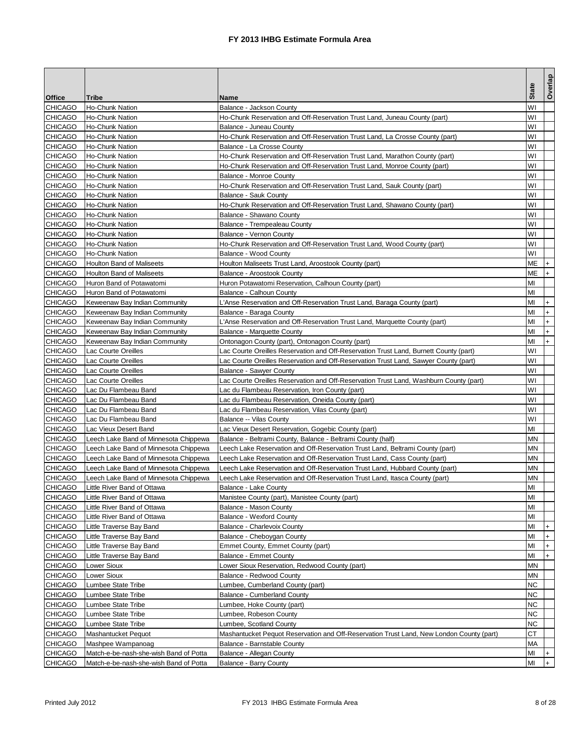# FY 2013 IHBG Estimate Formula Area

| Office | Tribe | Name | State | Overlap |
|---|---|---|---|---|
| CHICAGO | Ho-Chunk Nation | Balance - Jackson County | WI | |
| CHICAGO | Ho-Chunk Nation | Ho-Chunk Reservation and Off-Reservation Trust Land, Juneau County (part) | WI | |
| CHICAGO | Ho-Chunk Nation | Balance - Juneau County | WI | |
| CHICAGO | Ho-Chunk Nation | Ho-Chunk Reservation and Off-Reservation Trust Land, La Crosse County (part) | WI | |
| CHICAGO | Ho-Chunk Nation | Balance - La Crosse County | WI | |
| CHICAGO | Ho-Chunk Nation | Ho-Chunk Reservation and Off-Reservation Trust Land, Marathon County (part) | WI | |
| CHICAGO | Ho-Chunk Nation | Ho-Chunk Reservation and Off-Reservation Trust Land, Monroe County (part) | WI | |
| CHICAGO | Ho-Chunk Nation | Balance - Monroe County | WI | |
| CHICAGO | Ho-Chunk Nation | Ho-Chunk Reservation and Off-Reservation Trust Land, Sauk County (part) | WI | |
| CHICAGO | Ho-Chunk Nation | Balance - Sauk County | WI | |
| CHICAGO | Ho-Chunk Nation | Ho-Chunk Reservation and Off-Reservation Trust Land, Shawano County (part) | WI | |
| CHICAGO | Ho-Chunk Nation | Balance - Shawano County | WI | |
| CHICAGO | Ho-Chunk Nation | Balance - Trempealeau County | WI | |
| CHICAGO | Ho-Chunk Nation | Balance - Vernon County | WI | |
| CHICAGO | Ho-Chunk Nation | Ho-Chunk Reservation and Off-Reservation Trust Land, Wood County (part) | WI | |
| CHICAGO | Ho-Chunk Nation | Balance - Wood County | WI | |
| CHICAGO | Houlton Band of Maliseets | Houlton Maliseets Trust Land, Aroostook County (part) | ME | + |
| CHICAGO | Houlton Band of Maliseets | Balance - Aroostook County | ME | + |
| CHICAGO | Huron Band of Potawatomi | Huron Potawatomi Reservation, Calhoun County (part) | MI | |
| CHICAGO | Huron Band of Potawatomi | Balance - Calhoun County | MI | |
| CHICAGO | Keweenaw Bay Indian Community | L'Anse Reservation and Off-Reservation Trust Land, Baraga County (part) | MI | + |
| CHICAGO | Keweenaw Bay Indian Community | Balance - Baraga County | MI | + |
| CHICAGO | Keweenaw Bay Indian Community | L'Anse Reservation and Off-Reservation Trust Land, Marquette County (part) | MI | + |
| CHICAGO | Keweenaw Bay Indian Community | Balance - Marquette County | MI | + |
| CHICAGO | Keweenaw Bay Indian Community | Ontonagon County (part), Ontonagon County (part) | MI | + |
| CHICAGO | Lac Courte Oreilles | Lac Courte Oreilles Reservation and Off-Reservation Trust Land, Burnett County (part) | WI | |
| CHICAGO | Lac Courte Oreilles | Lac Courte Oreilles Reservation and Off-Reservation Trust Land, Sawyer County (part) | WI | |
| CHICAGO | Lac Courte Oreilles | Balance - Sawyer County | WI | |
| CHICAGO | Lac Courte Oreilles | Lac Courte Oreilles Reservation and Off-Reservation Trust Land, Washburn County (part) | WI | |
| CHICAGO | Lac Du Flambeau Band | Lac du Flambeau Reservation, Iron County (part) | WI | |
| CHICAGO | Lac Du Flambeau Band | Lac du Flambeau Reservation, Oneida County (part) | WI | |
| CHICAGO | Lac Du Flambeau Band | Lac du Flambeau Reservation, Vilas County (part) | WI | |
| CHICAGO | Lac Du Flambeau Band | Balance -- Vilas County | WI | |
| CHICAGO | Lac Vieux Desert Band | Lac Vieux Desert Reservation, Gogebic County (part) | MI | |
| CHICAGO | Leech Lake Band of Minnesota Chippewa | Balance - Beltrami County, Balance - Beltrami County (half) | MN | |
| CHICAGO | Leech Lake Band of Minnesota Chippewa | Leech Lake Reservation and Off-Reservation Trust Land, Beltrami County (part) | MN | |
| CHICAGO | Leech Lake Band of Minnesota Chippewa | Leech Lake Reservation and Off-Reservation Trust Land, Cass County (part) | MN | |
| CHICAGO | Leech Lake Band of Minnesota Chippewa | Leech Lake Reservation and Off-Reservation Trust Land, Hubbard County (part) | MN | |
| CHICAGO | Leech Lake Band of Minnesota Chippewa | Leech Lake Reservation and Off-Reservation Trust Land, Itasca County (part) | MN | |
| CHICAGO | Little River Band of Ottawa | Balance - Lake County | MI | |
| CHICAGO | Little River Band of Ottawa | Manistee County (part), Manistee County (part) | MI | |
| CHICAGO | Little River Band of Ottawa | Balance - Mason County | MI | |
| CHICAGO | Little River Band of Ottawa | Balance - Wexford County | MI | |
| CHICAGO | Little Traverse Bay Band | Balance - Charlevoix County | MI | + |
| CHICAGO | Little Traverse Bay Band | Balance - Cheboygan County | MI | + |
| CHICAGO | Little Traverse Bay Band | Emmet County, Emmet County (part) | MI | + |
| CHICAGO | Little Traverse Bay Band | Balance - Emmet County | MI | + |
| CHICAGO | Lower Sioux | Lower Sioux Reservation, Redwood County (part) | MN | |
| CHICAGO | Lower Sioux | Balance - Redwood County | MN | |
| CHICAGO | Lumbee State Tribe | Lumbee, Cumberland County (part) | NC | |
| CHICAGO | Lumbee State Tribe | Balance - Cumberland County | NC | |
| CHICAGO | Lumbee State Tribe | Lumbee, Hoke County (part) | NC | |
| CHICAGO | Lumbee State Tribe | Lumbee, Robeson County | NC | |
| CHICAGO | Lumbee State Tribe | Lumbee, Scotland County | NC | |
| CHICAGO | Mashantucket Pequot | Mashantucket Pequot Reservation and Off-Reservation Trust Land, New London County (part) | CT | |
| CHICAGO | Mashpee Wampanoag | Balance - Barnstable County | MA | |
| CHICAGO | Match-e-be-nash-she-wish Band of Potta | Balance - Allegan County | MI | + |
| CHICAGO | Match-e-be-nash-she-wish Band of Potta | Balance - Barry County | MI | + |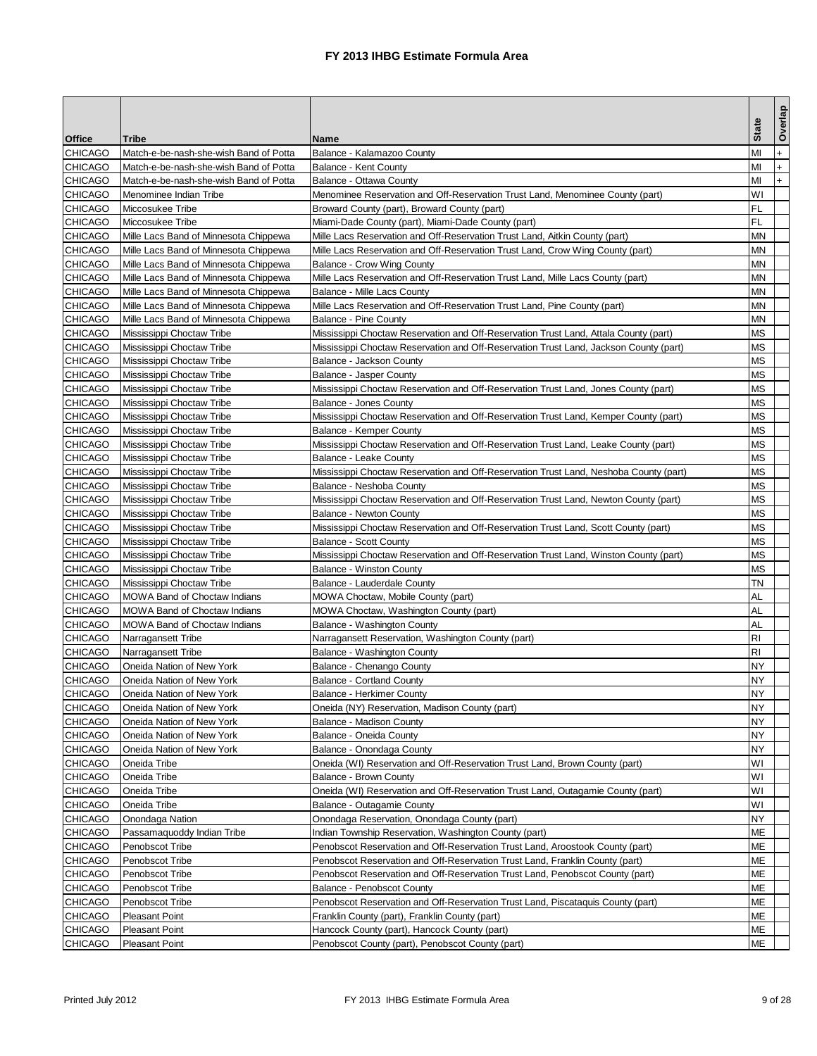# FY 2013 IHBG Estimate Formula Area

| Office | Tribe | Name | State | Overlap |
|---|---|---|---|---|
| CHICAGO | Match-e-be-nash-she-wish Band of Potta | Balance - Kalamazoo County | MI | + |
| CHICAGO | Match-e-be-nash-she-wish Band of Potta | Balance - Kent County | MI | + |
| CHICAGO | Match-e-be-nash-she-wish Band of Potta | Balance - Ottawa County | MI | + |
| CHICAGO | Menominee Indian Tribe | Menominee Reservation and Off-Reservation Trust Land, Menominee County (part) | WI | |
| CHICAGO | Miccosukee Tribe | Broward County (part), Broward County (part) | FL | |
| CHICAGO | Miccosukee Tribe | Miami-Dade County (part), Miami-Dade County (part) | FL | |
| CHICAGO | Mille Lacs Band of Minnesota Chippewa | Mille Lacs Reservation and Off-Reservation Trust Land, Aitkin County (part) | MN | |
| CHICAGO | Mille Lacs Band of Minnesota Chippewa | Mille Lacs Reservation and Off-Reservation Trust Land, Crow Wing County (part) | MN | |
| CHICAGO | Mille Lacs Band of Minnesota Chippewa | Balance - Crow Wing County | MN | |
| CHICAGO | Mille Lacs Band of Minnesota Chippewa | Mille Lacs Reservation and Off-Reservation Trust Land, Mille Lacs County (part) | MN | |
| CHICAGO | Mille Lacs Band of Minnesota Chippewa | Balance - Mille Lacs County | MN | |
| CHICAGO | Mille Lacs Band of Minnesota Chippewa | Mille Lacs Reservation and Off-Reservation Trust Land, Pine County (part) | MN | |
| CHICAGO | Mille Lacs Band of Minnesota Chippewa | Balance - Pine County | MN | |
| CHICAGO | Mississippi Choctaw Tribe | Mississippi Choctaw Reservation and Off-Reservation Trust Land, Attala County (part) | MS | |
| CHICAGO | Mississippi Choctaw Tribe | Mississippi Choctaw Reservation and Off-Reservation Trust Land, Jackson County (part) | MS | |
| CHICAGO | Mississippi Choctaw Tribe | Balance - Jackson County | MS | |
| CHICAGO | Mississippi Choctaw Tribe | Balance - Jasper County | MS | |
| CHICAGO | Mississippi Choctaw Tribe | Mississippi Choctaw Reservation and Off-Reservation Trust Land, Jones County (part) | MS | |
| CHICAGO | Mississippi Choctaw Tribe | Balance - Jones County | MS | |
| CHICAGO | Mississippi Choctaw Tribe | Mississippi Choctaw Reservation and Off-Reservation Trust Land, Kemper County (part) | MS | |
| CHICAGO | Mississippi Choctaw Tribe | Balance - Kemper County | MS | |
| CHICAGO | Mississippi Choctaw Tribe | Mississippi Choctaw Reservation and Off-Reservation Trust Land, Leake County (part) | MS | |
| CHICAGO | Mississippi Choctaw Tribe | Balance - Leake County | MS | |
| CHICAGO | Mississippi Choctaw Tribe | Mississippi Choctaw Reservation and Off-Reservation Trust Land, Neshoba County (part) | MS | |
| CHICAGO | Mississippi Choctaw Tribe | Balance - Neshoba County | MS | |
| CHICAGO | Mississippi Choctaw Tribe | Mississippi Choctaw Reservation and Off-Reservation Trust Land, Newton County (part) | MS | |
| CHICAGO | Mississippi Choctaw Tribe | Balance - Newton County | MS | |
| CHICAGO | Mississippi Choctaw Tribe | Mississippi Choctaw Reservation and Off-Reservation Trust Land, Scott County (part) | MS | |
| CHICAGO | Mississippi Choctaw Tribe | Balance - Scott County | MS | |
| CHICAGO | Mississippi Choctaw Tribe | Mississippi Choctaw Reservation and Off-Reservation Trust Land, Winston County (part) | MS | |
| CHICAGO | Mississippi Choctaw Tribe | Balance - Winston County | MS | |
| CHICAGO | Mississippi Choctaw Tribe | Balance - Lauderdale County | TN | |
| CHICAGO | MOWA Band of Choctaw Indians | MOWA Choctaw, Mobile County (part) | AL | |
| CHICAGO | MOWA Band of Choctaw Indians | MOWA Choctaw, Washington County (part) | AL | |
| CHICAGO | MOWA Band of Choctaw Indians | Balance - Washington County | AL | |
| CHICAGO | Narragansett Tribe | Narragansett Reservation, Washington County (part) | RI | |
| CHICAGO | Narragansett Tribe | Balance - Washington County | RI | |
| CHICAGO | Oneida Nation of New York | Balance - Chenango County | NY | |
| CHICAGO | Oneida Nation of New York | Balance - Cortland County | NY | |
| CHICAGO | Oneida Nation of New York | Balance - Herkimer County | NY | |
| CHICAGO | Oneida Nation of New York | Oneida (NY) Reservation, Madison County (part) | NY | |
| CHICAGO | Oneida Nation of New York | Balance - Madison County | NY | |
| CHICAGO | Oneida Nation of New York | Balance - Oneida County | NY | |
| CHICAGO | Oneida Nation of New York | Balance - Onondaga County | NY | |
| CHICAGO | Oneida Tribe | Oneida (WI) Reservation and Off-Reservation Trust Land, Brown County (part) | WI | |
| CHICAGO | Oneida Tribe | Balance - Brown County | WI | |
| CHICAGO | Oneida Tribe | Oneida (WI) Reservation and Off-Reservation Trust Land, Outagamie County (part) | WI | |
| CHICAGO | Oneida Tribe | Balance - Outagamie County | WI | |
| CHICAGO | Onondaga Nation | Onondaga Reservation, Onondaga County (part) | NY | |
| CHICAGO | Passamaquoddy Indian Tribe | Indian Township Reservation, Washington County (part) | ME | |
| CHICAGO | Penobscot Tribe | Penobscot Reservation and Off-Reservation Trust Land, Aroostook County (part) | ME | |
| CHICAGO | Penobscot Tribe | Penobscot Reservation and Off-Reservation Trust Land, Franklin County (part) | ME | |
| CHICAGO | Penobscot Tribe | Penobscot Reservation and Off-Reservation Trust Land, Penobscot County (part) | ME | |
| CHICAGO | Penobscot Tribe | Balance - Penobscot County | ME | |
| CHICAGO | Penobscot Tribe | Penobscot Reservation and Off-Reservation Trust Land, Piscataquis County (part) | ME | |
| CHICAGO | Pleasant Point | Franklin County (part), Franklin County (part) | ME | |
| CHICAGO | Pleasant Point | Hancock County (part), Hancock County (part) | ME | |
| CHICAGO | Pleasant Point | Penobscot County (part), Penobscot County (part) | ME | |

Printed July 2012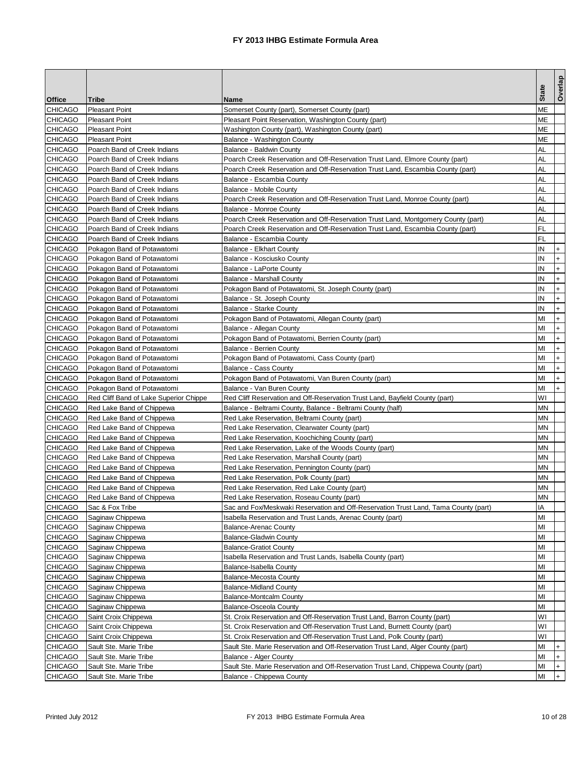# FY 2013 IHBG Estimate Formula Area

| Office | Tribe | Name | State | Overlap |
|---|---|---|---|---|
| CHICAGO | Pleasant Point | Somerset County (part), Somerset County (part) | ME | |
| CHICAGO | Pleasant Point | Pleasant Point Reservation, Washington County (part) | ME | |
| CHICAGO | Pleasant Point | Washington County (part), Washington County (part) | ME | |
| CHICAGO | Pleasant Point | Balance - Washington County | ME | |
| CHICAGO | Poarch Band of Creek Indians | Balance - Baldwin County | AL | |
| CHICAGO | Poarch Band of Creek Indians | Poarch Creek Reservation and Off-Reservation Trust Land, Elmore County (part) | AL | |
| CHICAGO | Poarch Band of Creek Indians | Poarch Creek Reservation and Off-Reservation Trust Land, Escambia County (part) | AL | |
| CHICAGO | Poarch Band of Creek Indians | Balance - Escambia County | AL | |
| CHICAGO | Poarch Band of Creek Indians | Balance - Mobile County | AL | |
| CHICAGO | Poarch Band of Creek Indians | Poarch Creek Reservation and Off-Reservation Trust Land, Monroe County (part) | AL | |
| CHICAGO | Poarch Band of Creek Indians | Balance - Monroe County | AL | |
| CHICAGO | Poarch Band of Creek Indians | Poarch Creek Reservation and Off-Reservation Trust Land, Montgomery County (part) | AL | |
| CHICAGO | Poarch Band of Creek Indians | Poarch Creek Reservation and Off-Reservation Trust Land, Escambia County (part) | FL | |
| CHICAGO | Poarch Band of Creek Indians | Balance - Escambia County | FL | |
| CHICAGO | Pokagon Band of Potawatomi | Balance - Elkhart County | IN | + |
| CHICAGO | Pokagon Band of Potawatomi | Balance - Kosciusko County | IN | + |
| CHICAGO | Pokagon Band of Potawatomi | Balance - LaPorte County | IN | + |
| CHICAGO | Pokagon Band of Potawatomi | Balance - Marshall County | IN | + |
| CHICAGO | Pokagon Band of Potawatomi | Pokagon Band of Potawatomi, St. Joseph County (part) | IN | + |
| CHICAGO | Pokagon Band of Potawatomi | Balance - St. Joseph County | IN | + |
| CHICAGO | Pokagon Band of Potawatomi | Balance - Starke County | IN | + |
| CHICAGO | Pokagon Band of Potawatomi | Pokagon Band of Potawatomi, Allegan County (part) | MI | + |
| CHICAGO | Pokagon Band of Potawatomi | Balance - Allegan County | MI | + |
| CHICAGO | Pokagon Band of Potawatomi | Pokagon Band of Potawatomi, Berrien County (part) | MI | + |
| CHICAGO | Pokagon Band of Potawatomi | Balance - Berrien County | MI | + |
| CHICAGO | Pokagon Band of Potawatomi | Pokagon Band of Potawatomi, Cass County (part) | MI | + |
| CHICAGO | Pokagon Band of Potawatomi | Balance - Cass County | MI | + |
| CHICAGO | Pokagon Band of Potawatomi | Pokagon Band of Potawatomi, Van Buren County (part) | MI | + |
| CHICAGO | Pokagon Band of Potawatomi | Balance - Van Buren County | MI | + |
| CHICAGO | Red Cliff Band of Lake Superior Chippe | Red Cliff Reservation and Off-Reservation Trust Land, Bayfield County (part) | WI | |
| CHICAGO | Red Lake Band of Chippewa | Balance - Beltrami County, Balance - Beltrami County (half) | MN | |
| CHICAGO | Red Lake Band of Chippewa | Red Lake Reservation, Beltrami County (part) | MN | |
| CHICAGO | Red Lake Band of Chippewa | Red Lake Reservation, Clearwater County (part) | MN | |
| CHICAGO | Red Lake Band of Chippewa | Red Lake Reservation, Koochiching County (part) | MN | |
| CHICAGO | Red Lake Band of Chippewa | Red Lake Reservation, Lake of the Woods County (part) | MN | |
| CHICAGO | Red Lake Band of Chippewa | Red Lake Reservation, Marshall County (part) | MN | |
| CHICAGO | Red Lake Band of Chippewa | Red Lake Reservation, Pennington County (part) | MN | |
| CHICAGO | Red Lake Band of Chippewa | Red Lake Reservation, Polk County (part) | MN | |
| CHICAGO | Red Lake Band of Chippewa | Red Lake Reservation, Red Lake County (part) | MN | |
| CHICAGO | Red Lake Band of Chippewa | Red Lake Reservation, Roseau County (part) | MN | |
| CHICAGO | Sac & Fox Tribe | Sac and Fox/Meskwaki Reservation and Off-Reservation Trust Land, Tama County (part) | IA | |
| CHICAGO | Saginaw Chippewa | Isabella Reservation and Trust Lands, Arenac County (part) | MI | |
| CHICAGO | Saginaw Chippewa | Balance-Arenac County | MI | |
| CHICAGO | Saginaw Chippewa | Balance-Gladwin County | MI | |
| CHICAGO | Saginaw Chippewa | Balance-Gratiot County | MI | |
| CHICAGO | Saginaw Chippewa | Isabella Reservation and Trust Lands, Isabella County (part) | MI | |
| CHICAGO | Saginaw Chippewa | Balance-Isabella County | MI | |
| CHICAGO | Saginaw Chippewa | Balance-Mecosta County | MI | |
| CHICAGO | Saginaw Chippewa | Balance-Midland County | MI | |
| CHICAGO | Saginaw Chippewa | Balance-Montcalm County | MI | |
| CHICAGO | Saginaw Chippewa | Balance-Osceola County | MI | |
| CHICAGO | Saint Croix Chippewa | St. Croix Reservation and Off-Reservation Trust Land, Barron County (part) | WI | |
| CHICAGO | Saint Croix Chippewa | St. Croix Reservation and Off-Reservation Trust Land, Burnett County (part) | WI | |
| CHICAGO | Saint Croix Chippewa | St. Croix Reservation and Off-Reservation Trust Land, Polk County (part) | WI | |
| CHICAGO | Sault Ste. Marie Tribe | Sault Ste. Marie Reservation and Off-Reservation Trust Land, Alger County (part) | MI | + |
| CHICAGO | Sault Ste. Marie Tribe | Balance - Alger County | MI | + |
| CHICAGO | Sault Ste. Marie Tribe | Sault Ste. Marie Reservation and Off-Reservation Trust Land, Chippewa County (part) | MI | + |
| CHICAGO | Sault Ste. Marie Tribe | Balance - Chippewa County | MI | + |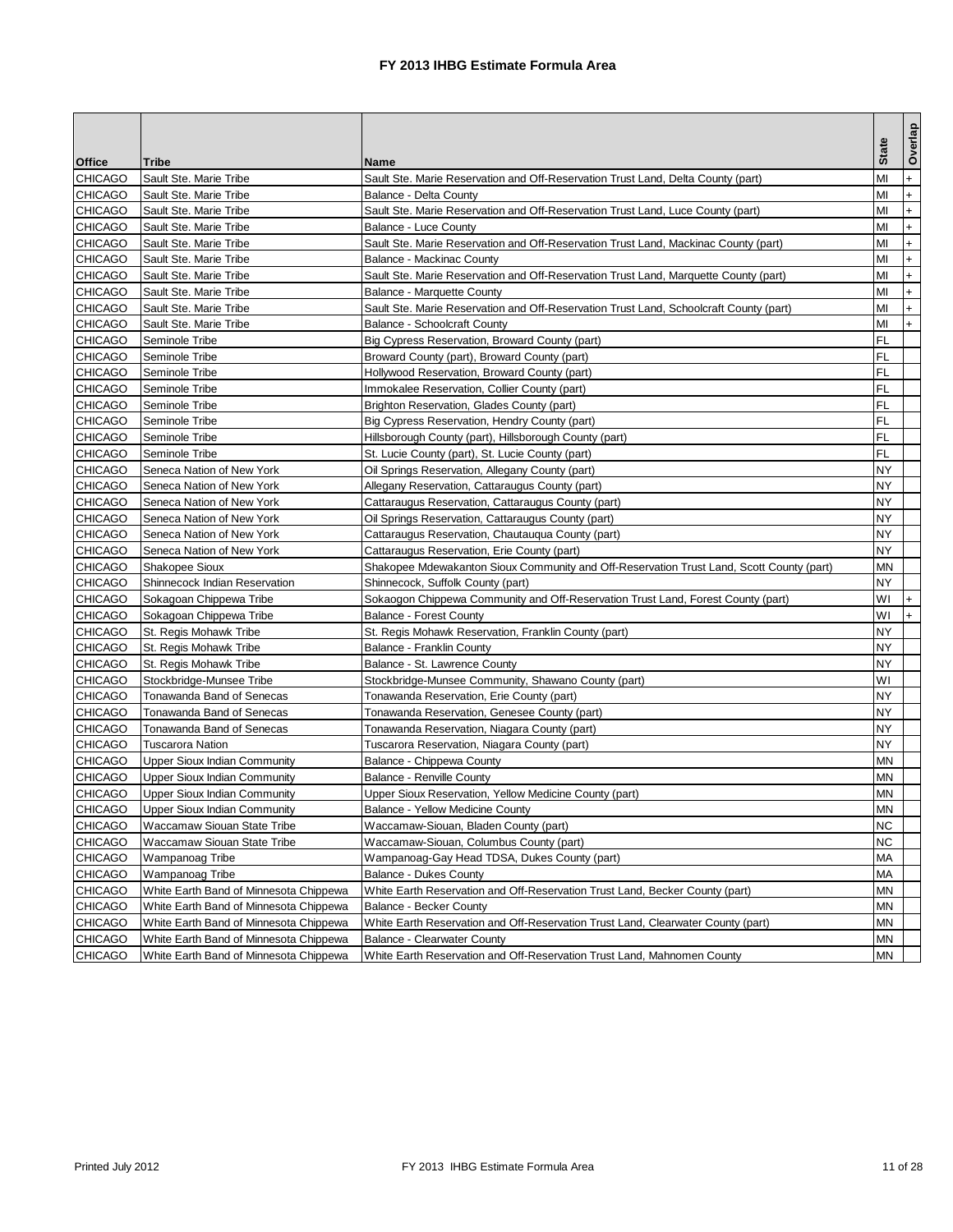# FY 2013 IHBG Estimate Formula Area

| Office | Tribe | Name | State | Overlap |
|---|---|---|---|---|
| CHICAGO | Sault Ste. Marie Tribe | Sault Ste. Marie Reservation and Off-Reservation Trust Land, Delta County (part) | MI | + |
| CHICAGO | Sault Ste. Marie Tribe | Balance - Delta County | MI | + |
| CHICAGO | Sault Ste. Marie Tribe | Sault Ste. Marie Reservation and Off-Reservation Trust Land, Luce County (part) | MI | + |
| CHICAGO | Sault Ste. Marie Tribe | Balance - Luce County | MI | + |
| CHICAGO | Sault Ste. Marie Tribe | Sault Ste. Marie Reservation and Off-Reservation Trust Land, Mackinac County (part) | MI | + |
| CHICAGO | Sault Ste. Marie Tribe | Balance - Mackinac County | MI | + |
| CHICAGO | Sault Ste. Marie Tribe | Sault Ste. Marie Reservation and Off-Reservation Trust Land, Marquette County (part) | MI | + |
| CHICAGO | Sault Ste. Marie Tribe | Balance - Marquette County | MI | + |
| CHICAGO | Sault Ste. Marie Tribe | Sault Ste. Marie Reservation and Off-Reservation Trust Land, Schoolcraft County (part) | MI | + |
| CHICAGO | Sault Ste. Marie Tribe | Balance - Schoolcraft County | MI | + |
| CHICAGO | Seminole Tribe | Big Cypress Reservation, Broward County (part) | FL | |
| CHICAGO | Seminole Tribe | Broward County (part), Broward County (part) | FL | |
| CHICAGO | Seminole Tribe | Hollywood Reservation, Broward County (part) | FL | |
| CHICAGO | Seminole Tribe | Immokalee Reservation, Collier County (part) | FL | |
| CHICAGO | Seminole Tribe | Brighton Reservation, Glades County (part) | FL | |
| CHICAGO | Seminole Tribe | Big Cypress Reservation, Hendry County (part) | FL | |
| CHICAGO | Seminole Tribe | Hillsborough County (part), Hillsborough County (part) | FL | |
| CHICAGO | Seminole Tribe | St. Lucie County (part), St. Lucie County (part) | FL | |
| CHICAGO | Seneca Nation of New York | Oil Springs Reservation, Allegany County (part) | NY | |
| CHICAGO | Seneca Nation of New York | Allegany Reservation, Cattaraugus County (part) | NY | |
| CHICAGO | Seneca Nation of New York | Cattaraugus Reservation, Cattaraugus County (part) | NY | |
| CHICAGO | Seneca Nation of New York | Oil Springs Reservation, Cattaraugus County (part) | NY | |
| CHICAGO | Seneca Nation of New York | Cattaraugus Reservation, Chautauqua County (part) | NY | |
| CHICAGO | Seneca Nation of New York | Cattaraugus Reservation, Erie County (part) | NY | |
| CHICAGO | Shakopee Sioux | Shakopee Mdewakanton Sioux Community and Off-Reservation Trust Land, Scott County (part) | MN | |
| CHICAGO | Shinnecock Indian Reservation | Shinnecock, Suffolk County (part) | NY | |
| CHICAGO | Sokagoan Chippewa Tribe | Sokaogon Chippewa Community and Off-Reservation Trust Land, Forest County (part) | WI | + |
| CHICAGO | Sokagoan Chippewa Tribe | Balance - Forest County | WI | + |
| CHICAGO | St. Regis Mohawk Tribe | St. Regis Mohawk Reservation, Franklin County (part) | NY | |
| CHICAGO | St. Regis Mohawk Tribe | Balance - Franklin County | NY | |
| CHICAGO | St. Regis Mohawk Tribe | Balance - St. Lawrence County | NY | |
| CHICAGO | Stockbridge-Munsee Tribe | Stockbridge-Munsee Community, Shawano County (part) | WI | |
| CHICAGO | Tonawanda Band of Senecas | Tonawanda Reservation, Erie County (part) | NY | |
| CHICAGO | Tonawanda Band of Senecas | Tonawanda Reservation, Genesee County (part) | NY | |
| CHICAGO | Tonawanda Band of Senecas | Tonawanda Reservation, Niagara County (part) | NY | |
| CHICAGO | Tuscarora Nation | Tuscarora Reservation, Niagara County (part) | NY | |
| CHICAGO | Upper Sioux Indian Community | Balance - Chippewa County | MN | |
| CHICAGO | Upper Sioux Indian Community | Balance - Renville County | MN | |
| CHICAGO | Upper Sioux Indian Community | Upper Sioux Reservation, Yellow Medicine County (part) | MN | |
| CHICAGO | Upper Sioux Indian Community | Balance - Yellow Medicine County | MN | |
| CHICAGO | Waccamaw Siouan State Tribe | Waccamaw-Siouan, Bladen County (part) | NC | |
| CHICAGO | Waccamaw Siouan State Tribe | Waccamaw-Siouan, Columbus County (part) | NC | |
| CHICAGO | Wampanoag Tribe | Wampanoag-Gay Head TDSA, Dukes County (part) | MA | |
| CHICAGO | Wampanoag Tribe | Balance - Dukes County | MA | |
| CHICAGO | White Earth Band of Minnesota Chippewa | White Earth Reservation and Off-Reservation Trust Land, Becker County (part) | MN | |
| CHICAGO | White Earth Band of Minnesota Chippewa | Balance - Becker County | MN | |
| CHICAGO | White Earth Band of Minnesota Chippewa | White Earth Reservation and Off-Reservation Trust Land, Clearwater County (part) | MN | |
| CHICAGO | White Earth Band of Minnesota Chippewa | Balance - Clearwater County | MN | |
| CHICAGO | White Earth Band of Minnesota Chippewa | White Earth Reservation and Off-Reservation Trust Land, Mahnomen County | MN | |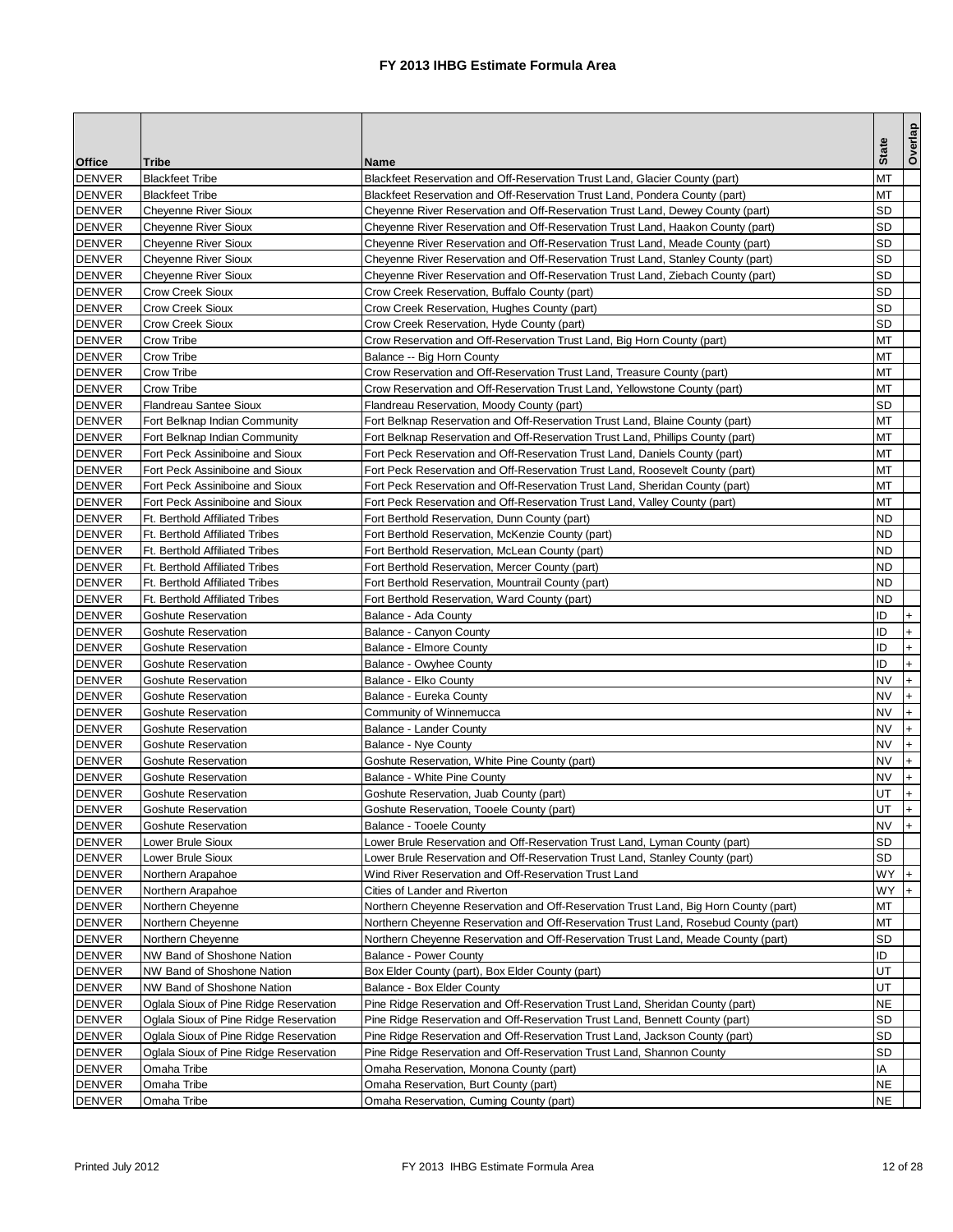# FY 2013 IHBG Estimate Formula Area

| Office | Tribe | Name | State | Overlap |
|---|---|---|---|---|
| DENVER | Blackfeet Tribe | Blackfeet Reservation and Off-Reservation Trust Land, Glacier County (part) | MT | |
| DENVER | Blackfeet Tribe | Blackfeet Reservation and Off-Reservation Trust Land, Pondera County (part) | MT | |
| DENVER | Cheyenne River Sioux | Cheyenne River Reservation and Off-Reservation Trust Land, Dewey County (part) | SD | |
| DENVER | Cheyenne River Sioux | Cheyenne River Reservation and Off-Reservation Trust Land, Haakon County (part) | SD | |
| DENVER | Cheyenne River Sioux | Cheyenne River Reservation and Off-Reservation Trust Land, Meade County (part) | SD | |
| DENVER | Cheyenne River Sioux | Cheyenne River Reservation and Off-Reservation Trust Land, Stanley County (part) | SD | |
| DENVER | Cheyenne River Sioux | Cheyenne River Reservation and Off-Reservation Trust Land, Ziebach County (part) | SD | |
| DENVER | Crow Creek Sioux | Crow Creek Reservation, Buffalo County (part) | SD | |
| DENVER | Crow Creek Sioux | Crow Creek Reservation, Hughes County (part) | SD | |
| DENVER | Crow Creek Sioux | Crow Creek Reservation, Hyde County (part) | SD | |
| DENVER | Crow Tribe | Crow Reservation and Off-Reservation Trust Land, Big Horn County (part) | MT | |
| DENVER | Crow Tribe | Balance -- Big Horn County | MT | |
| DENVER | Crow Tribe | Crow Reservation and Off-Reservation Trust Land, Treasure County (part) | MT | |
| DENVER | Crow Tribe | Crow Reservation and Off-Reservation Trust Land, Yellowstone County (part) | MT | |
| DENVER | Flandreau Santee Sioux | Flandreau Reservation, Moody County (part) | SD | |
| DENVER | Fort Belknap Indian Community | Fort Belknap Reservation and Off-Reservation Trust Land, Blaine County (part) | MT | |
| DENVER | Fort Belknap Indian Community | Fort Belknap Reservation and Off-Reservation Trust Land, Phillips County (part) | MT | |
| DENVER | Fort Peck Assiniboine and Sioux | Fort Peck Reservation and Off-Reservation Trust Land, Daniels County (part) | MT | |
| DENVER | Fort Peck Assiniboine and Sioux | Fort Peck Reservation and Off-Reservation Trust Land, Roosevelt County (part) | MT | |
| DENVER | Fort Peck Assiniboine and Sioux | Fort Peck Reservation and Off-Reservation Trust Land, Sheridan County (part) | MT | |
| DENVER | Fort Peck Assiniboine and Sioux | Fort Peck Reservation and Off-Reservation Trust Land, Valley County (part) | MT | |
| DENVER | Ft. Berthold Affiliated Tribes | Fort Berthold Reservation, Dunn County (part) | ND | |
| DENVER | Ft. Berthold Affiliated Tribes | Fort Berthold Reservation, McKenzie County (part) | ND | |
| DENVER | Ft. Berthold Affiliated Tribes | Fort Berthold Reservation, McLean County (part) | ND | |
| DENVER | Ft. Berthold Affiliated Tribes | Fort Berthold Reservation, Mercer County (part) | ND | |
| DENVER | Ft. Berthold Affiliated Tribes | Fort Berthold Reservation, Mountrail County (part) | ND | |
| DENVER | Ft. Berthold Affiliated Tribes | Fort Berthold Reservation, Ward County (part) | ND | |
| DENVER | Goshute Reservation | Balance - Ada County | ID | + |
| DENVER | Goshute Reservation | Balance - Canyon County | ID | + |
| DENVER | Goshute Reservation | Balance - Elmore County | ID | + |
| DENVER | Goshute Reservation | Balance - Owyhee County | ID | + |
| DENVER | Goshute Reservation | Balance - Elko County | NV | + |
| DENVER | Goshute Reservation | Balance - Eureka County | NV | + |
| DENVER | Goshute Reservation | Community of Winnemucca | NV | + |
| DENVER | Goshute Reservation | Balance - Lander County | NV | + |
| DENVER | Goshute Reservation | Balance - Nye County | NV | + |
| DENVER | Goshute Reservation | Goshute Reservation, White Pine County (part) | NV | + |
| DENVER | Goshute Reservation | Balance - White Pine County | NV | + |
| DENVER | Goshute Reservation | Goshute Reservation, Juab County (part) | UT | + |
| DENVER | Goshute Reservation | Goshute Reservation, Tooele County (part) | UT | + |
| DENVER | Goshute Reservation | Balance - Tooele County | NV | + |
| DENVER | Lower Brule Sioux | Lower Brule Reservation and Off-Reservation Trust Land, Lyman County (part) | SD | |
| DENVER | Lower Brule Sioux | Lower Brule Reservation and Off-Reservation Trust Land, Stanley County (part) | SD | |
| DENVER | Northern Arapahoe | Wind River Reservation and Off-Reservation Trust Land | WY | + |
| DENVER | Northern Arapahoe | Cities of Lander and Riverton | WY | + |
| DENVER | Northern Cheyenne | Northern Cheyenne Reservation and Off-Reservation Trust Land, Big Horn County (part) | MT | |
| DENVER | Northern Cheyenne | Northern Cheyenne Reservation and Off-Reservation Trust Land, Rosebud County (part) | MT | |
| DENVER | Northern Cheyenne | Northern Cheyenne Reservation and Off-Reservation Trust Land, Meade County (part) | SD | |
| DENVER | NW Band of Shoshone Nation | Balance - Power County | ID | |
| DENVER | NW Band of Shoshone Nation | Box Elder County (part), Box Elder County (part) | UT | |
| DENVER | NW Band of Shoshone Nation | Balance - Box Elder County | UT | |
| DENVER | Oglala Sioux of Pine Ridge Reservation | Pine Ridge Reservation and Off-Reservation Trust Land, Sheridan County (part) | NE | |
| DENVER | Oglala Sioux of Pine Ridge Reservation | Pine Ridge Reservation and Off-Reservation Trust Land, Bennett County (part) | SD | |
| DENVER | Oglala Sioux of Pine Ridge Reservation | Pine Ridge Reservation and Off-Reservation Trust Land, Jackson County (part) | SD | |
| DENVER | Oglala Sioux of Pine Ridge Reservation | Pine Ridge Reservation and Off-Reservation Trust Land, Shannon County | SD | |
| DENVER | Omaha Tribe | Omaha Reservation, Monona County (part) | IA | |
| DENVER | Omaha Tribe | Omaha Reservation, Burt County (part) | NE | |
| DENVER | Omaha Tribe | Omaha Reservation, Cuming County (part) | NE | |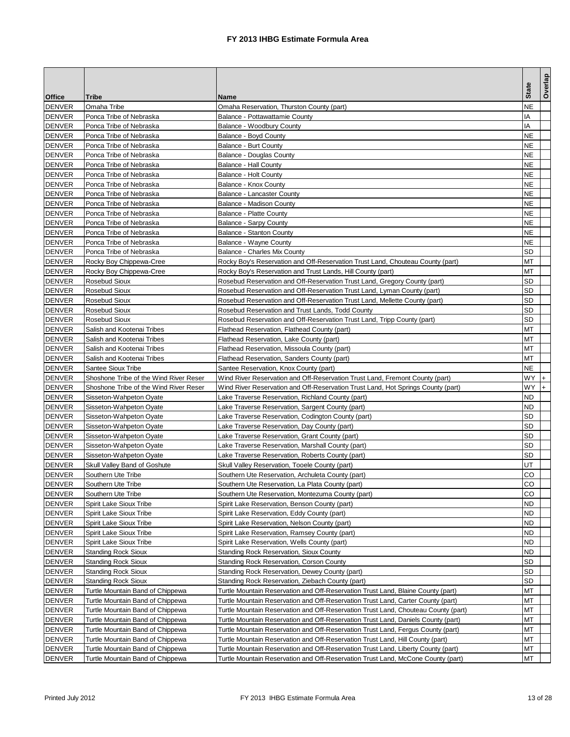# FY 2013 IHBG Estimate Formula Area

| Office | Tribe | Name | State | Overlap |
|---|---|---|---|---|
| DENVER | Omaha Tribe | Omaha Reservation, Thurston County (part) | NE | |
| DENVER | Ponca Tribe of Nebraska | Balance - Pottawattamie County | IA | |
| DENVER | Ponca Tribe of Nebraska | Balance - Woodbury County | IA | |
| DENVER | Ponca Tribe of Nebraska | Balance - Boyd County | NE | |
| DENVER | Ponca Tribe of Nebraska | Balance - Burt County | NE | |
| DENVER | Ponca Tribe of Nebraska | Balance - Douglas County | NE | |
| DENVER | Ponca Tribe of Nebraska | Balance - Hall County | NE | |
| DENVER | Ponca Tribe of Nebraska | Balance - Holt County | NE | |
| DENVER | Ponca Tribe of Nebraska | Balance - Knox County | NE | |
| DENVER | Ponca Tribe of Nebraska | Balance - Lancaster County | NE | |
| DENVER | Ponca Tribe of Nebraska | Balance - Madison County | NE | |
| DENVER | Ponca Tribe of Nebraska | Balance - Platte County | NE | |
| DENVER | Ponca Tribe of Nebraska | Balance - Sarpy County | NE | |
| DENVER | Ponca Tribe of Nebraska | Balance - Stanton County | NE | |
| DENVER | Ponca Tribe of Nebraska | Balance - Wayne County | NE | |
| DENVER | Ponca Tribe of Nebraska | Balance - Charles Mix County | SD | |
| DENVER | Rocky Boy Chippewa-Cree | Rocky Boy's Reservation and Off-Reservation Trust Land, Chouteau County (part) | MT | |
| DENVER | Rocky Boy Chippewa-Cree | Rocky Boy's Reservation and Trust Lands, Hill County (part) | MT | |
| DENVER | Rosebud Sioux | Rosebud Reservation and Off-Reservation Trust Land, Gregory County (part) | SD | |
| DENVER | Rosebud Sioux | Rosebud Reservation and Off-Reservation Trust Land, Lyman County (part) | SD | |
| DENVER | Rosebud Sioux | Rosebud Reservation and Off-Reservation Trust Land, Mellette County (part) | SD | |
| DENVER | Rosebud Sioux | Rosebud Reservation and Trust Lands, Todd County | SD | |
| DENVER | Rosebud Sioux | Rosebud Reservation and Off-Reservation Trust Land, Tripp County (part) | SD | |
| DENVER | Salish and Kootenai Tribes | Flathead Reservation, Flathead County (part) | MT | |
| DENVER | Salish and Kootenai Tribes | Flathead Reservation, Lake County (part) | MT | |
| DENVER | Salish and Kootenai Tribes | Flathead Reservation, Missoula County (part) | MT | |
| DENVER | Salish and Kootenai Tribes | Flathead Reservation, Sanders County (part) | MT | |
| DENVER | Santee Sioux Tribe | Santee Reservation, Knox County (part) | NE | |
| DENVER | Shoshone Tribe of the Wind River Reser | Wind River Reservation and Off-Reservation Trust Land, Fremont County (part) | WY | + |
| DENVER | Shoshone Tribe of the Wind River Reser | Wind River Reservation and Off-Reservation Trust Land, Hot Springs County (part) | WY | + |
| DENVER | Sisseton-Wahpeton Oyate | Lake Traverse Reservation, Richland County (part) | ND | |
| DENVER | Sisseton-Wahpeton Oyate | Lake Traverse Reservation, Sargent County (part) | ND | |
| DENVER | Sisseton-Wahpeton Oyate | Lake Traverse Reservation, Codington County (part) | SD | |
| DENVER | Sisseton-Wahpeton Oyate | Lake Traverse Reservation, Day County (part) | SD | |
| DENVER | Sisseton-Wahpeton Oyate | Lake Traverse Reservation, Grant County (part) | SD | |
| DENVER | Sisseton-Wahpeton Oyate | Lake Traverse Reservation, Marshall County (part) | SD | |
| DENVER | Sisseton-Wahpeton Oyate | Lake Traverse Reservation, Roberts County (part) | SD | |
| DENVER | Skull Valley Band of Goshute | Skull Valley Reservation, Tooele County (part) | UT | |
| DENVER | Southern Ute Tribe | Southern Ute Reservation, Archuleta County (part) | CO | |
| DENVER | Southern Ute Tribe | Southern Ute Reservation, La Plata County (part) | CO | |
| DENVER | Southern Ute Tribe | Southern Ute Reservation, Montezuma County (part) | CO | |
| DENVER | Spirit Lake Sioux Tribe | Spirit Lake Reservation, Benson County (part) | ND | |
| DENVER | Spirit Lake Sioux Tribe | Spirit Lake Reservation, Eddy County (part) | ND | |
| DENVER | Spirit Lake Sioux Tribe | Spirit Lake Reservation, Nelson County (part) | ND | |
| DENVER | Spirit Lake Sioux Tribe | Spirit Lake Reservation, Ramsey County (part) | ND | |
| DENVER | Spirit Lake Sioux Tribe | Spirit Lake Reservation, Wells County (part) | ND | |
| DENVER | Standing Rock Sioux | Standing Rock Reservation, Sioux County | ND | |
| DENVER | Standing Rock Sioux | Standing Rock Reservation, Corson County | SD | |
| DENVER | Standing Rock Sioux | Standing Rock Reservation, Dewey County (part) | SD | |
| DENVER | Standing Rock Sioux | Standing Rock Reservation, Ziebach County (part) | SD | |
| DENVER | Turtle Mountain Band of Chippewa | Turtle Mountain Reservation and Off-Reservation Trust Land, Blaine County (part) | MT | |
| DENVER | Turtle Mountain Band of Chippewa | Turtle Mountain Reservation and Off-Reservation Trust Land, Carter County (part) | MT | |
| DENVER | Turtle Mountain Band of Chippewa | Turtle Mountain Reservation and Off-Reservation Trust Land, Chouteau County (part) | MT | |
| DENVER | Turtle Mountain Band of Chippewa | Turtle Mountain Reservation and Off-Reservation Trust Land, Daniels County (part) | MT | |
| DENVER | Turtle Mountain Band of Chippewa | Turtle Mountain Reservation and Off-Reservation Trust Land, Fergus County (part) | MT | |
| DENVER | Turtle Mountain Band of Chippewa | Turtle Mountain Reservation and Off-Reservation Trust Land, Hill County (part) | MT | |
| DENVER | Turtle Mountain Band of Chippewa | Turtle Mountain Reservation and Off-Reservation Trust Land, Liberty County (part) | MT | |
| DENVER | Turtle Mountain Band of Chippewa | Turtle Mountain Reservation and Off-Reservation Trust Land, McCone County (part) | MT | |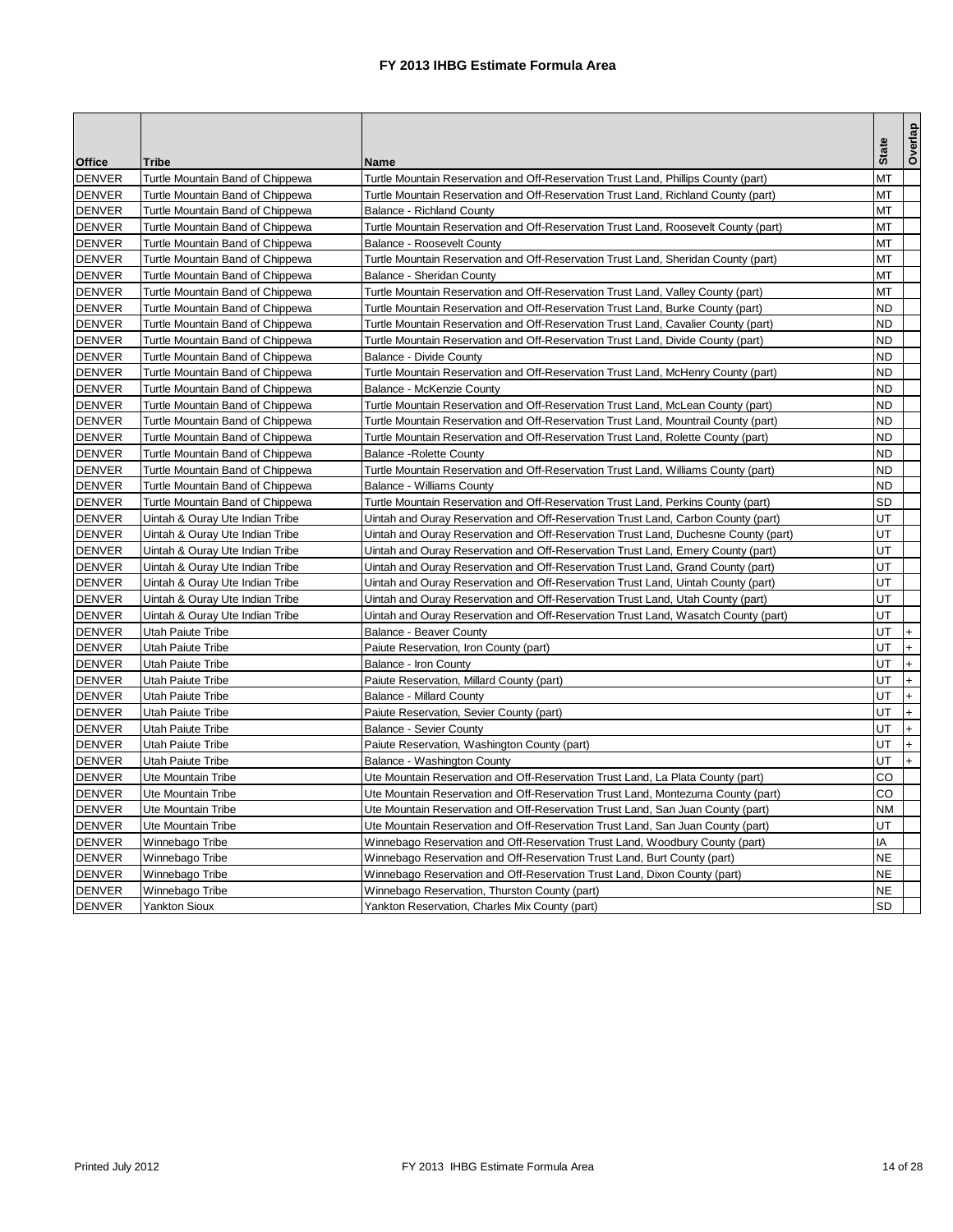# FY 2013 IHBG Estimate Formula Area

| Office | Tribe | Name | State | Overlap |
|---|---|---|---|---|
| DENVER | Turtle Mountain Band of Chippewa | Turtle Mountain Reservation and Off-Reservation Trust Land, Phillips County (part) | MT | |
| DENVER | Turtle Mountain Band of Chippewa | Turtle Mountain Reservation and Off-Reservation Trust Land, Richland County (part) | MT | |
| DENVER | Turtle Mountain Band of Chippewa | Balance - Richland County | MT | |
| DENVER | Turtle Mountain Band of Chippewa | Turtle Mountain Reservation and Off-Reservation Trust Land, Roosevelt County (part) | MT | |
| DENVER | Turtle Mountain Band of Chippewa | Balance - Roosevelt County | MT | |
| DENVER | Turtle Mountain Band of Chippewa | Turtle Mountain Reservation and Off-Reservation Trust Land, Sheridan County (part) | MT | |
| DENVER | Turtle Mountain Band of Chippewa | Balance - Sheridan County | MT | |
| DENVER | Turtle Mountain Band of Chippewa | Turtle Mountain Reservation and Off-Reservation Trust Land, Valley County (part) | MT | |
| DENVER | Turtle Mountain Band of Chippewa | Turtle Mountain Reservation and Off-Reservation Trust Land, Burke County (part) | ND | |
| DENVER | Turtle Mountain Band of Chippewa | Turtle Mountain Reservation and Off-Reservation Trust Land, Cavalier County (part) | ND | |
| DENVER | Turtle Mountain Band of Chippewa | Turtle Mountain Reservation and Off-Reservation Trust Land, Divide County (part) | ND | |
| DENVER | Turtle Mountain Band of Chippewa | Balance - Divide County | ND | |
| DENVER | Turtle Mountain Band of Chippewa | Turtle Mountain Reservation and Off-Reservation Trust Land, McHenry County (part) | ND | |
| DENVER | Turtle Mountain Band of Chippewa | Balance - McKenzie County | ND | |
| DENVER | Turtle Mountain Band of Chippewa | Turtle Mountain Reservation and Off-Reservation Trust Land, McLean County (part) | ND | |
| DENVER | Turtle Mountain Band of Chippewa | Turtle Mountain Reservation and Off-Reservation Trust Land, Mountrail County (part) | ND | |
| DENVER | Turtle Mountain Band of Chippewa | Turtle Mountain Reservation and Off-Reservation Trust Land, Rolette County (part) | ND | |
| DENVER | Turtle Mountain Band of Chippewa | Balance -Rolette County | ND | |
| DENVER | Turtle Mountain Band of Chippewa | Turtle Mountain Reservation and Off-Reservation Trust Land, Williams County (part) | ND | |
| DENVER | Turtle Mountain Band of Chippewa | Balance - Williams County | ND | |
| DENVER | Turtle Mountain Band of Chippewa | Turtle Mountain Reservation and Off-Reservation Trust Land, Perkins County (part) | SD | |
| DENVER | Uintah & Ouray Ute Indian Tribe | Uintah and Ouray Reservation and Off-Reservation Trust Land, Carbon County (part) | UT | |
| DENVER | Uintah & Ouray Ute Indian Tribe | Uintah and Ouray Reservation and Off-Reservation Trust Land, Duchesne County (part) | UT | |
| DENVER | Uintah & Ouray Ute Indian Tribe | Uintah and Ouray Reservation and Off-Reservation Trust Land, Emery County (part) | UT | |
| DENVER | Uintah & Ouray Ute Indian Tribe | Uintah and Ouray Reservation and Off-Reservation Trust Land, Grand County (part) | UT | |
| DENVER | Uintah & Ouray Ute Indian Tribe | Uintah and Ouray Reservation and Off-Reservation Trust Land, Uintah County (part) | UT | |
| DENVER | Uintah & Ouray Ute Indian Tribe | Uintah and Ouray Reservation and Off-Reservation Trust Land, Utah County (part) | UT | |
| DENVER | Uintah & Ouray Ute Indian Tribe | Uintah and Ouray Reservation and Off-Reservation Trust Land, Wasatch County (part) | UT | |
| DENVER | Utah Paiute Tribe | Balance - Beaver County | UT | + |
| DENVER | Utah Paiute Tribe | Paiute Reservation, Iron County (part) | UT | + |
| DENVER | Utah Paiute Tribe | Balance - Iron County | UT | + |
| DENVER | Utah Paiute Tribe | Paiute Reservation, Millard County (part) | UT | + |
| DENVER | Utah Paiute Tribe | Balance - Millard County | UT | + |
| DENVER | Utah Paiute Tribe | Paiute Reservation, Sevier County (part) | UT | + |
| DENVER | Utah Paiute Tribe | Balance - Sevier County | UT | + |
| DENVER | Utah Paiute Tribe | Paiute Reservation, Washington County (part) | UT | + |
| DENVER | Utah Paiute Tribe | Balance - Washington County | UT | + |
| DENVER | Ute Mountain Tribe | Ute Mountain Reservation and Off-Reservation Trust Land, La Plata County (part) | CO | |
| DENVER | Ute Mountain Tribe | Ute Mountain Reservation and Off-Reservation Trust Land, Montezuma County (part) | CO | |
| DENVER | Ute Mountain Tribe | Ute Mountain Reservation and Off-Reservation Trust Land, San Juan County (part) | NM | |
| DENVER | Ute Mountain Tribe | Ute Mountain Reservation and Off-Reservation Trust Land, San Juan County (part) | UT | |
| DENVER | Winnebago Tribe | Winnebago Reservation and Off-Reservation Trust Land, Woodbury County (part) | IA | |
| DENVER | Winnebago Tribe | Winnebago Reservation and Off-Reservation Trust Land, Burt County (part) | NE | |
| DENVER | Winnebago Tribe | Winnebago Reservation and Off-Reservation Trust Land, Dixon County (part) | NE | |
| DENVER | Winnebago Tribe | Winnebago Reservation, Thurston County (part) | NE | |
| DENVER | Yankton Sioux | Yankton Reservation, Charles Mix County (part) | SD | |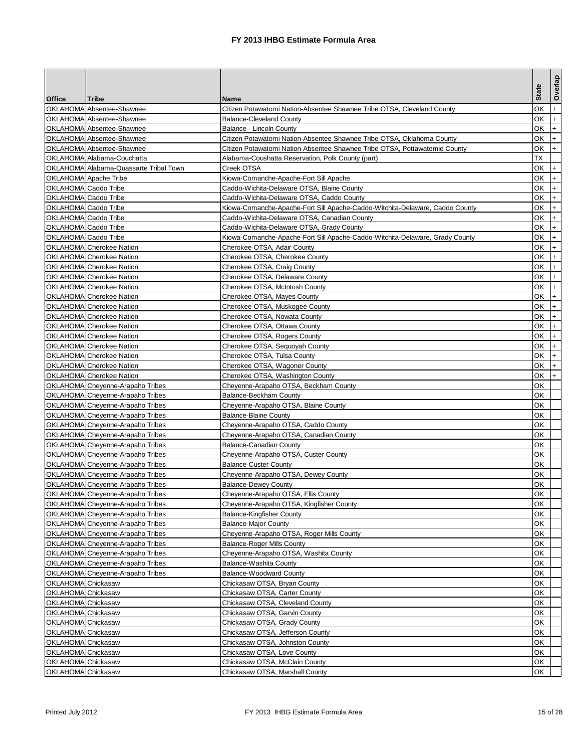# FY 2013 IHBG Estimate Formula Area

| Office | Tribe | Name | State | Overlap |
|---|---|---|---|---|
| OKLAHOMA | Absentee-Shawnee | Citizen Potawatomi Nation-Absentee Shawnee Tribe OTSA, Cleveland County | OK | + |
| OKLAHOMA | Absentee-Shawnee | Balance-Cleveland County | OK | + |
| OKLAHOMA | Absentee-Shawnee | Balance - Lincoln County | OK | + |
| OKLAHOMA | Absentee-Shawnee | Citizen Potawatomi Nation-Absentee Shawnee Tribe OTSA, Oklahoma County | OK | + |
| OKLAHOMA | Absentee-Shawnee | Citizen Potawatomi Nation-Absentee Shawnee Tribe OTSA, Pottawatomie County | OK | + |
| OKLAHOMA | Alabama-Couchatta | Alabama-Coushatta Reservation, Polk County (part) | TX | |
| OKLAHOMA | Alabama-Quassarte Tribal Town | Creek OTSA | OK | + |
| OKLAHOMA | Apache Tribe | Kiowa-Comanche-Apache-Fort Sill Apache | OK | + |
| OKLAHOMA | Caddo Tribe | Caddo-Wichita-Delaware OTSA, Blaine County | OK | + |
| OKLAHOMA | Caddo Tribe | Caddo-Wichita-Delaware OTSA, Caddo County | OK | + |
| OKLAHOMA | Caddo Tribe | Kiowa-Comanche-Apache-Fort Sill Apache-Caddo-Witchita-Delaware, Caddo County | OK | + |
| OKLAHOMA | Caddo Tribe | Caddo-Wichita-Delaware OTSA, Canadian County | OK | + |
| OKLAHOMA | Caddo Tribe | Caddo-Wichita-Delaware OTSA, Grady County | OK | + |
| OKLAHOMA | Caddo Tribe | Kiowa-Comanche-Apache-Fort Sill Apache-Caddo-Witchita-Delaware, Grady County | OK | + |
| OKLAHOMA | Cherokee Nation | Cherokee OTSA, Adair County | OK | + |
| OKLAHOMA | Cherokee Nation | Cherokee OTSA, Cherokee County | OK | + |
| OKLAHOMA | Cherokee Nation | Cherokee OTSA, Craig County | OK | + |
| OKLAHOMA | Cherokee Nation | Cherokee OTSA, Delaware County | OK | + |
| OKLAHOMA | Cherokee Nation | Cherokee OTSA, McIntosh County | OK | + |
| OKLAHOMA | Cherokee Nation | Cherokee OTSA, Mayes County | OK | + |
| OKLAHOMA | Cherokee Nation | Cherokee OTSA, Muskogee County | OK | + |
| OKLAHOMA | Cherokee Nation | Cherokee OTSA, Nowata County | OK | + |
| OKLAHOMA | Cherokee Nation | Cherokee OTSA, Ottawa County | OK | + |
| OKLAHOMA | Cherokee Nation | Cherokee OTSA, Rogers County | OK | + |
| OKLAHOMA | Cherokee Nation | Cherokee OTSA, Sequoyah County | OK | + |
| OKLAHOMA | Cherokee Nation | Cherokee OTSA, Tulsa County | OK | + |
| OKLAHOMA | Cherokee Nation | Cherokee OTSA, Wagoner County | OK | + |
| OKLAHOMA | Cherokee Nation | Cherokee OTSA, Washington County | OK | + |
| OKLAHOMA | Cheyenne-Arapaho Tribes | Cheyenne-Arapaho OTSA, Beckham County | OK | |
| OKLAHOMA | Cheyenne-Arapaho Tribes | Balance-Beckham County | OK | |
| OKLAHOMA | Cheyenne-Arapaho Tribes | Cheyenne-Arapaho OTSA, Blaine County | OK | |
| OKLAHOMA | Cheyenne-Arapaho Tribes | Balance-Blaine County | OK | |
| OKLAHOMA | Cheyenne-Arapaho Tribes | Cheyenne-Arapaho OTSA, Caddo County | OK | |
| OKLAHOMA | Cheyenne-Arapaho Tribes | Cheyenne-Arapaho OTSA, Canadian County | OK | |
| OKLAHOMA | Cheyenne-Arapaho Tribes | Balance-Canadian County | OK | |
| OKLAHOMA | Cheyenne-Arapaho Tribes | Cheyenne-Arapaho OTSA, Custer County | OK | |
| OKLAHOMA | Cheyenne-Arapaho Tribes | Balance-Custer County | OK | |
| OKLAHOMA | Cheyenne-Arapaho Tribes | Cheyenne-Arapaho OTSA, Dewey County | OK | |
| OKLAHOMA | Cheyenne-Arapaho Tribes | Balance-Dewey County | OK | |
| OKLAHOMA | Cheyenne-Arapaho Tribes | Cheyenne-Arapaho OTSA, Ellis County | OK | |
| OKLAHOMA | Cheyenne-Arapaho Tribes | Cheyenne-Arapaho OTSA, Kingfisher County | OK | |
| OKLAHOMA | Cheyenne-Arapaho Tribes | Balance-Kingfisher County | OK | |
| OKLAHOMA | Cheyenne-Arapaho Tribes | Balance-Major County | OK | |
| OKLAHOMA | Cheyenne-Arapaho Tribes | Cheyenne-Arapaho OTSA, Roger Mills County | OK | |
| OKLAHOMA | Cheyenne-Arapaho Tribes | Balance-Roger Mills County | OK | |
| OKLAHOMA | Cheyenne-Arapaho Tribes | Cheyenne-Arapaho OTSA, Washita County | OK | |
| OKLAHOMA | Cheyenne-Arapaho Tribes | Balance-Washita County | OK | |
| OKLAHOMA | Cheyenne-Arapaho Tribes | Balance-Woodward County | OK | |
| OKLAHOMA | Chickasaw | Chickasaw OTSA, Bryan County | OK | |
| OKLAHOMA | Chickasaw | Chickasaw OTSA, Carter County | OK | |
| OKLAHOMA | Chickasaw | Chickasaw OTSA, Cleveland County | OK | |
| OKLAHOMA | Chickasaw | Chickasaw OTSA, Garvin County | OK | |
| OKLAHOMA | Chickasaw | Chickasaw OTSA, Grady County | OK | |
| OKLAHOMA | Chickasaw | Chickasaw OTSA, Jefferson County | OK | |
| OKLAHOMA | Chickasaw | Chickasaw OTSA, Johnston County | OK | |
| OKLAHOMA | Chickasaw | Chickasaw OTSA, Love County | OK | |
| OKLAHOMA | Chickasaw | Chickasaw OTSA, McClain County | OK | |
| OKLAHOMA | Chickasaw | Chickasaw OTSA, Marshall County | OK | |

Printed July 2012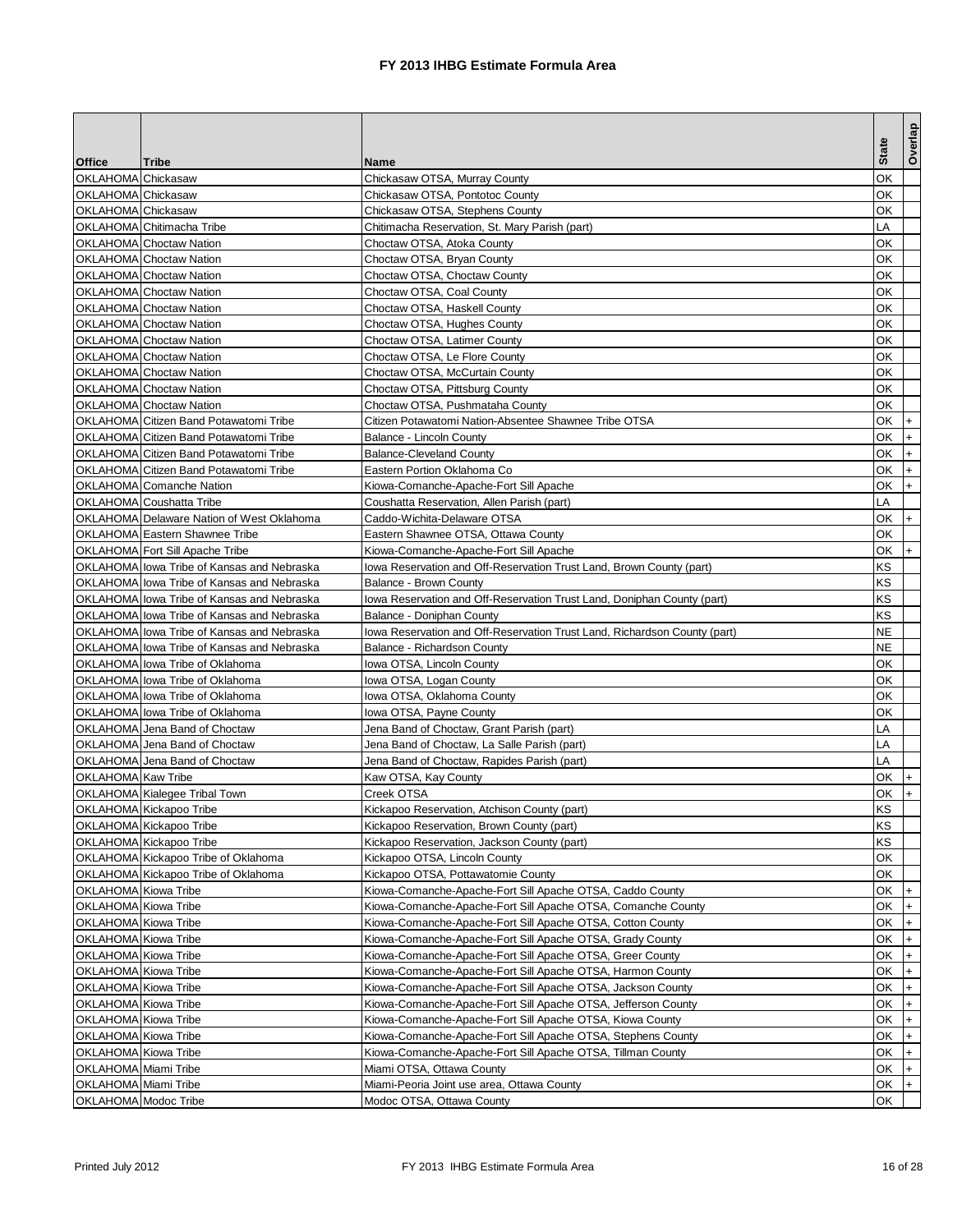# FY 2013 IHBG Estimate Formula Area

| Office | Tribe | Name | State | Overlap |
|---|---|---|---|---|
| OKLAHOMA | Chickasaw | Chickasaw OTSA, Murray County | OK | |
| OKLAHOMA | Chickasaw | Chickasaw OTSA, Pontotoc County | OK | |
| OKLAHOMA | Chickasaw | Chickasaw OTSA, Stephens County | OK | |
| OKLAHOMA | Chitimacha Tribe | Chitimacha Reservation, St. Mary Parish (part) | LA | |
| OKLAHOMA | Choctaw Nation | Choctaw OTSA, Atoka County | OK | |
| OKLAHOMA | Choctaw Nation | Choctaw OTSA, Bryan County | OK | |
| OKLAHOMA | Choctaw Nation | Choctaw OTSA, Choctaw County | OK | |
| OKLAHOMA | Choctaw Nation | Choctaw OTSA, Coal County | OK | |
| OKLAHOMA | Choctaw Nation | Choctaw OTSA, Haskell County | OK | |
| OKLAHOMA | Choctaw Nation | Choctaw OTSA, Hughes County | OK | |
| OKLAHOMA | Choctaw Nation | Choctaw OTSA, Latimer County | OK | |
| OKLAHOMA | Choctaw Nation | Choctaw OTSA, Le Flore County | OK | |
| OKLAHOMA | Choctaw Nation | Choctaw OTSA, McCurtain County | OK | |
| OKLAHOMA | Choctaw Nation | Choctaw OTSA, Pittsburg County | OK | |
| OKLAHOMA | Choctaw Nation | Choctaw OTSA, Pushmataha County | OK | |
| OKLAHOMA | Citizen Band Potawatomi Tribe | Citizen Potawatomi Nation-Absentee Shawnee Tribe OTSA | OK | + |
| OKLAHOMA | Citizen Band Potawatomi Tribe | Balance - Lincoln County | OK | + |
| OKLAHOMA | Citizen Band Potawatomi Tribe | Balance-Cleveland County | OK | + |
| OKLAHOMA | Citizen Band Potawatomi Tribe | Eastern Portion Oklahoma Co | OK | + |
| OKLAHOMA | Comanche Nation | Kiowa-Comanche-Apache-Fort Sill Apache | OK | + |
| OKLAHOMA | Coushatta Tribe | Coushatta Reservation, Allen Parish (part) | LA | |
| OKLAHOMA | Delaware Nation of West Oklahoma | Caddo-Wichita-Delaware OTSA | OK | + |
| OKLAHOMA | Eastern Shawnee Tribe | Eastern Shawnee OTSA, Ottawa County | OK | |
| OKLAHOMA | Fort Sill Apache Tribe | Kiowa-Comanche-Apache-Fort Sill Apache | OK | + |
| OKLAHOMA | Iowa Tribe of Kansas and Nebraska | Iowa Reservation and Off-Reservation Trust Land, Brown County (part) | KS | |
| OKLAHOMA | Iowa Tribe of Kansas and Nebraska | Balance - Brown County | KS | |
| OKLAHOMA | Iowa Tribe of Kansas and Nebraska | Iowa Reservation and Off-Reservation Trust Land, Doniphan County (part) | KS | |
| OKLAHOMA | Iowa Tribe of Kansas and Nebraska | Balance - Doniphan County | KS | |
| OKLAHOMA | Iowa Tribe of Kansas and Nebraska | Iowa Reservation and Off-Reservation Trust Land, Richardson County (part) | NE | |
| OKLAHOMA | Iowa Tribe of Kansas and Nebraska | Balance - Richardson County | NE | |
| OKLAHOMA | Iowa Tribe of Oklahoma | Iowa OTSA, Lincoln County | OK | |
| OKLAHOMA | Iowa Tribe of Oklahoma | Iowa OTSA, Logan County | OK | |
| OKLAHOMA | Iowa Tribe of Oklahoma | Iowa OTSA, Oklahoma County | OK | |
| OKLAHOMA | Iowa Tribe of Oklahoma | Iowa OTSA, Payne County | OK | |
| OKLAHOMA | Jena Band of Choctaw | Jena Band of Choctaw, Grant Parish (part) | LA | |
| OKLAHOMA | Jena Band of Choctaw | Jena Band of Choctaw, La Salle Parish (part) | LA | |
| OKLAHOMA | Jena Band of Choctaw | Jena Band of Choctaw, Rapides Parish (part) | LA | |
| OKLAHOMA | Kaw Tribe | Kaw OTSA, Kay County | OK | + |
| OKLAHOMA | Kialegee Tribal Town | Creek OTSA | OK | + |
| OKLAHOMA | Kickapoo Tribe | Kickapoo Reservation, Atchison County (part) | KS | |
| OKLAHOMA | Kickapoo Tribe | Kickapoo Reservation, Brown County (part) | KS | |
| OKLAHOMA | Kickapoo Tribe | Kickapoo Reservation, Jackson County (part) | KS | |
| OKLAHOMA | Kickapoo Tribe of Oklahoma | Kickapoo OTSA, Lincoln County | OK | |
| OKLAHOMA | Kickapoo Tribe of Oklahoma | Kickapoo OTSA, Pottawatomie County | OK | |
| OKLAHOMA | Kiowa Tribe | Kiowa-Comanche-Apache-Fort Sill Apache OTSA, Caddo County | OK | + |
| OKLAHOMA | Kiowa Tribe | Kiowa-Comanche-Apache-Fort Sill Apache OTSA, Comanche County | OK | + |
| OKLAHOMA | Kiowa Tribe | Kiowa-Comanche-Apache-Fort Sill Apache OTSA, Cotton County | OK | + |
| OKLAHOMA | Kiowa Tribe | Kiowa-Comanche-Apache-Fort Sill Apache OTSA, Grady County | OK | + |
| OKLAHOMA | Kiowa Tribe | Kiowa-Comanche-Apache-Fort Sill Apache OTSA, Greer County | OK | + |
| OKLAHOMA | Kiowa Tribe | Kiowa-Comanche-Apache-Fort Sill Apache OTSA, Harmon County | OK | + |
| OKLAHOMA | Kiowa Tribe | Kiowa-Comanche-Apache-Fort Sill Apache OTSA, Jackson County | OK | + |
| OKLAHOMA | Kiowa Tribe | Kiowa-Comanche-Apache-Fort Sill Apache OTSA, Jefferson County | OK | + |
| OKLAHOMA | Kiowa Tribe | Kiowa-Comanche-Apache-Fort Sill Apache OTSA, Kiowa County | OK | + |
| OKLAHOMA | Kiowa Tribe | Kiowa-Comanche-Apache-Fort Sill Apache OTSA, Stephens County | OK | + |
| OKLAHOMA | Kiowa Tribe | Kiowa-Comanche-Apache-Fort Sill Apache OTSA, Tillman County | OK | + |
| OKLAHOMA | Miami Tribe | Miami OTSA, Ottawa County | OK | + |
| OKLAHOMA | Miami Tribe | Miami-Peoria Joint use area, Ottawa County | OK | + |
| OKLAHOMA | Modoc Tribe | Modoc OTSA, Ottawa County | OK | |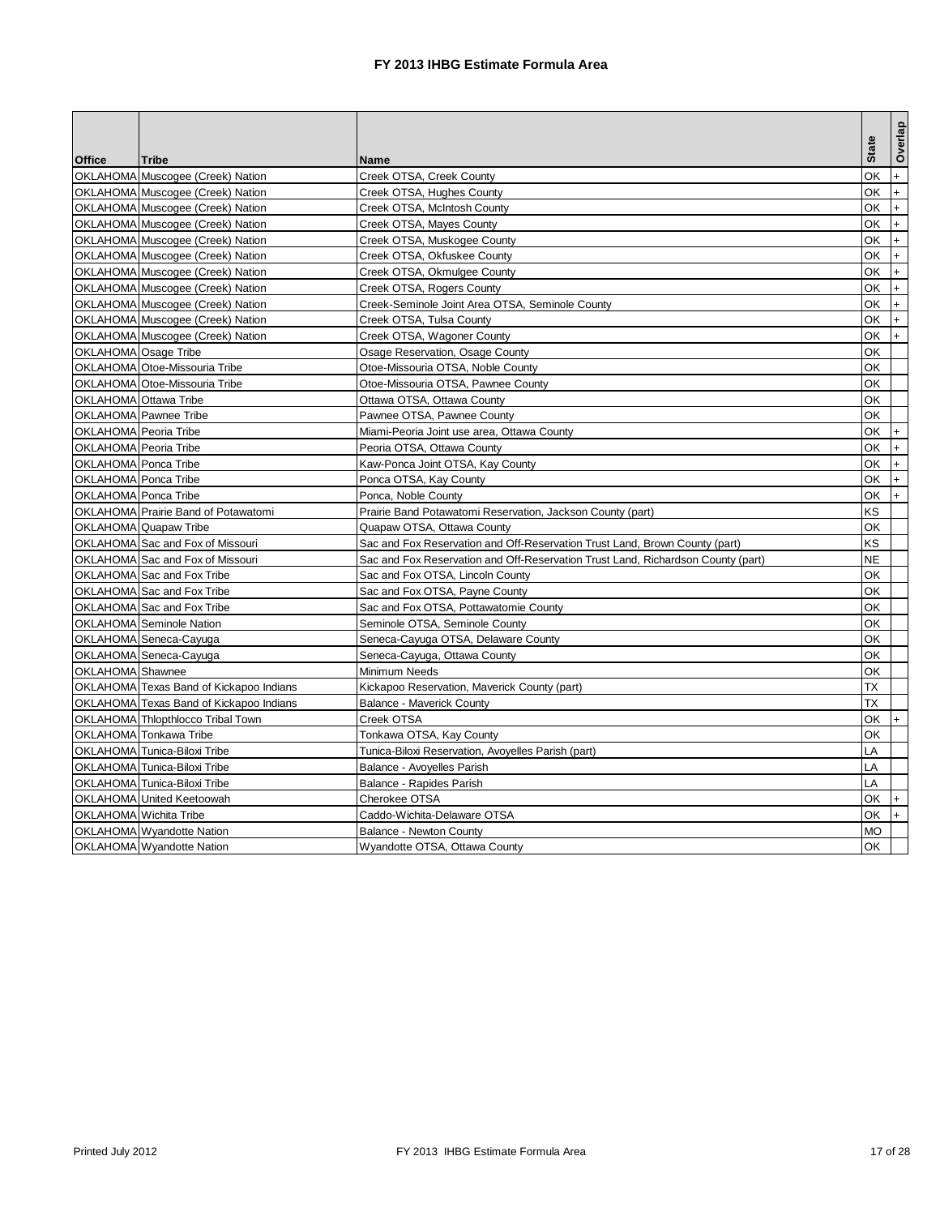# FY 2013 IHBG Estimate Formula Area

| Office | Tribe | Name | State | Overlap |
|---|---|---|---|---|
| OKLAHOMA | Muscogee (Creek) Nation | Creek OTSA, Creek County | OK | + |
| OKLAHOMA | Muscogee (Creek) Nation | Creek OTSA, Hughes County | OK | + |
| OKLAHOMA | Muscogee (Creek) Nation | Creek OTSA, McIntosh County | OK | + |
| OKLAHOMA | Muscogee (Creek) Nation | Creek OTSA, Mayes County | OK | + |
| OKLAHOMA | Muscogee (Creek) Nation | Creek OTSA, Muskogee County | OK | + |
| OKLAHOMA | Muscogee (Creek) Nation | Creek OTSA, Okfuskee County | OK | + |
| OKLAHOMA | Muscogee (Creek) Nation | Creek OTSA, Okmulgee County | OK | + |
| OKLAHOMA | Muscogee (Creek) Nation | Creek OTSA, Rogers County | OK | + |
| OKLAHOMA | Muscogee (Creek) Nation | Creek-Seminole Joint Area OTSA, Seminole County | OK | + |
| OKLAHOMA | Muscogee (Creek) Nation | Creek OTSA, Tulsa County | OK | + |
| OKLAHOMA | Muscogee (Creek) Nation | Creek OTSA, Wagoner County | OK | + |
| OKLAHOMA | Osage Tribe | Osage Reservation, Osage County | OK | |
| OKLAHOMA | Otoe-Missouria Tribe | Otoe-Missouria OTSA, Noble County | OK | |
| OKLAHOMA | Otoe-Missouria Tribe | Otoe-Missouria OTSA, Pawnee County | OK | |
| OKLAHOMA | Ottawa Tribe | Ottawa OTSA, Ottawa County | OK | |
| OKLAHOMA | Pawnee Tribe | Pawnee OTSA, Pawnee County | OK | |
| OKLAHOMA | Peoria Tribe | Miami-Peoria Joint use area, Ottawa County | OK | + |
| OKLAHOMA | Peoria Tribe | Peoria OTSA, Ottawa County | OK | + |
| OKLAHOMA | Ponca Tribe | Kaw-Ponca Joint OTSA, Kay County | OK | + |
| OKLAHOMA | Ponca Tribe | Ponca OTSA, Kay County | OK | + |
| OKLAHOMA | Ponca Tribe | Ponca, Noble County | OK | + |
| OKLAHOMA | Prairie Band of Potawatomi | Prairie Band Potawatomi Reservation, Jackson County (part) | KS | |
| OKLAHOMA | Quapaw Tribe | Quapaw OTSA, Ottawa County | OK | |
| OKLAHOMA | Sac and Fox of Missouri | Sac and Fox Reservation and Off-Reservation Trust Land, Brown County (part) | KS | |
| OKLAHOMA | Sac and Fox of Missouri | Sac and Fox Reservation and Off-Reservation Trust Land, Richardson County (part) | NE | |
| OKLAHOMA | Sac and Fox Tribe | Sac and Fox OTSA, Lincoln County | OK | |
| OKLAHOMA | Sac and Fox Tribe | Sac and Fox OTSA, Payne County | OK | |
| OKLAHOMA | Sac and Fox Tribe | Sac and Fox OTSA, Pottawatomie County | OK | |
| OKLAHOMA | Seminole Nation | Seminole OTSA, Seminole County | OK | |
| OKLAHOMA | Seneca-Cayuga | Seneca-Cayuga OTSA, Delaware County | OK | |
| OKLAHOMA | Seneca-Cayuga | Seneca-Cayuga, Ottawa County | OK | |
| OKLAHOMA | Shawnee | Minimum Needs | OK | |
| OKLAHOMA | Texas Band of Kickapoo Indians | Kickapoo Reservation, Maverick County (part) | TX | |
| OKLAHOMA | Texas Band of Kickapoo Indians | Balance - Maverick County | TX | |
| OKLAHOMA | Thlopthlocco Tribal Town | Creek OTSA | OK | + |
| OKLAHOMA | Tonkawa Tribe | Tonkawa OTSA, Kay County | OK | |
| OKLAHOMA | Tunica-Biloxi Tribe | Tunica-Biloxi Reservation, Avoyelles Parish (part) | LA | |
| OKLAHOMA | Tunica-Biloxi Tribe | Balance - Avoyelles Parish | LA | |
| OKLAHOMA | Tunica-Biloxi Tribe | Balance - Rapides Parish | LA | |
| OKLAHOMA | United Keetoowah | Cherokee OTSA | OK | + |
| OKLAHOMA | Wichita Tribe | Caddo-Wichita-Delaware OTSA | OK | + |
| OKLAHOMA | Wyandotte Nation | Balance - Newton County | MO | |
| OKLAHOMA | Wyandotte Nation | Wyandotte OTSA, Ottawa County | OK | |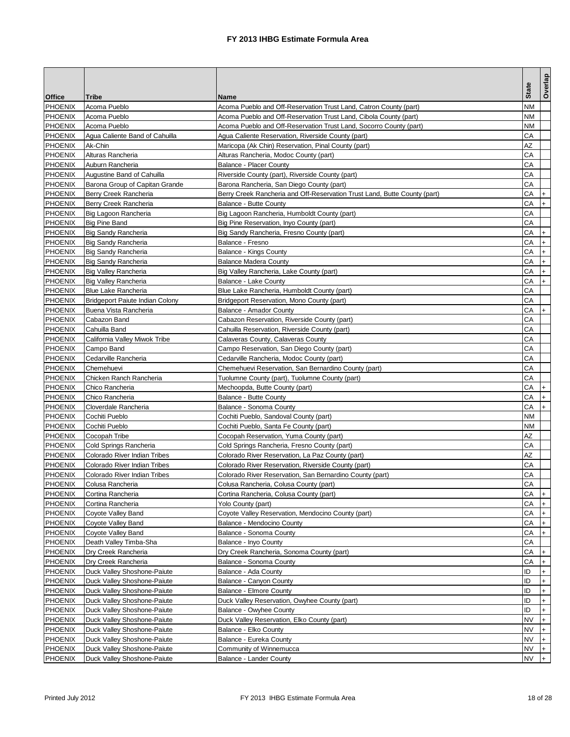# FY 2013 IHBG Estimate Formula Area

| Office | Tribe | Name | State | Overlap |
|---|---|---|---|---|
| PHOENIX | Acoma Pueblo | Acoma Pueblo and Off-Reservation Trust Land, Catron County (part) | NM | |
| PHOENIX | Acoma Pueblo | Acoma Pueblo and Off-Reservation Trust Land, Cibola County (part) | NM | |
| PHOENIX | Acoma Pueblo | Acoma Pueblo and Off-Reservation Trust Land, Socorro County (part) | NM | |
| PHOENIX | Agua Caliente Band of Cahuilla | Agua Caliente Reservation, Riverside County (part) | CA | |
| PHOENIX | Ak-Chin | Maricopa (Ak Chin) Reservation, Pinal County (part) | AZ | |
| PHOENIX | Alturas Rancheria | Alturas Rancheria, Modoc County (part) | CA | |
| PHOENIX | Auburn Rancheria | Balance - Placer County | CA | |
| PHOENIX | Augustine Band of Cahuilla | Riverside County (part), Riverside County (part) | CA | |
| PHOENIX | Barona Group of Capitan Grande | Barona Rancheria, San Diego County (part) | CA | |
| PHOENIX | Berry Creek Rancheria | Berry Creek Rancheria and Off-Reservation Trust Land, Butte County (part) | CA | + |
| PHOENIX | Berry Creek Rancheria | Balance - Butte County | CA | + |
| PHOENIX | Big Lagoon Rancheria | Big Lagoon Rancheria, Humboldt County (part) | CA | |
| PHOENIX | Big Pine Band | Big Pine Reservation, Inyo County (part) | CA | |
| PHOENIX | Big Sandy Rancheria | Big Sandy Rancheria, Fresno County (part) | CA | + |
| PHOENIX | Big Sandy Rancheria | Balance - Fresno | CA | + |
| PHOENIX | Big Sandy Rancheria | Balance - Kings County | CA | + |
| PHOENIX | Big Sandy Rancheria | Balance Madera County | CA | + |
| PHOENIX | Big Valley Rancheria | Big Valley Rancheria, Lake County (part) | CA | + |
| PHOENIX | Big Valley Rancheria | Balance - Lake County | CA | + |
| PHOENIX | Blue Lake Rancheria | Blue Lake Rancheria, Humboldt County (part) | CA | |
| PHOENIX | Bridgeport Paiute Indian Colony | Bridgeport Reservation, Mono County (part) | CA | |
| PHOENIX | Buena Vista Rancheria | Balance - Amador County | CA | + |
| PHOENIX | Cabazon Band | Cabazon Reservation, Riverside County (part) | CA | |
| PHOENIX | Cahuilla Band | Cahuilla Reservation, Riverside County (part) | CA | |
| PHOENIX | California Valley Miwok Tribe | Calaveras County, Calaveras County | CA | |
| PHOENIX | Campo Band | Campo Reservation, San Diego County (part) | CA | |
| PHOENIX | Cedarville Rancheria | Cedarville Rancheria, Modoc County (part) | CA | |
| PHOENIX | Chemehuevi | Chemehuevi Reservation, San Bernardino County (part) | CA | |
| PHOENIX | Chicken Ranch Rancheria | Tuolumne County (part), Tuolumne County (part) | CA | |
| PHOENIX | Chico Rancheria | Mechoopda, Butte County (part) | CA | + |
| PHOENIX | Chico Rancheria | Balance - Butte County | CA | + |
| PHOENIX | Cloverdale Rancheria | Balance - Sonoma County | CA | + |
| PHOENIX | Cochiti Pueblo | Cochiti Pueblo, Sandoval County (part) | NM | |
| PHOENIX | Cochiti Pueblo | Cochiti Pueblo, Santa Fe County (part) | NM | |
| PHOENIX | Cocopah Tribe | Cocopah Reservation, Yuma County (part) | AZ | |
| PHOENIX | Cold Springs Rancheria | Cold Springs Rancheria, Fresno County (part) | CA | |
| PHOENIX | Colorado River Indian Tribes | Colorado River Reservation, La Paz County (part) | AZ | |
| PHOENIX | Colorado River Indian Tribes | Colorado River Reservation, Riverside County (part) | CA | |
| PHOENIX | Colorado River Indian Tribes | Colorado River Reservation, San Bernardino County (part) | CA | |
| PHOENIX | Colusa Rancheria | Colusa Rancheria, Colusa County (part) | CA | |
| PHOENIX | Cortina Rancheria | Cortina Rancheria, Colusa County (part) | CA | + |
| PHOENIX | Cortina Rancheria | Yolo County (part) | CA | + |
| PHOENIX | Coyote Valley Band | Coyote Valley Reservation, Mendocino County (part) | CA | + |
| PHOENIX | Coyote Valley Band | Balance - Mendocino County | CA | + |
| PHOENIX | Coyote Valley Band | Balance - Sonoma County | CA | + |
| PHOENIX | Death Valley Timba-Sha | Balance - Inyo County | CA | |
| PHOENIX | Dry Creek Rancheria | Dry Creek Rancheria, Sonoma County (part) | CA | + |
| PHOENIX | Dry Creek Rancheria | Balance - Sonoma County | CA | + |
| PHOENIX | Duck Valley Shoshone-Paiute | Balance - Ada County | ID | + |
| PHOENIX | Duck Valley Shoshone-Paiute | Balance - Canyon County | ID | + |
| PHOENIX | Duck Valley Shoshone-Paiute | Balance - Elmore County | ID | + |
| PHOENIX | Duck Valley Shoshone-Paiute | Duck Valley Reservation, Owyhee County (part) | ID | + |
| PHOENIX | Duck Valley Shoshone-Paiute | Balance - Owyhee County | ID | + |
| PHOENIX | Duck Valley Shoshone-Paiute | Duck Valley Reservation, Elko County (part) | NV | + |
| PHOENIX | Duck Valley Shoshone-Paiute | Balance - Elko County | NV | + |
| PHOENIX | Duck Valley Shoshone-Paiute | Balance - Eureka County | NV | + |
| PHOENIX | Duck Valley Shoshone-Paiute | Community of Winnemucca | NV | + |
| PHOENIX | Duck Valley Shoshone-Paiute | Balance - Lander County | NV | + |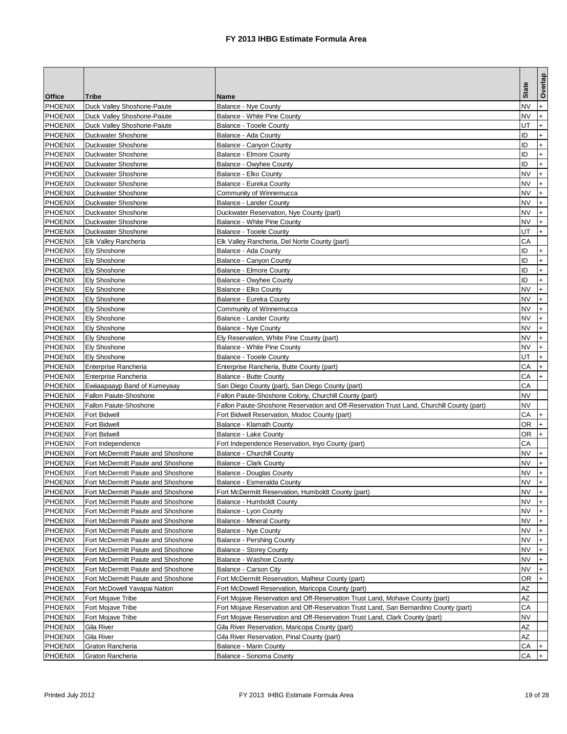# FY 2013 IHBG Estimate Formula Area

| Office | Tribe | Name | State | Overlap |
|---|---|---|---|---|
| PHOENIX | Duck Valley Shoshone-Paiute | Balance - Nye County | NV | + |
| PHOENIX | Duck Valley Shoshone-Paiute | Balance - White Pine County | NV | + |
| PHOENIX | Duck Valley Shoshone-Paiute | Balance - Tooele County | UT | + |
| PHOENIX | Duckwater Shoshone | Balance - Ada County | ID | + |
| PHOENIX | Duckwater Shoshone | Balance - Canyon County | ID | + |
| PHOENIX | Duckwater Shoshone | Balance - Elmore County | ID | + |
| PHOENIX | Duckwater Shoshone | Balance - Owyhee County | ID | + |
| PHOENIX | Duckwater Shoshone | Balance - Elko County | NV | + |
| PHOENIX | Duckwater Shoshone | Balance - Eureka County | NV | + |
| PHOENIX | Duckwater Shoshone | Community of Winnemucca | NV | + |
| PHOENIX | Duckwater Shoshone | Balance - Lander County | NV | + |
| PHOENIX | Duckwater Shoshone | Duckwater Reservation, Nye County (part) | NV | + |
| PHOENIX | Duckwater Shoshone | Balance - White Pine County | NV | + |
| PHOENIX | Duckwater Shoshone | Balance - Tooele County | UT | + |
| PHOENIX | Elk Valley Rancheria | Elk Valley Rancheria, Del Norte County (part) | CA | |
| PHOENIX | Ely Shoshone | Balance - Ada County | ID | + |
| PHOENIX | Ely Shoshone | Balance - Canyon County | ID | + |
| PHOENIX | Ely Shoshone | Balance - Elmore County | ID | + |
| PHOENIX | Ely Shoshone | Balance - Owyhee County | ID | + |
| PHOENIX | Ely Shoshone | Balance - Elko County | NV | + |
| PHOENIX | Ely Shoshone | Balance - Eureka County | NV | + |
| PHOENIX | Ely Shoshone | Community of Winnemucca | NV | + |
| PHOENIX | Ely Shoshone | Balance - Lander County | NV | + |
| PHOENIX | Ely Shoshone | Balance - Nye County | NV | + |
| PHOENIX | Ely Shoshone | Ely Reservation, White Pine County (part) | NV | + |
| PHOENIX | Ely Shoshone | Balance - White Pine County | NV | + |
| PHOENIX | Ely Shoshone | Balance - Tooele County | UT | + |
| PHOENIX | Enterprise Rancheria | Enterprise Rancheria, Butte County (part) | CA | + |
| PHOENIX | Enterprise Rancheria | Balance - Butte County | CA | + |
| PHOENIX | Ewiiaapaayp Band of Kumeyaay | San Diego County (part), San Diego County (part) | CA | |
| PHOENIX | Fallon Paiute-Shoshone | Fallon Paiute-Shoshone Colony, Churchill County (part) | NV | |
| PHOENIX | Fallon Paiute-Shoshone | Fallon Paiute-Shoshone Reservation and Off-Reservation Trust Land, Churchill County (part) | NV | |
| PHOENIX | Fort Bidwell | Fort Bidwell Reservation, Modoc County (part) | CA | + |
| PHOENIX | Fort Bidwell | Balance - Klamath County | OR | + |
| PHOENIX | Fort Bidwell | Balance - Lake County | OR | + |
| PHOENIX | Fort Independence | Fort Independence Reservation, Inyo County (part) | CA | |
| PHOENIX | Fort McDermitt Paiute and Shoshone | Balance - Churchill County | NV | + |
| PHOENIX | Fort McDermitt Paiute and Shoshone | Balance - Clark County | NV | + |
| PHOENIX | Fort McDermitt Paiute and Shoshone | Balance - Douglas County | NV | + |
| PHOENIX | Fort McDermitt Paiute and Shoshone | Balance - Esmeralda County | NV | + |
| PHOENIX | Fort McDermitt Paiute and Shoshone | Fort McDermitt Reservation, Humboldt County (part) | NV | + |
| PHOENIX | Fort McDermitt Paiute and Shoshone | Balance - Humboldt County | NV | + |
| PHOENIX | Fort McDermitt Paiute and Shoshone | Balance - Lyon County | NV | + |
| PHOENIX | Fort McDermitt Paiute and Shoshone | Balance - Mineral County | NV | + |
| PHOENIX | Fort McDermitt Paiute and Shoshone | Balance - Nye County | NV | + |
| PHOENIX | Fort McDermitt Paiute and Shoshone | Balance - Pershing County | NV | + |
| PHOENIX | Fort McDermitt Paiute and Shoshone | Balance - Storey County | NV | + |
| PHOENIX | Fort McDermitt Paiute and Shoshone | Balance - Washoe County | NV | + |
| PHOENIX | Fort McDermitt Paiute and Shoshone | Balance - Carson City | NV | + |
| PHOENIX | Fort McDermitt Paiute and Shoshone | Fort McDermitt Reservation, Malheur County (part) | OR | + |
| PHOENIX | Fort McDowell Yavapai Nation | Fort McDowell Reservation, Maricopa County (part) | AZ | |
| PHOENIX | Fort Mojave Tribe | Fort Mojave Reservation and Off-Reservation Trust Land, Mohave County (part) | AZ | |
| PHOENIX | Fort Mojave Tribe | Fort Mojave Reservation and Off-Reservation Trust Land, San Bernardino County (part) | CA | |
| PHOENIX | Fort Mojave Tribe | Fort Mojave Reservation and Off-Reservation Trust Land, Clark County (part) | NV | |
| PHOENIX | Gila River | Gila River Reservation, Maricopa County (part) | AZ | |
| PHOENIX | Gila River | Gila River Reservation, Pinal County (part) | AZ | |
| PHOENIX | Graton Rancheria | Balance - Marin County | CA | + |
| PHOENIX | Graton Rancheria | Balance - Sonoma County | CA | + |

Printed July 2012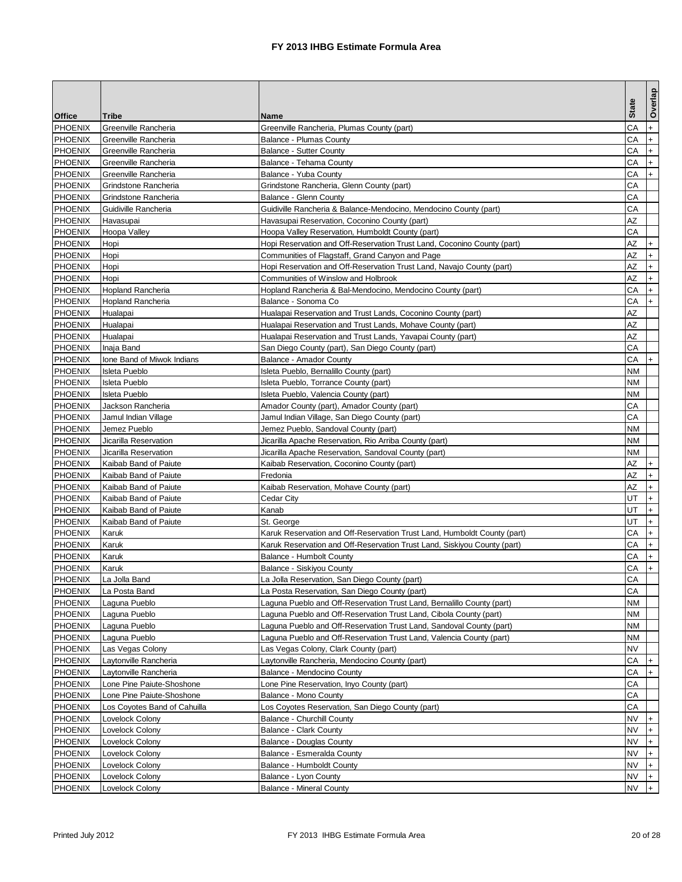# FY 2013 IHBG Estimate Formula Area

| Office | Tribe | Name | State | Overlap |
|---|---|---|---|---|
| PHOENIX | Greenville Rancheria | Greenville Rancheria, Plumas County (part) | CA | + |
| PHOENIX | Greenville Rancheria | Balance - Plumas County | CA | + |
| PHOENIX | Greenville Rancheria | Balance - Sutter County | CA | + |
| PHOENIX | Greenville Rancheria | Balance - Tehama County | CA | + |
| PHOENIX | Greenville Rancheria | Balance - Yuba County | CA | + |
| PHOENIX | Grindstone Rancheria | Grindstone Rancheria, Glenn County (part) | CA | |
| PHOENIX | Grindstone Rancheria | Balance - Glenn County | CA | |
| PHOENIX | Guidiville Rancheria | Guidiville Rancheria & Balance-Mendocino, Mendocino County (part) | CA | |
| PHOENIX | Havasupai | Havasupai Reservation, Coconino County (part) | AZ | |
| PHOENIX | Hoopa Valley | Hoopa Valley Reservation, Humboldt County (part) | CA | |
| PHOENIX | Hopi | Hopi Reservation and Off-Reservation Trust Land, Coconino County (part) | AZ | + |
| PHOENIX | Hopi | Communities of Flagstaff, Grand Canyon and Page | AZ | + |
| PHOENIX | Hopi | Hopi Reservation and Off-Reservation Trust Land, Navajo County (part) | AZ | + |
| PHOENIX | Hopi | Communities of Winslow and Holbrook | AZ | + |
| PHOENIX | Hopland Rancheria | Hopland Rancheria & Bal-Mendocino, Mendocino County (part) | CA | + |
| PHOENIX | Hopland Rancheria | Balance - Sonoma Co | CA | + |
| PHOENIX | Hualapai | Hualapai Reservation and Trust Lands, Coconino County (part) | AZ | |
| PHOENIX | Hualapai | Hualapai Reservation and Trust Lands, Mohave County (part) | AZ | |
| PHOENIX | Hualapai | Hualapai Reservation and Trust Lands, Yavapai County (part) | AZ | |
| PHOENIX | Inaja Band | San Diego County (part), San Diego County (part) | CA | |
| PHOENIX | Ione Band of Miwok Indians | Balance - Amador County | CA | + |
| PHOENIX | Isleta Pueblo | Isleta Pueblo, Bernalillo County (part) | NM | |
| PHOENIX | Isleta Pueblo | Isleta Pueblo, Torrance County (part) | NM | |
| PHOENIX | Isleta Pueblo | Isleta Pueblo, Valencia County (part) | NM | |
| PHOENIX | Jackson Rancheria | Amador County (part), Amador County (part) | CA | |
| PHOENIX | Jamul Indian Village | Jamul Indian Village, San Diego County (part) | CA | |
| PHOENIX | Jemez Pueblo | Jemez Pueblo, Sandoval County (part) | NM | |
| PHOENIX | Jicarilla Reservation | Jicarilla Apache Reservation, Rio Arriba County (part) | NM | |
| PHOENIX | Jicarilla Reservation | Jicarilla Apache Reservation, Sandoval County (part) | NM | |
| PHOENIX | Kaibab Band of Paiute | Kaibab Reservation, Coconino County (part) | AZ | + |
| PHOENIX | Kaibab Band of Paiute | Fredonia | AZ | + |
| PHOENIX | Kaibab Band of Paiute | Kaibab Reservation, Mohave County (part) | AZ | + |
| PHOENIX | Kaibab Band of Paiute | Cedar City | UT | + |
| PHOENIX | Kaibab Band of Paiute | Kanab | UT | + |
| PHOENIX | Kaibab Band of Paiute | St. George | UT | + |
| PHOENIX | Karuk | Karuk Reservation and Off-Reservation Trust Land, Humboldt County (part) | CA | + |
| PHOENIX | Karuk | Karuk Reservation and Off-Reservation Trust Land, Siskiyou County (part) | CA | + |
| PHOENIX | Karuk | Balance - Humbolt County | CA | + |
| PHOENIX | Karuk | Balance - Siskiyou County | CA | + |
| PHOENIX | La Jolla Band | La Jolla Reservation, San Diego County (part) | CA | |
| PHOENIX | La Posta Band | La Posta Reservation, San Diego County (part) | CA | |
| PHOENIX | Laguna Pueblo | Laguna Pueblo and Off-Reservation Trust Land, Bernalillo County (part) | NM | |
| PHOENIX | Laguna Pueblo | Laguna Pueblo and Off-Reservation Trust Land, Cibola County (part) | NM | |
| PHOENIX | Laguna Pueblo | Laguna Pueblo and Off-Reservation Trust Land, Sandoval County (part) | NM | |
| PHOENIX | Laguna Pueblo | Laguna Pueblo and Off-Reservation Trust Land, Valencia County (part) | NM | |
| PHOENIX | Las Vegas Colony | Las Vegas Colony, Clark County (part) | NV | |
| PHOENIX | Laytonville Rancheria | Laytonville Rancheria, Mendocino County (part) | CA | + |
| PHOENIX | Laytonville Rancheria | Balance - Mendocino County | CA | + |
| PHOENIX | Lone Pine Paiute-Shoshone | Lone Pine Reservation, Inyo County (part) | CA | |
| PHOENIX | Lone Pine Paiute-Shoshone | Balance - Mono County | CA | |
| PHOENIX | Los Coyotes Band of Cahuilla | Los Coyotes Reservation, San Diego County (part) | CA | |
| PHOENIX | Lovelock Colony | Balance - Churchill County | NV | + |
| PHOENIX | Lovelock Colony | Balance - Clark County | NV | + |
| PHOENIX | Lovelock Colony | Balance - Douglas County | NV | + |
| PHOENIX | Lovelock Colony | Balance - Esmeralda County | NV | + |
| PHOENIX | Lovelock Colony | Balance - Humboldt County | NV | + |
| PHOENIX | Lovelock Colony | Balance - Lyon County | NV | + |
| PHOENIX | Lovelock Colony | Balance - Mineral County | NV | + |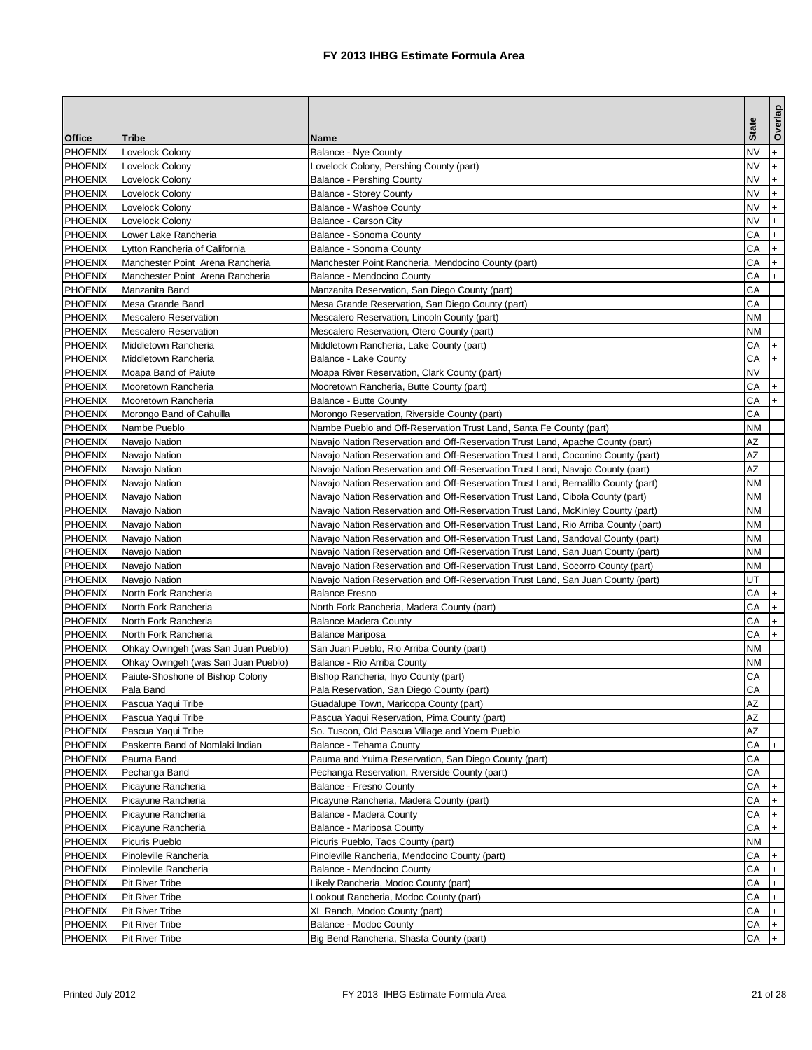# FY 2013 IHBG Estimate Formula Area

| Office | Tribe | Name | State | Overlap |
|---|---|---|---|---|
| PHOENIX | Lovelock Colony | Balance - Nye County | NV | + |
| PHOENIX | Lovelock Colony | Lovelock Colony, Pershing County (part) | NV | + |
| PHOENIX | Lovelock Colony | Balance - Pershing County | NV | + |
| PHOENIX | Lovelock Colony | Balance - Storey County | NV | + |
| PHOENIX | Lovelock Colony | Balance - Washoe County | NV | + |
| PHOENIX | Lovelock Colony | Balance - Carson City | NV | + |
| PHOENIX | Lower Lake Rancheria | Balance - Sonoma County | CA | + |
| PHOENIX | Lytton Rancheria of California | Balance - Sonoma County | CA | + |
| PHOENIX | Manchester Point Arena Rancheria | Manchester Point Rancheria, Mendocino County (part) | CA | + |
| PHOENIX | Manchester Point Arena Rancheria | Balance - Mendocino County | CA | + |
| PHOENIX | Manzanita Band | Manzanita Reservation, San Diego County (part) | CA | |
| PHOENIX | Mesa Grande Band | Mesa Grande Reservation, San Diego County (part) | CA | |
| PHOENIX | Mescalero Reservation | Mescalero Reservation, Lincoln County (part) | NM | |
| PHOENIX | Mescalero Reservation | Mescalero Reservation, Otero County (part) | NM | |
| PHOENIX | Middletown Rancheria | Middletown Rancheria, Lake County (part) | CA | + |
| PHOENIX | Middletown Rancheria | Balance - Lake County | CA | + |
| PHOENIX | Moapa Band of Paiute | Moapa River Reservation, Clark County (part) | NV | |
| PHOENIX | Mooretown Rancheria | Mooretown Rancheria, Butte County (part) | CA | + |
| PHOENIX | Mooretown Rancheria | Balance - Butte County | CA | + |
| PHOENIX | Morongo Band of Cahuilla | Morongo Reservation, Riverside County (part) | CA | |
| PHOENIX | Nambe Pueblo | Nambe Pueblo and Off-Reservation Trust Land, Santa Fe County (part) | NM | |
| PHOENIX | Navajo Nation | Navajo Nation Reservation and Off-Reservation Trust Land, Apache County (part) | AZ | |
| PHOENIX | Navajo Nation | Navajo Nation Reservation and Off-Reservation Trust Land, Coconino County (part) | AZ | |
| PHOENIX | Navajo Nation | Navajo Nation Reservation and Off-Reservation Trust Land, Navajo County (part) | AZ | |
| PHOENIX | Navajo Nation | Navajo Nation Reservation and Off-Reservation Trust Land, Bernalillo County (part) | NM | |
| PHOENIX | Navajo Nation | Navajo Nation Reservation and Off-Reservation Trust Land, Cibola County (part) | NM | |
| PHOENIX | Navajo Nation | Navajo Nation Reservation and Off-Reservation Trust Land, McKinley County (part) | NM | |
| PHOENIX | Navajo Nation | Navajo Nation Reservation and Off-Reservation Trust Land, Rio Arriba County (part) | NM | |
| PHOENIX | Navajo Nation | Navajo Nation Reservation and Off-Reservation Trust Land, Sandoval County (part) | NM | |
| PHOENIX | Navajo Nation | Navajo Nation Reservation and Off-Reservation Trust Land, San Juan County (part) | NM | |
| PHOENIX | Navajo Nation | Navajo Nation Reservation and Off-Reservation Trust Land, Socorro County (part) | NM | |
| PHOENIX | Navajo Nation | Navajo Nation Reservation and Off-Reservation Trust Land, San Juan County (part) | UT | |
| PHOENIX | North Fork Rancheria | Balance Fresno | CA | + |
| PHOENIX | North Fork Rancheria | North Fork Rancheria, Madera County (part) | CA | + |
| PHOENIX | North Fork Rancheria | Balance Madera County | CA | + |
| PHOENIX | North Fork Rancheria | Balance Mariposa | CA | + |
| PHOENIX | Ohkay Owingeh (was San Juan Pueblo) | San Juan Pueblo, Rio Arriba County (part) | NM | |
| PHOENIX | Ohkay Owingeh (was San Juan Pueblo) | Balance - Rio Arriba County | NM | |
| PHOENIX | Paiute-Shoshone of Bishop Colony | Bishop Rancheria, Inyo County (part) | CA | |
| PHOENIX | Pala Band | Pala Reservation, San Diego County (part) | CA | |
| PHOENIX | Pascua Yaqui Tribe | Guadalupe Town, Maricopa County (part) | AZ | |
| PHOENIX | Pascua Yaqui Tribe | Pascua Yaqui Reservation, Pima County (part) | AZ | |
| PHOENIX | Pascua Yaqui Tribe | So. Tuscon, Old Pascua Village and Yoem Pueblo | AZ | |
| PHOENIX | Paskenta Band of Nomlaki Indian | Balance - Tehama County | CA | + |
| PHOENIX | Pauma Band | Pauma and Yuima Reservation, San Diego County (part) | CA | |
| PHOENIX | Pechanga Band | Pechanga Reservation, Riverside County (part) | CA | |
| PHOENIX | Picayune Rancheria | Balance - Fresno County | CA | + |
| PHOENIX | Picayune Rancheria | Picayune Rancheria, Madera County (part) | CA | + |
| PHOENIX | Picayune Rancheria | Balance - Madera County | CA | + |
| PHOENIX | Picayune Rancheria | Balance - Mariposa County | CA | + |
| PHOENIX | Picuris Pueblo | Picuris Pueblo, Taos County (part) | NM | |
| PHOENIX | Pinoleville Rancheria | Pinoleville Rancheria, Mendocino County (part) | CA | + |
| PHOENIX | Pinoleville Rancheria | Balance - Mendocino County | CA | + |
| PHOENIX | Pit River Tribe | Likely Rancheria, Modoc County (part) | CA | + |
| PHOENIX | Pit River Tribe | Lookout Rancheria, Modoc County (part) | CA | + |
| PHOENIX | Pit River Tribe | XL Ranch, Modoc County (part) | CA | + |
| PHOENIX | Pit River Tribe | Balance - Modoc County | CA | + |
| PHOENIX | Pit River Tribe | Big Bend Rancheria, Shasta County (part) | CA | + |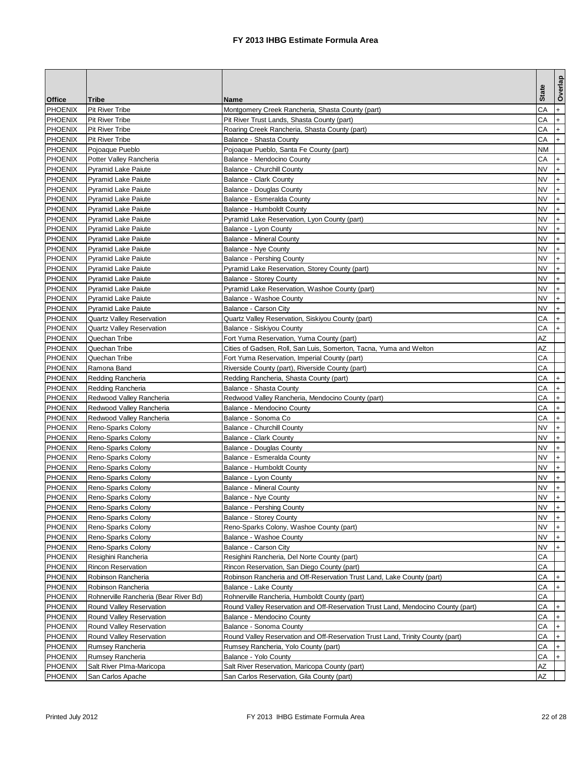# FY 2013 IHBG Estimate Formula Area

| Office | Tribe | Name | State | Overlap |
|---|---|---|---|---|
| PHOENIX | Pit River Tribe | Montgomery Creek Rancheria, Shasta County (part) | CA | + |
| PHOENIX | Pit River Tribe | Pit River Trust Lands, Shasta County (part) | CA | + |
| PHOENIX | Pit River Tribe | Roaring Creek Rancheria, Shasta County (part) | CA | + |
| PHOENIX | Pit River Tribe | Balance - Shasta County | CA | + |
| PHOENIX | Pojoaque Pueblo | Pojoaque Pueblo, Santa Fe County (part) | NM | |
| PHOENIX | Potter Valley Rancheria | Balance - Mendocino County | CA | + |
| PHOENIX | Pyramid Lake Paiute | Balance - Churchill County | NV | + |
| PHOENIX | Pyramid Lake Paiute | Balance - Clark County | NV | + |
| PHOENIX | Pyramid Lake Paiute | Balance - Douglas County | NV | + |
| PHOENIX | Pyramid Lake Paiute | Balance - Esmeralda County | NV | + |
| PHOENIX | Pyramid Lake Paiute | Balance - Humboldt County | NV | + |
| PHOENIX | Pyramid Lake Paiute | Pyramid Lake Reservation, Lyon County (part) | NV | + |
| PHOENIX | Pyramid Lake Paiute | Balance - Lyon County | NV | + |
| PHOENIX | Pyramid Lake Paiute | Balance - Mineral County | NV | + |
| PHOENIX | Pyramid Lake Paiute | Balance - Nye County | NV | + |
| PHOENIX | Pyramid Lake Paiute | Balance - Pershing County | NV | + |
| PHOENIX | Pyramid Lake Paiute | Pyramid Lake Reservation, Storey County (part) | NV | + |
| PHOENIX | Pyramid Lake Paiute | Balance - Storey County | NV | + |
| PHOENIX | Pyramid Lake Paiute | Pyramid Lake Reservation, Washoe County (part) | NV | + |
| PHOENIX | Pyramid Lake Paiute | Balance - Washoe County | NV | + |
| PHOENIX | Pyramid Lake Paiute | Balance - Carson City | NV | + |
| PHOENIX | Quartz Valley Reservation | Quartz Valley Reservation, Siskiyou County (part) | CA | + |
| PHOENIX | Quartz Valley Reservation | Balance - Siskiyou County | CA | + |
| PHOENIX | Quechan Tribe | Fort Yuma Reservation, Yuma County (part) | AZ | |
| PHOENIX | Quechan Tribe | Cities of Gadsen, Roll, San Luis, Somerton, Tacna, Yuma and Welton | AZ | |
| PHOENIX | Quechan Tribe | Fort Yuma Reservation, Imperial County (part) | CA | |
| PHOENIX | Ramona Band | Riverside County (part), Riverside County (part) | CA | |
| PHOENIX | Redding Rancheria | Redding Rancheria, Shasta County (part) | CA | + |
| PHOENIX | Redding Rancheria | Balance - Shasta County | CA | + |
| PHOENIX | Redwood Valley Rancheria | Redwood Valley Rancheria, Mendocino County (part) | CA | + |
| PHOENIX | Redwood Valley Rancheria | Balance - Mendocino County | CA | + |
| PHOENIX | Redwood Valley Rancheria | Balance - Sonoma Co | CA | + |
| PHOENIX | Reno-Sparks Colony | Balance - Churchill County | NV | + |
| PHOENIX | Reno-Sparks Colony | Balance - Clark County | NV | + |
| PHOENIX | Reno-Sparks Colony | Balance - Douglas County | NV | + |
| PHOENIX | Reno-Sparks Colony | Balance - Esmeralda County | NV | + |
| PHOENIX | Reno-Sparks Colony | Balance - Humboldt County | NV | + |
| PHOENIX | Reno-Sparks Colony | Balance - Lyon County | NV | + |
| PHOENIX | Reno-Sparks Colony | Balance - Mineral County | NV | + |
| PHOENIX | Reno-Sparks Colony | Balance - Nye County | NV | + |
| PHOENIX | Reno-Sparks Colony | Balance - Pershing County | NV | + |
| PHOENIX | Reno-Sparks Colony | Balance - Storey County | NV | + |
| PHOENIX | Reno-Sparks Colony | Reno-Sparks Colony, Washoe County (part) | NV | + |
| PHOENIX | Reno-Sparks Colony | Balance - Washoe County | NV | + |
| PHOENIX | Reno-Sparks Colony | Balance - Carson City | NV | + |
| PHOENIX | Resighini Rancheria | Resighini Rancheria, Del Norte County (part) | CA | |
| PHOENIX | Rincon Reservation | Rincon Reservation, San Diego County (part) | CA | |
| PHOENIX | Robinson Rancheria | Robinson Rancheria and Off-Reservation Trust Land, Lake County (part) | CA | + |
| PHOENIX | Robinson Rancheria | Balance - Lake County | CA | + |
| PHOENIX | Rohnerville Rancheria (Bear River Bd) | Rohnerville Rancheria, Humboldt County (part) | CA | |
| PHOENIX | Round Valley Reservation | Round Valley Reservation and Off-Reservation Trust Land, Mendocino County (part) | CA | + |
| PHOENIX | Round Valley Reservation | Balance - Mendocino County | CA | + |
| PHOENIX | Round Valley Reservation | Balance - Sonoma County | CA | + |
| PHOENIX | Round Valley Reservation | Round Valley Reservation and Off-Reservation Trust Land, Trinity County (part) | CA | + |
| PHOENIX | Rumsey Rancheria | Rumsey Rancheria, Yolo County (part) | CA | + |
| PHOENIX | Rumsey Rancheria | Balance - Yolo County | CA | + |
| PHOENIX | Salt River PIma-Maricopa | Salt River Reservation, Maricopa County (part) | AZ | |
| PHOENIX | San Carlos Apache | San Carlos Reservation, Gila County (part) | AZ | |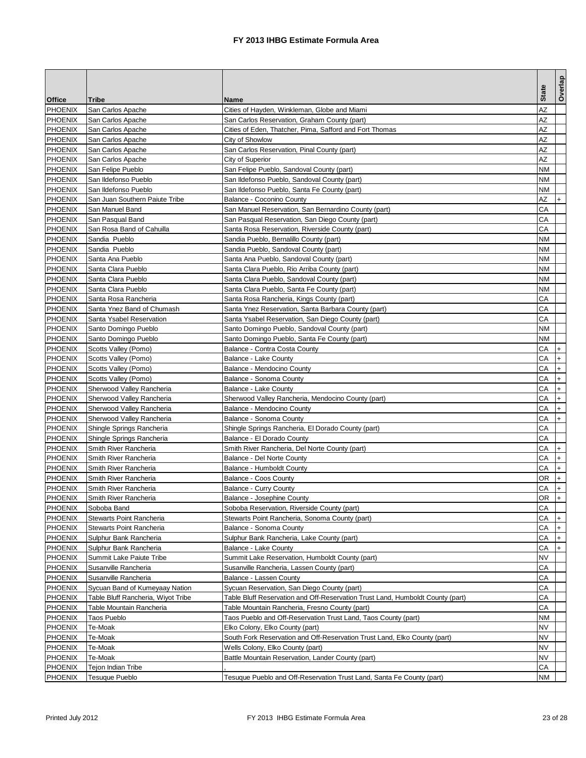# FY 2013 IHBG Estimate Formula Area

| Office | Tribe | Name | State | Overlap |
|---|---|---|---|---|
| PHOENIX | San Carlos Apache | Cities of Hayden, Winkleman, Globe and Miami | AZ | |
| PHOENIX | San Carlos Apache | San Carlos Reservation, Graham County (part) | AZ | |
| PHOENIX | San Carlos Apache | Cities of Eden, Thatcher, Pima, Safford and Fort Thomas | AZ | |
| PHOENIX | San Carlos Apache | City of Showlow | AZ | |
| PHOENIX | San Carlos Apache | San Carlos Reservation, Pinal County (part) | AZ | |
| PHOENIX | San Carlos Apache | City of Superior | AZ | |
| PHOENIX | San Felipe Pueblo | San Felipe Pueblo, Sandoval County (part) | NM | |
| PHOENIX | San Ildefonso Pueblo | San Ildefonso Pueblo, Sandoval County (part) | NM | |
| PHOENIX | San Ildefonso Pueblo | San Ildefonso Pueblo, Santa Fe County (part) | NM | |
| PHOENIX | San Juan Southern Paiute Tribe | Balance - Coconino County | AZ | + |
| PHOENIX | San Manuel Band | San Manuel Reservation, San Bernardino County (part) | CA | |
| PHOENIX | San Pasqual Band | San Pasqual Reservation, San Diego County (part) | CA | |
| PHOENIX | San Rosa Band of Cahuilla | Santa Rosa Reservation, Riverside County (part) | CA | |
| PHOENIX | Sandia Pueblo | Sandia Pueblo, Bernalillo County (part) | NM | |
| PHOENIX | Sandia Pueblo | Sandia Pueblo, Sandoval County (part) | NM | |
| PHOENIX | Santa Ana Pueblo | Santa Ana Pueblo, Sandoval County (part) | NM | |
| PHOENIX | Santa Clara Pueblo | Santa Clara Pueblo, Rio Arriba County (part) | NM | |
| PHOENIX | Santa Clara Pueblo | Santa Clara Pueblo, Sandoval County (part) | NM | |
| PHOENIX | Santa Clara Pueblo | Santa Clara Pueblo, Santa Fe County (part) | NM | |
| PHOENIX | Santa Rosa Rancheria | Santa Rosa Rancheria, Kings County (part) | CA | |
| PHOENIX | Santa Ynez Band of Chumash | Santa Ynez Reservation, Santa Barbara County (part) | CA | |
| PHOENIX | Santa Ysabel Reservation | Santa Ysabel Reservation, San Diego County (part) | CA | |
| PHOENIX | Santo Domingo Pueblo | Santo Domingo Pueblo, Sandoval County (part) | NM | |
| PHOENIX | Santo Domingo Pueblo | Santo Domingo Pueblo, Santa Fe County (part) | NM | |
| PHOENIX | Scotts Valley (Pomo) | Balance - Contra Costa County | CA | + |
| PHOENIX | Scotts Valley (Pomo) | Balance - Lake County | CA | + |
| PHOENIX | Scotts Valley (Pomo) | Balance - Mendocino County | CA | + |
| PHOENIX | Scotts Valley (Pomo) | Balance - Sonoma County | CA | + |
| PHOENIX | Sherwood Valley Rancheria | Balance - Lake County | CA | + |
| PHOENIX | Sherwood Valley Rancheria | Sherwood Valley Rancheria, Mendocino County (part) | CA | + |
| PHOENIX | Sherwood Valley Rancheria | Balance - Mendocino County | CA | + |
| PHOENIX | Sherwood Valley Rancheria | Balance - Sonoma County | CA | + |
| PHOENIX | Shingle Springs Rancheria | Shingle Springs Rancheria, El Dorado County (part) | CA | |
| PHOENIX | Shingle Springs Rancheria | Balance - El Dorado County | CA | |
| PHOENIX | Smith River Rancheria | Smith River Rancheria, Del Norte County (part) | CA | + |
| PHOENIX | Smith River Rancheria | Balance - Del Norte County | CA | + |
| PHOENIX | Smith River Rancheria | Balance - Humboldt County | CA | + |
| PHOENIX | Smith River Rancheria | Balance - Coos County | OR | + |
| PHOENIX | Smith River Rancheria | Balance - Curry County | CA | + |
| PHOENIX | Smith River Rancheria | Balance - Josephine County | OR | + |
| PHOENIX | Soboba Band | Soboba Reservation, Riverside County (part) | CA | |
| PHOENIX | Stewarts Point Rancheria | Stewarts Point Rancheria, Sonoma County (part) | CA | + |
| PHOENIX | Stewarts Point Rancheria | Balance - Sonoma County | CA | + |
| PHOENIX | Sulphur Bank Rancheria | Sulphur Bank Rancheria, Lake County (part) | CA | + |
| PHOENIX | Sulphur Bank Rancheria | Balance - Lake County | CA | + |
| PHOENIX | Summit Lake Paiute Tribe | Summit Lake Reservation, Humboldt County (part) | NV | |
| PHOENIX | Susanville Rancheria | Susanville Rancheria, Lassen County (part) | CA | |
| PHOENIX | Susanville Rancheria | Balance - Lassen County | CA | |
| PHOENIX | Sycuan Band of Kumeyaay Nation | Sycuan Reservation, San Diego County (part) | CA | |
| PHOENIX | Table Bluff Rancheria, Wiyot Tribe | Table Bluff Reservation and Off-Reservation Trust Land, Humboldt County (part) | CA | |
| PHOENIX | Table Mountain Rancheria | Table Mountain Rancheria, Fresno County (part) | CA | |
| PHOENIX | Taos Pueblo | Taos Pueblo and Off-Reservation Trust Land, Taos County (part) | NM | |
| PHOENIX | Te-Moak | Elko Colony, Elko County (part) | NV | |
| PHOENIX | Te-Moak | South Fork Reservation and Off-Reservation Trust Land, Elko County (part) | NV | |
| PHOENIX | Te-Moak | Wells Colony, Elko County (part) | NV | |
| PHOENIX | Te-Moak | Battle Mountain Reservation, Lander County (part) | NV | |
| PHOENIX | Tejon Indian Tribe | , | CA | |
| PHOENIX | Tesuque Pueblo | Tesuque Pueblo and Off-Reservation Trust Land, Santa Fe County (part) | NM | |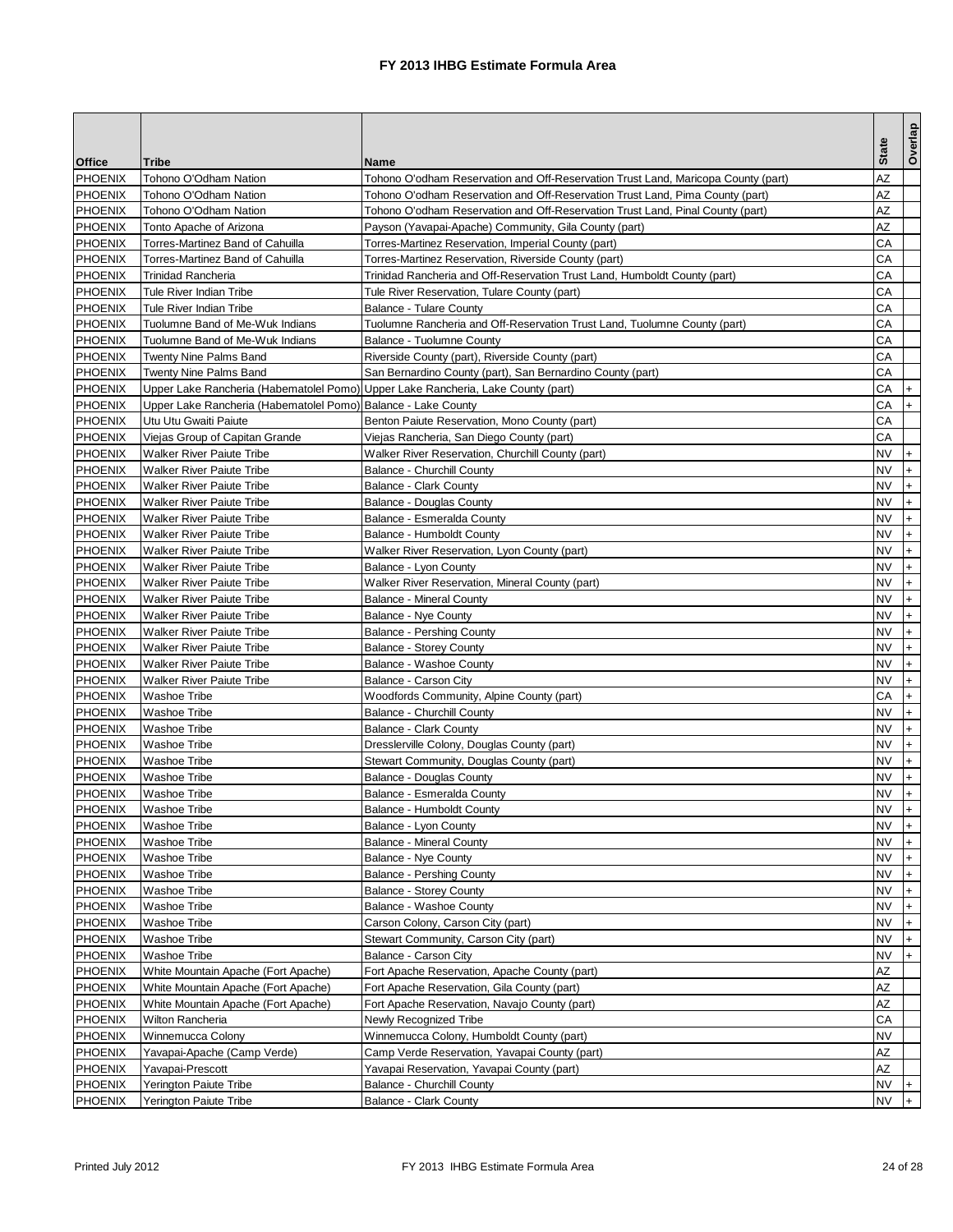# FY 2013 IHBG Estimate Formula Area

| Office | Tribe | Name | State | Overlap |
|---|---|---|---|---|
| PHOENIX | Tohono O'Odham Nation | Tohono O'odham Reservation and Off-Reservation Trust Land, Maricopa County (part) | AZ | |
| PHOENIX | Tohono O'Odham Nation | Tohono O'odham Reservation and Off-Reservation Trust Land, Pima County (part) | AZ | |
| PHOENIX | Tohono O'Odham Nation | Tohono O'odham Reservation and Off-Reservation Trust Land, Pinal County (part) | AZ | |
| PHOENIX | Tonto Apache of Arizona | Payson (Yavapai-Apache) Community, Gila County (part) | AZ | |
| PHOENIX | Torres-Martinez Band of Cahuilla | Torres-Martinez Reservation, Imperial County (part) | CA | |
| PHOENIX | Torres-Martinez Band of Cahuilla | Torres-Martinez Reservation, Riverside County (part) | CA | |
| PHOENIX | Trinidad Rancheria | Trinidad Rancheria and Off-Reservation Trust Land, Humboldt County (part) | CA | |
| PHOENIX | Tule River Indian Tribe | Tule River Reservation, Tulare County (part) | CA | |
| PHOENIX | Tule River Indian Tribe | Balance - Tulare County | CA | |
| PHOENIX | Tuolumne Band of Me-Wuk Indians | Tuolumne Rancheria and Off-Reservation Trust Land, Tuolumne County (part) | CA | |
| PHOENIX | Tuolumne Band of Me-Wuk Indians | Balance - Tuolumne County | CA | |
| PHOENIX | Twenty Nine Palms Band | Riverside County (part), Riverside County (part) | CA | |
| PHOENIX | Twenty Nine Palms Band | San Bernardino County (part), San Bernardino County (part) | CA | |
| PHOENIX | Upper Lake Rancheria (Habematolel Pomo) | Upper Lake Rancheria, Lake County (part) | CA | + |
| PHOENIX | Upper Lake Rancheria (Habematolel Pomo) | Balance - Lake County | CA | + |
| PHOENIX | Utu Utu Gwaiti Paiute | Benton Paiute Reservation, Mono County (part) | CA | |
| PHOENIX | Viejas Group of Capitan Grande | Viejas Rancheria, San Diego County (part) | CA | |
| PHOENIX | Walker River Paiute Tribe | Walker River Reservation, Churchill County (part) | NV | + |
| PHOENIX | Walker River Paiute Tribe | Balance - Churchill County | NV | + |
| PHOENIX | Walker River Paiute Tribe | Balance - Clark County | NV | + |
| PHOENIX | Walker River Paiute Tribe | Balance - Douglas County | NV | + |
| PHOENIX | Walker River Paiute Tribe | Balance - Esmeralda County | NV | + |
| PHOENIX | Walker River Paiute Tribe | Balance - Humboldt County | NV | + |
| PHOENIX | Walker River Paiute Tribe | Walker River Reservation, Lyon County (part) | NV | + |
| PHOENIX | Walker River Paiute Tribe | Balance - Lyon County | NV | + |
| PHOENIX | Walker River Paiute Tribe | Walker River Reservation, Mineral County (part) | NV | + |
| PHOENIX | Walker River Paiute Tribe | Balance - Mineral County | NV | + |
| PHOENIX | Walker River Paiute Tribe | Balance - Nye County | NV | + |
| PHOENIX | Walker River Paiute Tribe | Balance - Pershing County | NV | + |
| PHOENIX | Walker River Paiute Tribe | Balance - Storey County | NV | + |
| PHOENIX | Walker River Paiute Tribe | Balance - Washoe County | NV | + |
| PHOENIX | Walker River Paiute Tribe | Balance - Carson City | NV | + |
| PHOENIX | Washoe Tribe | Woodfords Community, Alpine County (part) | CA | + |
| PHOENIX | Washoe Tribe | Balance - Churchill County | NV | + |
| PHOENIX | Washoe Tribe | Balance - Clark County | NV | + |
| PHOENIX | Washoe Tribe | Dresslerville Colony, Douglas County (part) | NV | + |
| PHOENIX | Washoe Tribe | Stewart Community, Douglas County (part) | NV | + |
| PHOENIX | Washoe Tribe | Balance - Douglas County | NV | + |
| PHOENIX | Washoe Tribe | Balance - Esmeralda County | NV | + |
| PHOENIX | Washoe Tribe | Balance - Humboldt County | NV | + |
| PHOENIX | Washoe Tribe | Balance - Lyon County | NV | + |
| PHOENIX | Washoe Tribe | Balance - Mineral County | NV | + |
| PHOENIX | Washoe Tribe | Balance - Nye County | NV | + |
| PHOENIX | Washoe Tribe | Balance - Pershing County | NV | + |
| PHOENIX | Washoe Tribe | Balance - Storey County | NV | + |
| PHOENIX | Washoe Tribe | Balance - Washoe County | NV | + |
| PHOENIX | Washoe Tribe | Carson Colony, Carson City (part) | NV | + |
| PHOENIX | Washoe Tribe | Stewart Community, Carson City (part) | NV | + |
| PHOENIX | Washoe Tribe | Balance - Carson City | NV | + |
| PHOENIX | White Mountain Apache (Fort Apache) | Fort Apache Reservation, Apache County (part) | AZ | |
| PHOENIX | White Mountain Apache (Fort Apache) | Fort Apache Reservation, Gila County (part) | AZ | |
| PHOENIX | White Mountain Apache (Fort Apache) | Fort Apache Reservation, Navajo County (part) | AZ | |
| PHOENIX | Wilton Rancheria | Newly Recognized Tribe | CA | |
| PHOENIX | Winnemucca Colony | Winnemucca Colony, Humboldt County (part) | NV | |
| PHOENIX | Yavapai-Apache (Camp Verde) | Camp Verde Reservation, Yavapai County (part) | AZ | |
| PHOENIX | Yavapai-Prescott | Yavapai Reservation, Yavapai County (part) | AZ | |
| PHOENIX | Yerington Paiute Tribe | Balance - Churchill County | NV | + |
| PHOENIX | Yerington Paiute Tribe | Balance - Clark County | NV | + |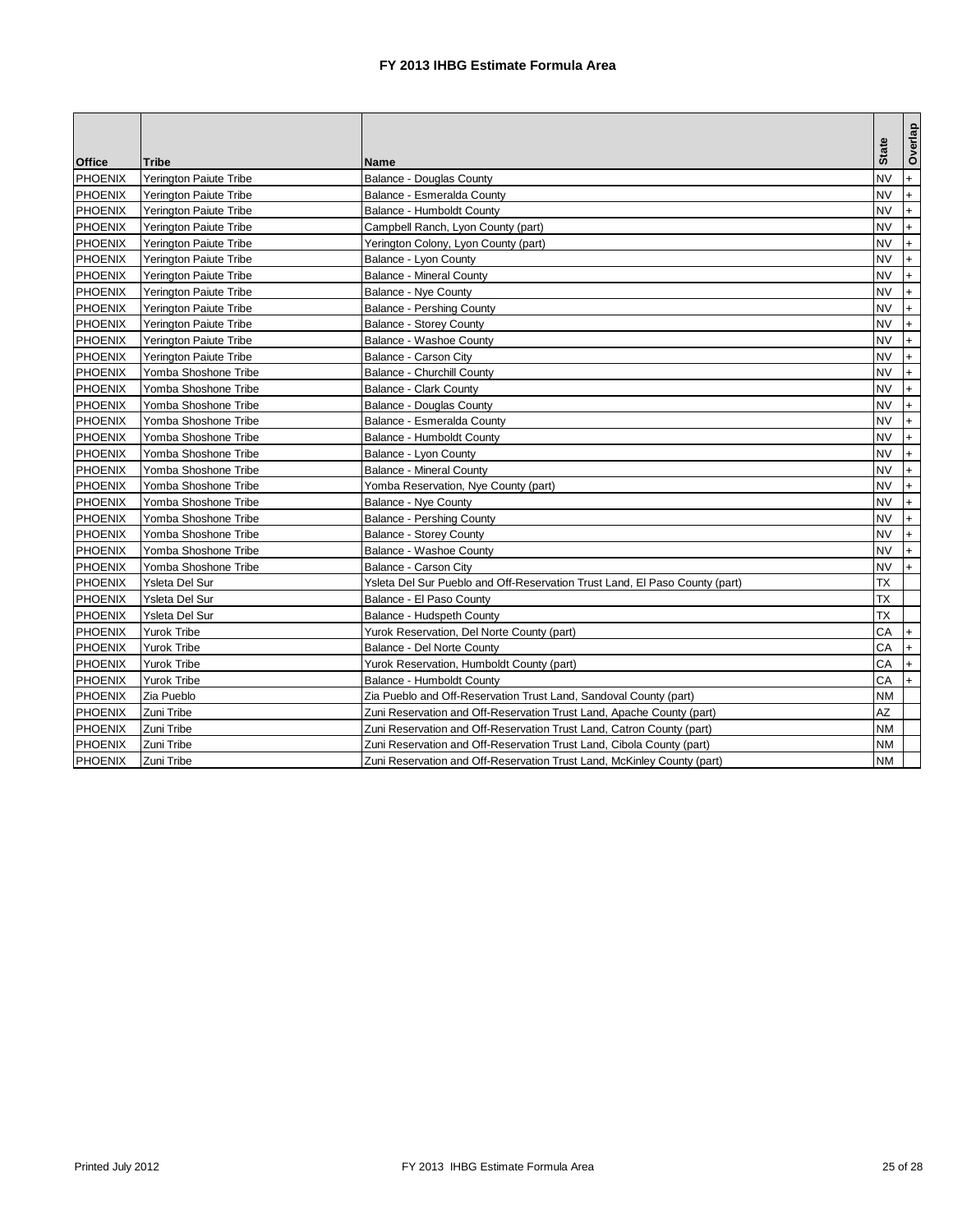# FY 2013 IHBG Estimate Formula Area

| Office | Tribe | Name | State | Overlap |
|---|---|---|---|---|
| PHOENIX | Yerington Paiute Tribe | Balance - Douglas County | NV | + |
| PHOENIX | Yerington Paiute Tribe | Balance - Esmeralda County | NV | + |
| PHOENIX | Yerington Paiute Tribe | Balance - Humboldt County | NV | + |
| PHOENIX | Yerington Paiute Tribe | Campbell Ranch, Lyon County (part) | NV | + |
| PHOENIX | Yerington Paiute Tribe | Yerington Colony, Lyon County (part) | NV | + |
| PHOENIX | Yerington Paiute Tribe | Balance - Lyon County | NV | + |
| PHOENIX | Yerington Paiute Tribe | Balance - Mineral County | NV | + |
| PHOENIX | Yerington Paiute Tribe | Balance - Nye County | NV | + |
| PHOENIX | Yerington Paiute Tribe | Balance - Pershing County | NV | + |
| PHOENIX | Yerington Paiute Tribe | Balance - Storey County | NV | + |
| PHOENIX | Yerington Paiute Tribe | Balance - Washoe County | NV | + |
| PHOENIX | Yerington Paiute Tribe | Balance - Carson City | NV | + |
| PHOENIX | Yomba Shoshone Tribe | Balance - Churchill County | NV | + |
| PHOENIX | Yomba Shoshone Tribe | Balance - Clark County | NV | + |
| PHOENIX | Yomba Shoshone Tribe | Balance - Douglas County | NV | + |
| PHOENIX | Yomba Shoshone Tribe | Balance - Esmeralda County | NV | + |
| PHOENIX | Yomba Shoshone Tribe | Balance - Humboldt County | NV | + |
| PHOENIX | Yomba Shoshone Tribe | Balance - Lyon County | NV | + |
| PHOENIX | Yomba Shoshone Tribe | Balance - Mineral County | NV | + |
| PHOENIX | Yomba Shoshone Tribe | Yomba Reservation, Nye County (part) | NV | + |
| PHOENIX | Yomba Shoshone Tribe | Balance - Nye County | NV | + |
| PHOENIX | Yomba Shoshone Tribe | Balance - Pershing County | NV | + |
| PHOENIX | Yomba Shoshone Tribe | Balance - Storey County | NV | + |
| PHOENIX | Yomba Shoshone Tribe | Balance - Washoe County | NV | + |
| PHOENIX | Yomba Shoshone Tribe | Balance - Carson City | NV | + |
| PHOENIX | Ysleta Del Sur | Ysleta Del Sur Pueblo and Off-Reservation Trust Land, El Paso County (part) | TX | |
| PHOENIX | Ysleta Del Sur | Balance - El Paso County | TX | |
| PHOENIX | Ysleta Del Sur | Balance - Hudspeth County | TX | |
| PHOENIX | Yurok Tribe | Yurok Reservation, Del Norte County (part) | CA | + |
| PHOENIX | Yurok Tribe | Balance - Del Norte County | CA | + |
| PHOENIX | Yurok Tribe | Yurok Reservation, Humboldt County (part) | CA | + |
| PHOENIX | Yurok Tribe | Balance - Humboldt County | CA | + |
| PHOENIX | Zia Pueblo | Zia Pueblo and Off-Reservation Trust Land, Sandoval County (part) | NM | |
| PHOENIX | Zuni Tribe | Zuni Reservation and Off-Reservation Trust Land, Apache County (part) | AZ | |
| PHOENIX | Zuni Tribe | Zuni Reservation and Off-Reservation Trust Land, Catron County (part) | NM | |
| PHOENIX | Zuni Tribe | Zuni Reservation and Off-Reservation Trust Land, Cibola County (part) | NM | |
| PHOENIX | Zuni Tribe | Zuni Reservation and Off-Reservation Trust Land, McKinley County (part) | NM | |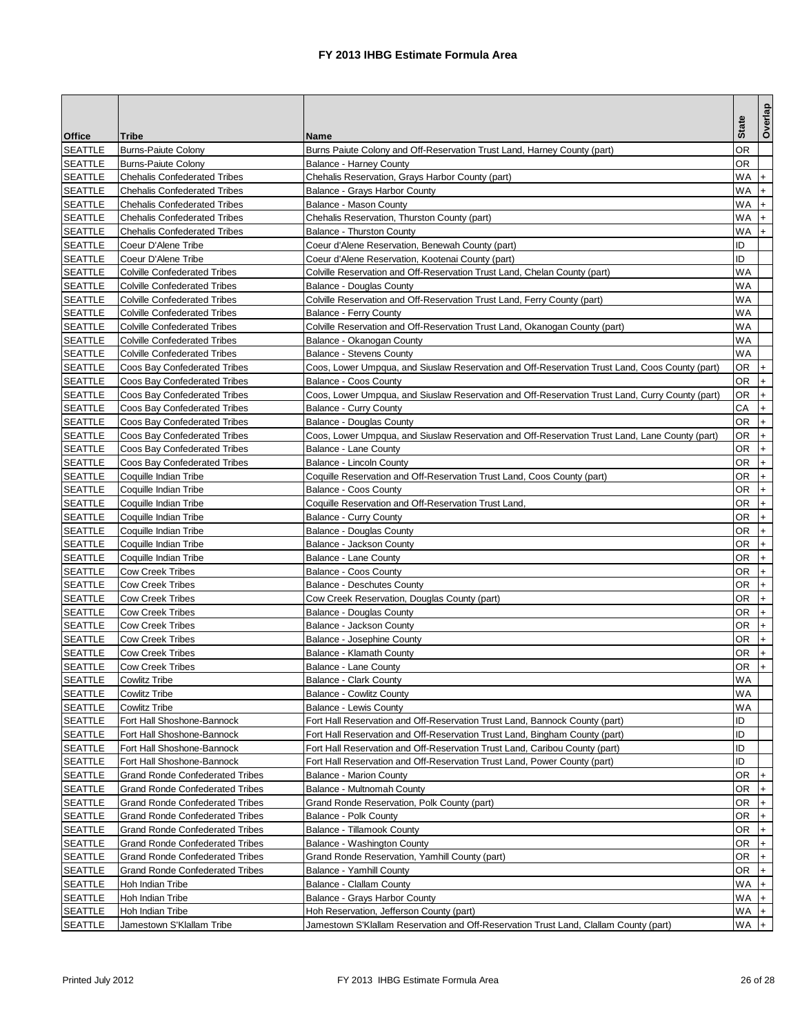# FY 2013 IHBG Estimate Formula Area

| Office | Tribe | Name | State | Overlap |
|---|---|---|---|---|
| SEATTLE | Burns-Paiute Colony | Burns Paiute Colony and Off-Reservation Trust Land, Harney County (part) | OR | |
| SEATTLE | Burns-Paiute Colony | Balance - Harney County | OR | |
| SEATTLE | Chehalis Confederated Tribes | Chehalis Reservation, Grays Harbor County (part) | WA | + |
| SEATTLE | Chehalis Confederated Tribes | Balance - Grays Harbor County | WA | + |
| SEATTLE | Chehalis Confederated Tribes | Balance - Mason County | WA | + |
| SEATTLE | Chehalis Confederated Tribes | Chehalis Reservation, Thurston County (part) | WA | + |
| SEATTLE | Chehalis Confederated Tribes | Balance - Thurston County | WA | + |
| SEATTLE | Coeur D'Alene Tribe | Coeur d'Alene Reservation, Benewah County (part) | ID | |
| SEATTLE | Coeur D'Alene Tribe | Coeur d'Alene Reservation, Kootenai County (part) | ID | |
| SEATTLE | Colville Confederated Tribes | Colville Reservation and Off-Reservation Trust Land, Chelan County (part) | WA | |
| SEATTLE | Colville Confederated Tribes | Balance - Douglas County | WA | |
| SEATTLE | Colville Confederated Tribes | Colville Reservation and Off-Reservation Trust Land, Ferry County (part) | WA | |
| SEATTLE | Colville Confederated Tribes | Balance - Ferry County | WA | |
| SEATTLE | Colville Confederated Tribes | Colville Reservation and Off-Reservation Trust Land, Okanogan County (part) | WA | |
| SEATTLE | Colville Confederated Tribes | Balance - Okanogan County | WA | |
| SEATTLE | Colville Confederated Tribes | Balance - Stevens County | WA | |
| SEATTLE | Coos Bay Confederated Tribes | Coos, Lower Umpqua, and Siuslaw Reservation and Off-Reservation Trust Land, Coos County (part) | OR | + |
| SEATTLE | Coos Bay Confederated Tribes | Balance - Coos County | OR | + |
| SEATTLE | Coos Bay Confederated Tribes | Coos, Lower Umpqua, and Siuslaw Reservation and Off-Reservation Trust Land, Curry County (part) | OR | + |
| SEATTLE | Coos Bay Confederated Tribes | Balance - Curry County | CA | + |
| SEATTLE | Coos Bay Confederated Tribes | Balance - Douglas County | OR | + |
| SEATTLE | Coos Bay Confederated Tribes | Coos, Lower Umpqua, and Siuslaw Reservation and Off-Reservation Trust Land, Lane County (part) | OR | + |
| SEATTLE | Coos Bay Confederated Tribes | Balance - Lane County | OR | + |
| SEATTLE | Coos Bay Confederated Tribes | Balance - Lincoln County | OR | + |
| SEATTLE | Coquille Indian Tribe | Coquille Reservation and Off-Reservation Trust Land, Coos County (part) | OR | + |
| SEATTLE | Coquille Indian Tribe | Balance - Coos County | OR | + |
| SEATTLE | Coquille Indian Tribe | Coquille Reservation and Off-Reservation Trust Land, | OR | + |
| SEATTLE | Coquille Indian Tribe | Balance - Curry County | OR | + |
| SEATTLE | Coquille Indian Tribe | Balance - Douglas County | OR | + |
| SEATTLE | Coquille Indian Tribe | Balance - Jackson County | OR | + |
| SEATTLE | Coquille Indian Tribe | Balance - Lane County | OR | + |
| SEATTLE | Cow Creek Tribes | Balance - Coos County | OR | + |
| SEATTLE | Cow Creek Tribes | Balance - Deschutes County | OR | + |
| SEATTLE | Cow Creek Tribes | Cow Creek Reservation, Douglas County (part) | OR | + |
| SEATTLE | Cow Creek Tribes | Balance - Douglas County | OR | + |
| SEATTLE | Cow Creek Tribes | Balance - Jackson County | OR | + |
| SEATTLE | Cow Creek Tribes | Balance - Josephine County | OR | + |
| SEATTLE | Cow Creek Tribes | Balance - Klamath County | OR | + |
| SEATTLE | Cow Creek Tribes | Balance - Lane County | OR | + |
| SEATTLE | Cowlitz Tribe | Balance - Clark County | WA | |
| SEATTLE | Cowlitz Tribe | Balance - Cowlitz County | WA | |
| SEATTLE | Cowlitz Tribe | Balance - Lewis County | WA | |
| SEATTLE | Fort Hall Shoshone-Bannock | Fort Hall Reservation and Off-Reservation Trust Land, Bannock County (part) | ID | |
| SEATTLE | Fort Hall Shoshone-Bannock | Fort Hall Reservation and Off-Reservation Trust Land, Bingham County (part) | ID | |
| SEATTLE | Fort Hall Shoshone-Bannock | Fort Hall Reservation and Off-Reservation Trust Land, Caribou County (part) | ID | |
| SEATTLE | Fort Hall Shoshone-Bannock | Fort Hall Reservation and Off-Reservation Trust Land, Power County (part) | ID | |
| SEATTLE | Grand Ronde Confederated Tribes | Balance - Marion County | OR | + |
| SEATTLE | Grand Ronde Confederated Tribes | Balance - Multnomah County | OR | + |
| SEATTLE | Grand Ronde Confederated Tribes | Grand Ronde Reservation, Polk County (part) | OR | + |
| SEATTLE | Grand Ronde Confederated Tribes | Balance - Polk County | OR | + |
| SEATTLE | Grand Ronde Confederated Tribes | Balance - Tillamook County | OR | + |
| SEATTLE | Grand Ronde Confederated Tribes | Balance - Washington County | OR | + |
| SEATTLE | Grand Ronde Confederated Tribes | Grand Ronde Reservation, Yamhill County (part) | OR | + |
| SEATTLE | Grand Ronde Confederated Tribes | Balance - Yamhill County | OR | + |
| SEATTLE | Hoh Indian Tribe | Balance - Clallam County | WA | + |
| SEATTLE | Hoh Indian Tribe | Balance - Grays Harbor County | WA | + |
| SEATTLE | Hoh Indian Tribe | Hoh Reservation, Jefferson County (part) | WA | + |
| SEATTLE | Jamestown S'Klallam Tribe | Jamestown S'Klallam Reservation and Off-Reservation Trust Land, Clallam County (part) | WA | + |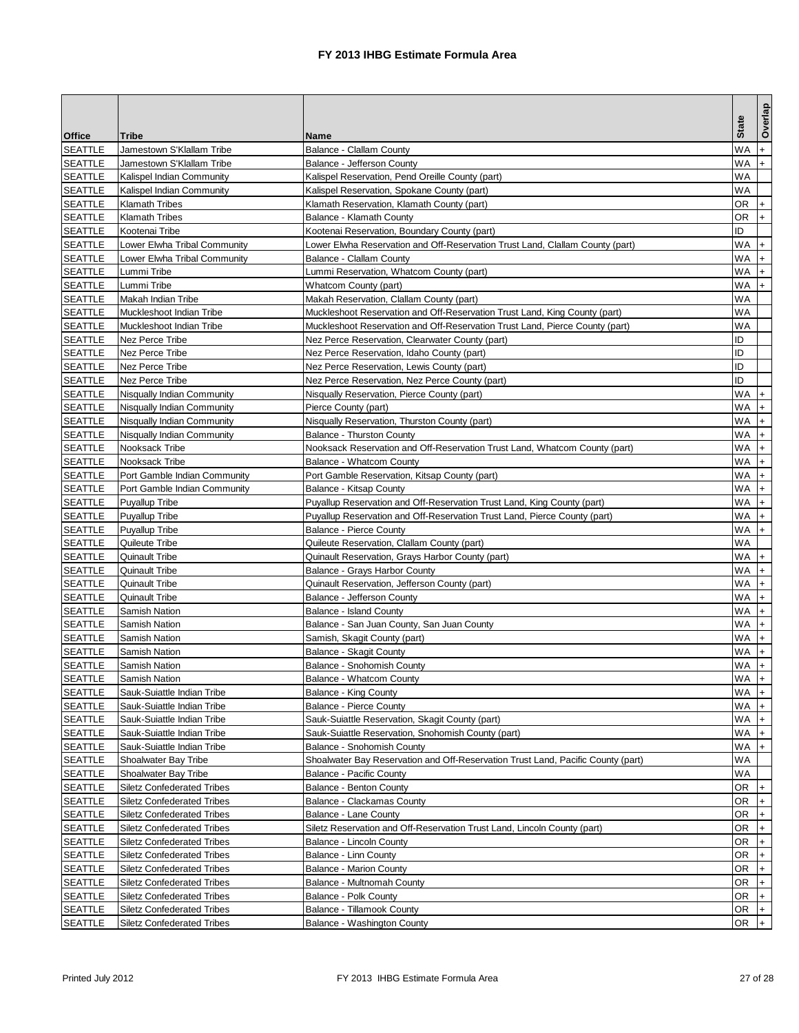# FY 2013 IHBG Estimate Formula Area

| Office | Tribe | Name | State | Overlap |
|---|---|---|---|---|
| SEATTLE | Jamestown S'Klallam Tribe | Balance - Clallam County | WA | + |
| SEATTLE | Jamestown S'Klallam Tribe | Balance - Jefferson County | WA | + |
| SEATTLE | Kalispel Indian Community | Kalispel Reservation, Pend Oreille County (part) | WA | |
| SEATTLE | Kalispel Indian Community | Kalispel Reservation, Spokane County (part) | WA | |
| SEATTLE | Klamath Tribes | Klamath Reservation, Klamath County (part) | OR | + |
| SEATTLE | Klamath Tribes | Balance - Klamath County | OR | + |
| SEATTLE | Kootenai Tribe | Kootenai Reservation, Boundary County (part) | ID | |
| SEATTLE | Lower Elwha Tribal Community | Lower Elwha Reservation and Off-Reservation Trust Land, Clallam County (part) | WA | + |
| SEATTLE | Lower Elwha Tribal Community | Balance - Clallam County | WA | + |
| SEATTLE | Lummi Tribe | Lummi Reservation, Whatcom County (part) | WA | + |
| SEATTLE | Lummi Tribe | Whatcom County (part) | WA | + |
| SEATTLE | Makah Indian Tribe | Makah Reservation, Clallam County (part) | WA | |
| SEATTLE | Muckleshoot Indian Tribe | Muckleshoot Reservation and Off-Reservation Trust Land, King County (part) | WA | |
| SEATTLE | Muckleshoot Indian Tribe | Muckleshoot Reservation and Off-Reservation Trust Land, Pierce County (part) | WA | |
| SEATTLE | Nez Perce Tribe | Nez Perce Reservation, Clearwater County (part) | ID | |
| SEATTLE | Nez Perce Tribe | Nez Perce Reservation, Idaho County (part) | ID | |
| SEATTLE | Nez Perce Tribe | Nez Perce Reservation, Lewis County (part) | ID | |
| SEATTLE | Nez Perce Tribe | Nez Perce Reservation, Nez Perce County (part) | ID | |
| SEATTLE | Nisqually Indian Community | Nisqually Reservation, Pierce County (part) | WA | + |
| SEATTLE | Nisqually Indian Community | Pierce County (part) | WA | + |
| SEATTLE | Nisqually Indian Community | Nisqually Reservation, Thurston County (part) | WA | + |
| SEATTLE | Nisqually Indian Community | Balance - Thurston County | WA | + |
| SEATTLE | Nooksack Tribe | Nooksack Reservation and Off-Reservation Trust Land, Whatcom County (part) | WA | + |
| SEATTLE | Nooksack Tribe | Balance - Whatcom County | WA | + |
| SEATTLE | Port Gamble Indian Community | Port Gamble Reservation, Kitsap County (part) | WA | + |
| SEATTLE | Port Gamble Indian Community | Balance - Kitsap County | WA | + |
| SEATTLE | Puyallup Tribe | Puyallup Reservation and Off-Reservation Trust Land, King County (part) | WA | + |
| SEATTLE | Puyallup Tribe | Puyallup Reservation and Off-Reservation Trust Land, Pierce County (part) | WA | + |
| SEATTLE | Puyallup Tribe | Balance - Pierce County | WA | + |
| SEATTLE | Quileute Tribe | Quileute Reservation, Clallam County (part) | WA | |
| SEATTLE | Quinault Tribe | Quinault Reservation, Grays Harbor County (part) | WA | + |
| SEATTLE | Quinault Tribe | Balance - Grays Harbor County | WA | + |
| SEATTLE | Quinault Tribe | Quinault Reservation, Jefferson County (part) | WA | + |
| SEATTLE | Quinault Tribe | Balance - Jefferson County | WA | + |
| SEATTLE | Samish Nation | Balance - Island County | WA | + |
| SEATTLE | Samish Nation | Balance - San Juan County, San Juan County | WA | + |
| SEATTLE | Samish Nation | Samish, Skagit County (part) | WA | + |
| SEATTLE | Samish Nation | Balance - Skagit County | WA | + |
| SEATTLE | Samish Nation | Balance - Snohomish County | WA | + |
| SEATTLE | Samish Nation | Balance - Whatcom County | WA | + |
| SEATTLE | Sauk-Suiattle Indian Tribe | Balance - King County | WA | + |
| SEATTLE | Sauk-Suiattle Indian Tribe | Balance - Pierce County | WA | + |
| SEATTLE | Sauk-Suiattle Indian Tribe | Sauk-Suiattle Reservation, Skagit County (part) | WA | + |
| SEATTLE | Sauk-Suiattle Indian Tribe | Sauk-Suiattle Reservation, Snohomish County (part) | WA | + |
| SEATTLE | Sauk-Suiattle Indian Tribe | Balance - Snohomish County | WA | + |
| SEATTLE | Shoalwater Bay Tribe | Shoalwater Bay Reservation and Off-Reservation Trust Land, Pacific County (part) | WA | |
| SEATTLE | Shoalwater Bay Tribe | Balance - Pacific County | WA | |
| SEATTLE | Siletz Confederated Tribes | Balance - Benton County | OR | + |
| SEATTLE | Siletz Confederated Tribes | Balance - Clackamas County | OR | + |
| SEATTLE | Siletz Confederated Tribes | Balance - Lane County | OR | + |
| SEATTLE | Siletz Confederated Tribes | Siletz Reservation and Off-Reservation Trust Land, Lincoln County (part) | OR | + |
| SEATTLE | Siletz Confederated Tribes | Balance - Lincoln County | OR | + |
| SEATTLE | Siletz Confederated Tribes | Balance - Linn County | OR | + |
| SEATTLE | Siletz Confederated Tribes | Balance - Marion County | OR | + |
| SEATTLE | Siletz Confederated Tribes | Balance - Multnomah County | OR | + |
| SEATTLE | Siletz Confederated Tribes | Balance - Polk County | OR | + |
| SEATTLE | Siletz Confederated Tribes | Balance - Tillamook County | OR | + |
| SEATTLE | Siletz Confederated Tribes | Balance - Washington County | OR | + |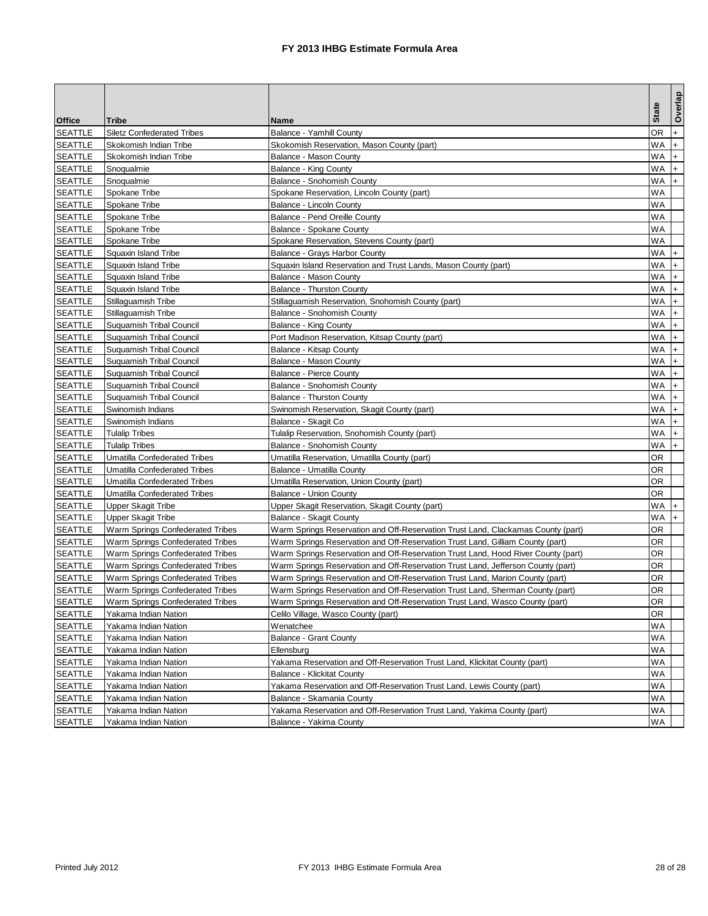# FY 2013 IHBG Estimate Formula Area

| Office | Tribe | Name | State | Overlap |
|---|---|---|---|---|
| SEATTLE | Siletz Confederated Tribes | Balance - Yamhill County | OR | + |
| SEATTLE | Skokomish Indian Tribe | Skokomish Reservation, Mason County (part) | WA | + |
| SEATTLE | Skokomish Indian Tribe | Balance - Mason County | WA | + |
| SEATTLE | Snoqualmie | Balance - King County | WA | + |
| SEATTLE | Snoqualmie | Balance - Snohomish County | WA | + |
| SEATTLE | Spokane Tribe | Spokane Reservation, Lincoln County (part) | WA | |
| SEATTLE | Spokane Tribe | Balance - Lincoln County | WA | |
| SEATTLE | Spokane Tribe | Balance - Pend Oreille County | WA | |
| SEATTLE | Spokane Tribe | Balance - Spokane County | WA | |
| SEATTLE | Spokane Tribe | Spokane Reservation, Stevens County (part) | WA | |
| SEATTLE | Squaxin Island Tribe | Balance - Grays Harbor County | WA | + |
| SEATTLE | Squaxin Island Tribe | Squaxin Island Reservation and Trust Lands, Mason County (part) | WA | + |
| SEATTLE | Squaxin Island Tribe | Balance - Mason County | WA | + |
| SEATTLE | Squaxin Island Tribe | Balance - Thurston County | WA | + |
| SEATTLE | Stillaguamish Tribe | Stillaguamish Reservation, Snohomish County (part) | WA | + |
| SEATTLE | Stillaguamish Tribe | Balance - Snohomish County | WA | + |
| SEATTLE | Suquamish Tribal Council | Balance - King County | WA | + |
| SEATTLE | Suquamish Tribal Council | Port Madison Reservation, Kitsap County (part) | WA | + |
| SEATTLE | Suquamish Tribal Council | Balance - Kitsap County | WA | + |
| SEATTLE | Suquamish Tribal Council | Balance - Mason County | WA | + |
| SEATTLE | Suquamish Tribal Council | Balance - Pierce County | WA | + |
| SEATTLE | Suquamish Tribal Council | Balance - Snohomish County | WA | + |
| SEATTLE | Suquamish Tribal Council | Balance - Thurston County | WA | + |
| SEATTLE | Swinomish Indians | Swinomish Reservation, Skagit County (part) | WA | + |
| SEATTLE | Swinomish Indians | Balance - Skagit Co | WA | + |
| SEATTLE | Tulalip Tribes | Tulalip Reservation, Snohomish County (part) | WA | + |
| SEATTLE | Tulalip Tribes | Balance - Snohomish County | WA | + |
| SEATTLE | Umatilla Confederated Tribes | Umatilla Reservation, Umatilla County (part) | OR | |
| SEATTLE | Umatilla Confederated Tribes | Balance - Umatilla County | OR | |
| SEATTLE | Umatilla Confederated Tribes | Umatilla Reservation, Union County (part) | OR | |
| SEATTLE | Umatilla Confederated Tribes | Balance - Union County | OR | |
| SEATTLE | Upper Skagit Tribe | Upper Skagit Reservation, Skagit County (part) | WA | + |
| SEATTLE | Upper Skagit Tribe | Balance - Skagit County | WA | + |
| SEATTLE | Warm Springs Confederated Tribes | Warm Springs Reservation and Off-Reservation Trust Land, Clackamas County (part) | OR | |
| SEATTLE | Warm Springs Confederated Tribes | Warm Springs Reservation and Off-Reservation Trust Land, Gilliam County (part) | OR | |
| SEATTLE | Warm Springs Confederated Tribes | Warm Springs Reservation and Off-Reservation Trust Land, Hood River County (part) | OR | |
| SEATTLE | Warm Springs Confederated Tribes | Warm Springs Reservation and Off-Reservation Trust Land, Jefferson County (part) | OR | |
| SEATTLE | Warm Springs Confederated Tribes | Warm Springs Reservation and Off-Reservation Trust Land, Marion County (part) | OR | |
| SEATTLE | Warm Springs Confederated Tribes | Warm Springs Reservation and Off-Reservation Trust Land, Sherman County (part) | OR | |
| SEATTLE | Warm Springs Confederated Tribes | Warm Springs Reservation and Off-Reservation Trust Land, Wasco County (part) | OR | |
| SEATTLE | Yakama Indian Nation | Celilo Village, Wasco County (part) | OR | |
| SEATTLE | Yakama Indian Nation | Wenatchee | WA | |
| SEATTLE | Yakama Indian Nation | Balance - Grant County | WA | |
| SEATTLE | Yakama Indian Nation | Ellensburg | WA | |
| SEATTLE | Yakama Indian Nation | Yakama Reservation and Off-Reservation Trust Land, Klickitat County (part) | WA | |
| SEATTLE | Yakama Indian Nation | Balance - Klickitat County | WA | |
| SEATTLE | Yakama Indian Nation | Yakama Reservation and Off-Reservation Trust Land, Lewis County (part) | WA | |
| SEATTLE | Yakama Indian Nation | Balance - Skamania County | WA | |
| SEATTLE | Yakama Indian Nation | Yakama Reservation and Off-Reservation Trust Land, Yakima County (part) | WA | |
| SEATTLE | Yakama Indian Nation | Balance - Yakima County | WA | |